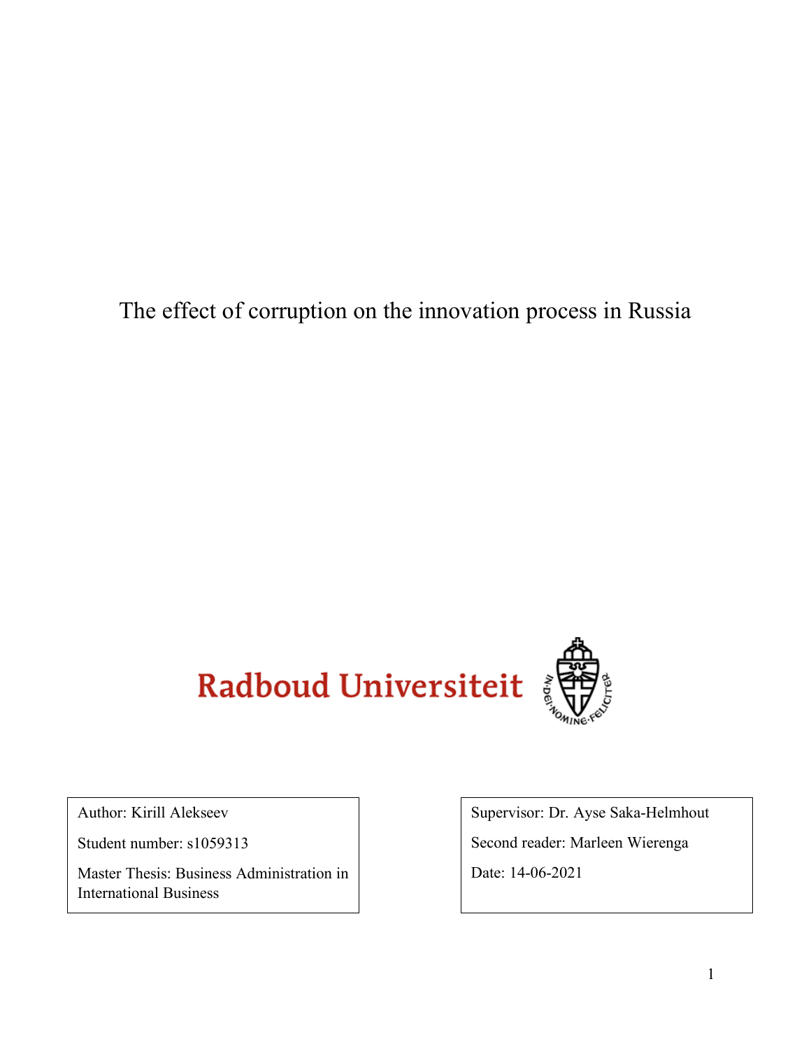# The effect of corruption on the innovation process in Russia

Radboud Universiteit

Author: Kirill Alekseev

Student number: s1059313

Master Thesis: Business Administration in International Business

Supervisor: Dr. Ayse Saka-Helmhout

Second reader: Marleen Wierenga

Date: 14-06-2021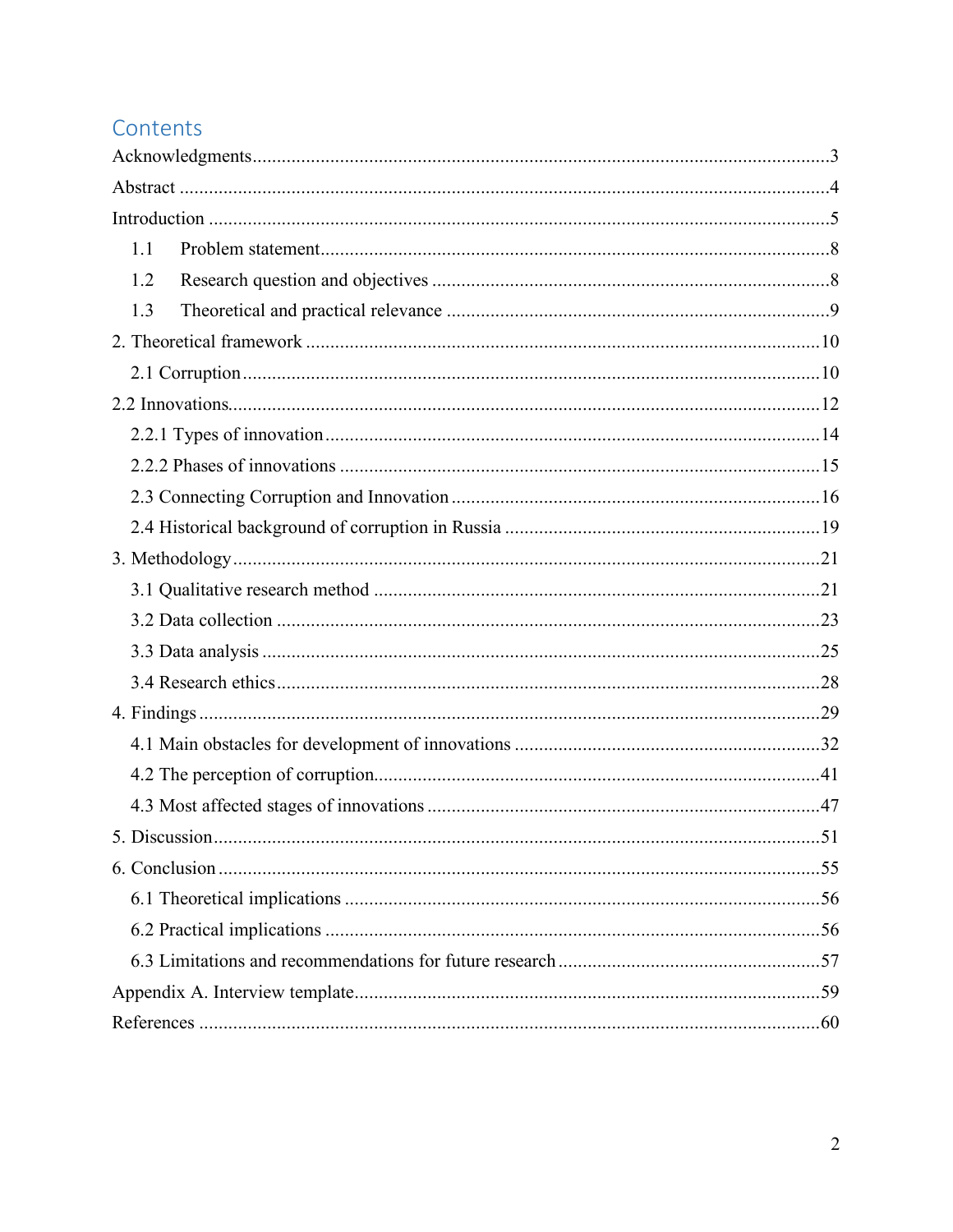# Contents

Acknowledgments......3

Abstract......4

Introduction......5

- 1.1 Problem statement......8
- 1.2 Research question and objectives......8
- 1.3 Theoretical and practical relevance......9

2. Theoretical framework......10

- 2.1 Corruption......10

2.2 Innovations......12

- 2.2.1 Types of innovation......14
- 2.2.2 Phases of innovations......15
- 2.3 Connecting Corruption and Innovation......16
- 2.4 Historical background of corruption in Russia......19

3. Methodology......21

- 3.1 Qualitative research method......21
- 3.2 Data collection......23
- 3.3 Data analysis......25
- 3.4 Research ethics......28

4. Findings......29

- 4.1 Main obstacles for development of innovations......32
- 4.2 The perception of corruption......41
- 4.3 Most affected stages of innovations......47

5. Discussion......51

6. Conclusion......55

- 6.1 Theoretical implications......56
- 6.2 Practical implications......56
- 6.3 Limitations and recommendations for future research......57

Appendix A. Interview template......59

References......60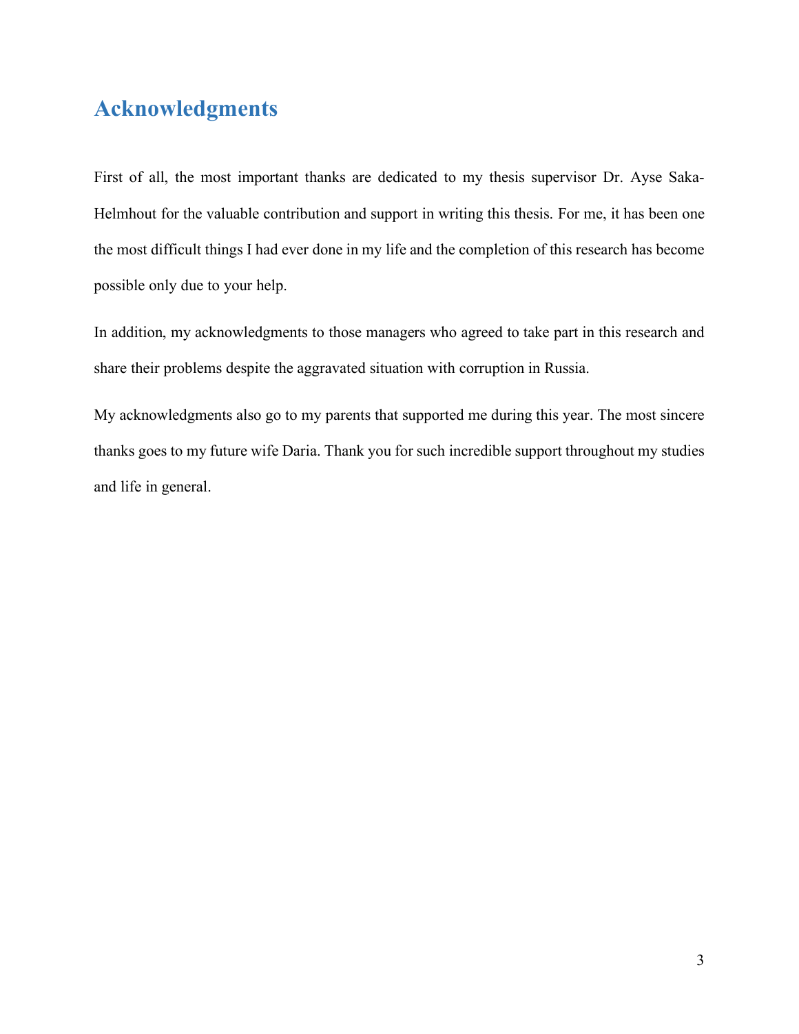# Acknowledgments

First of all, the most important thanks are dedicated to my thesis supervisor Dr. Ayse Saka-Helmhout for the valuable contribution and support in writing this thesis. For me, it has been one the most difficult things I had ever done in my life and the completion of this research has become possible only due to your help.

In addition, my acknowledgments to those managers who agreed to take part in this research and share their problems despite the aggravated situation with corruption in Russia.

My acknowledgments also go to my parents that supported me during this year. The most sincere thanks goes to my future wife Daria. Thank you for such incredible support throughout my studies and life in general.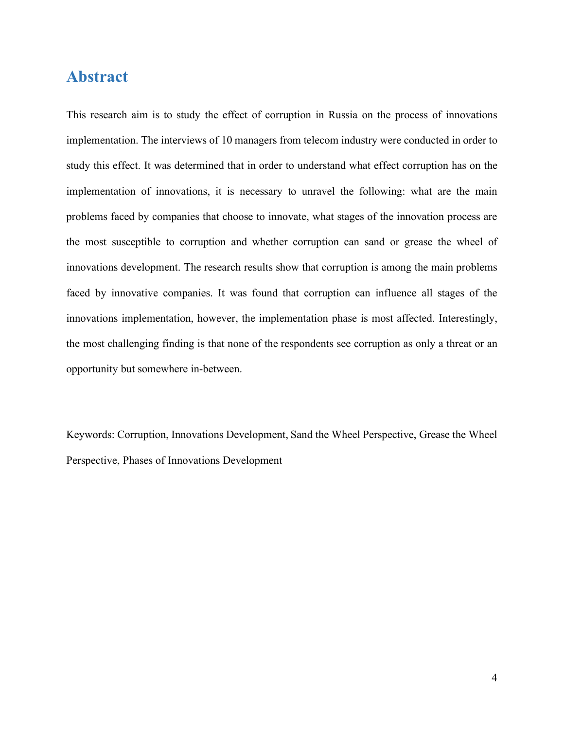# Abstract

This research aim is to study the effect of corruption in Russia on the process of innovations implementation. The interviews of 10 managers from telecom industry were conducted in order to study this effect. It was determined that in order to understand what effect corruption has on the implementation of innovations, it is necessary to unravel the following: what are the main problems faced by companies that choose to innovate, what stages of the innovation process are the most susceptible to corruption and whether corruption can sand or grease the wheel of innovations development. The research results show that corruption is among the main problems faced by innovative companies. It was found that corruption can influence all stages of the innovations implementation, however, the implementation phase is most affected. Interestingly, the most challenging finding is that none of the respondents see corruption as only a threat or an opportunity but somewhere in-between.

Keywords: Corruption, Innovations Development, Sand the Wheel Perspective, Grease the Wheel Perspective, Phases of Innovations Development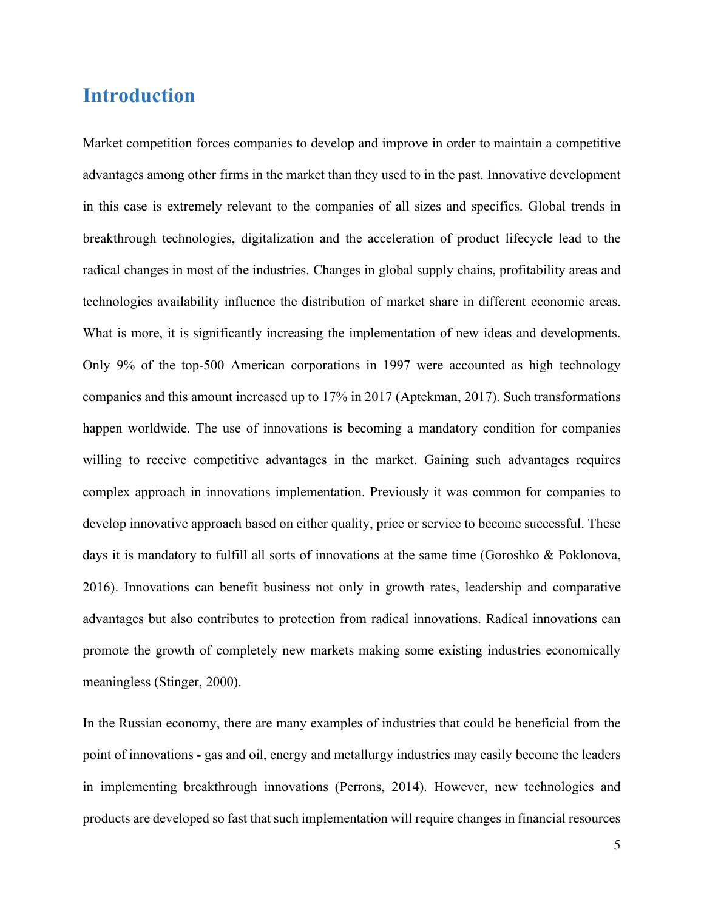# Introduction

Market competition forces companies to develop and improve in order to maintain a competitive advantages among other firms in the market than they used to in the past. Innovative development in this case is extremely relevant to the companies of all sizes and specifics. Global trends in breakthrough technologies, digitalization and the acceleration of product lifecycle lead to the radical changes in most of the industries. Changes in global supply chains, profitability areas and technologies availability influence the distribution of market share in different economic areas. What is more, it is significantly increasing the implementation of new ideas and developments. Only 9% of the top-500 American corporations in 1997 were accounted as high technology companies and this amount increased up to 17% in 2017 (Aptekman, 2017). Such transformations happen worldwide. The use of innovations is becoming a mandatory condition for companies willing to receive competitive advantages in the market. Gaining such advantages requires complex approach in innovations implementation. Previously it was common for companies to develop innovative approach based on either quality, price or service to become successful. These days it is mandatory to fulfill all sorts of innovations at the same time (Goroshko & Poklonova, 2016). Innovations can benefit business not only in growth rates, leadership and comparative advantages but also contributes to protection from radical innovations. Radical innovations can promote the growth of completely new markets making some existing industries economically meaningless (Stinger, 2000).

In the Russian economy, there are many examples of industries that could be beneficial from the point of innovations - gas and oil, energy and metallurgy industries may easily become the leaders in implementing breakthrough innovations (Perrons, 2014). However, new technologies and products are developed so fast that such implementation will require changes in financial resources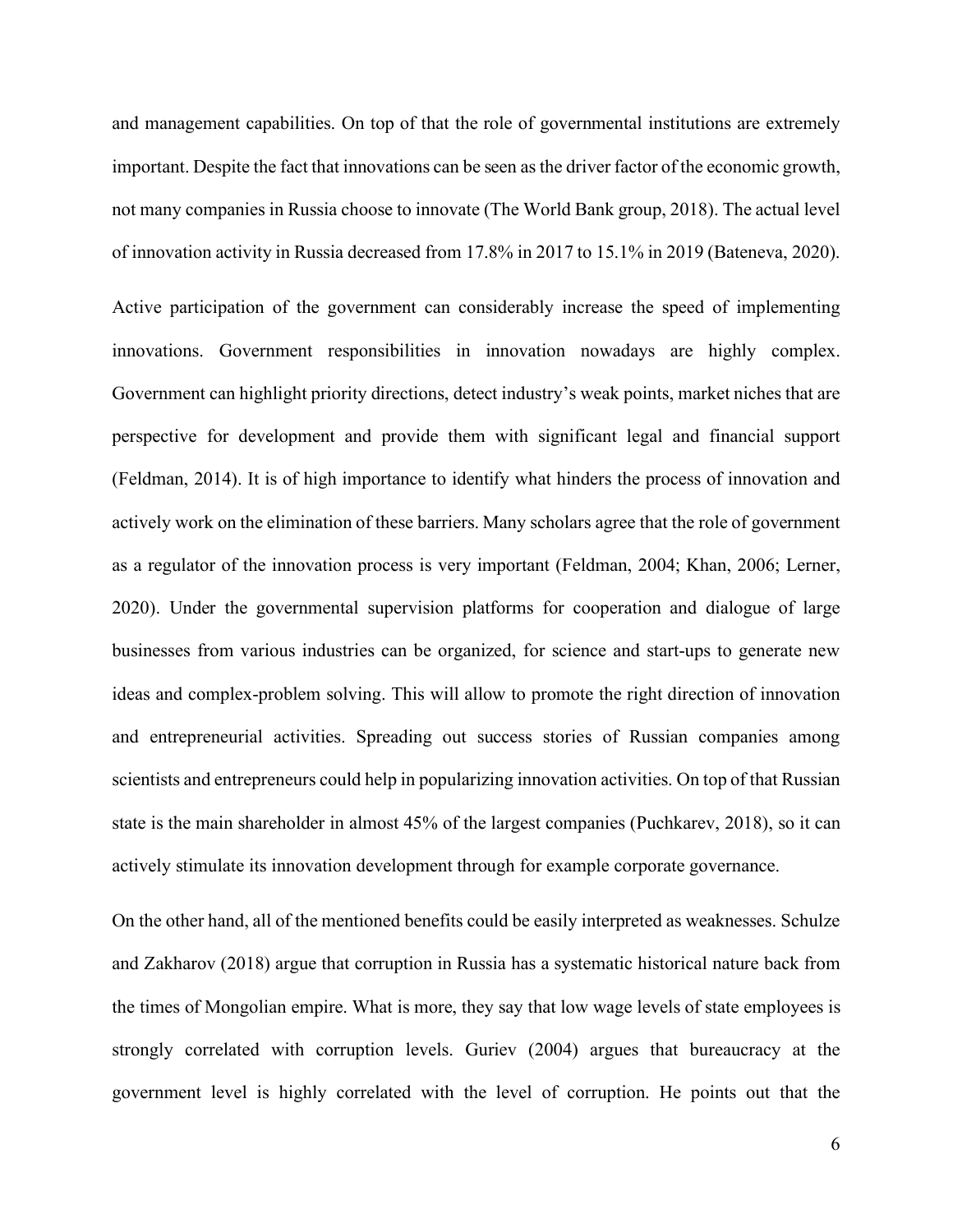and management capabilities. On top of that the role of governmental institutions are extremely important. Despite the fact that innovations can be seen as the driver factor of the economic growth, not many companies in Russia choose to innovate (The World Bank group, 2018). The actual level of innovation activity in Russia decreased from 17.8% in 2017 to 15.1% in 2019 (Bateneva, 2020).

Active participation of the government can considerably increase the speed of implementing innovations. Government responsibilities in innovation nowadays are highly complex. Government can highlight priority directions, detect industry's weak points, market niches that are perspective for development and provide them with significant legal and financial support (Feldman, 2014). It is of high importance to identify what hinders the process of innovation and actively work on the elimination of these barriers. Many scholars agree that the role of government as a regulator of the innovation process is very important (Feldman, 2004; Khan, 2006; Lerner, 2020). Under the governmental supervision platforms for cooperation and dialogue of large businesses from various industries can be organized, for science and start-ups to generate new ideas and complex-problem solving. This will allow to promote the right direction of innovation and entrepreneurial activities. Spreading out success stories of Russian companies among scientists and entrepreneurs could help in popularizing innovation activities. On top of that Russian state is the main shareholder in almost 45% of the largest companies (Puchkarev, 2018), so it can actively stimulate its innovation development through for example corporate governance.

On the other hand, all of the mentioned benefits could be easily interpreted as weaknesses. Schulze and Zakharov (2018) argue that corruption in Russia has a systematic historical nature back from the times of Mongolian empire. What is more, they say that low wage levels of state employees is strongly correlated with corruption levels. Guriev (2004) argues that bureaucracy at the government level is highly correlated with the level of corruption. He points out that the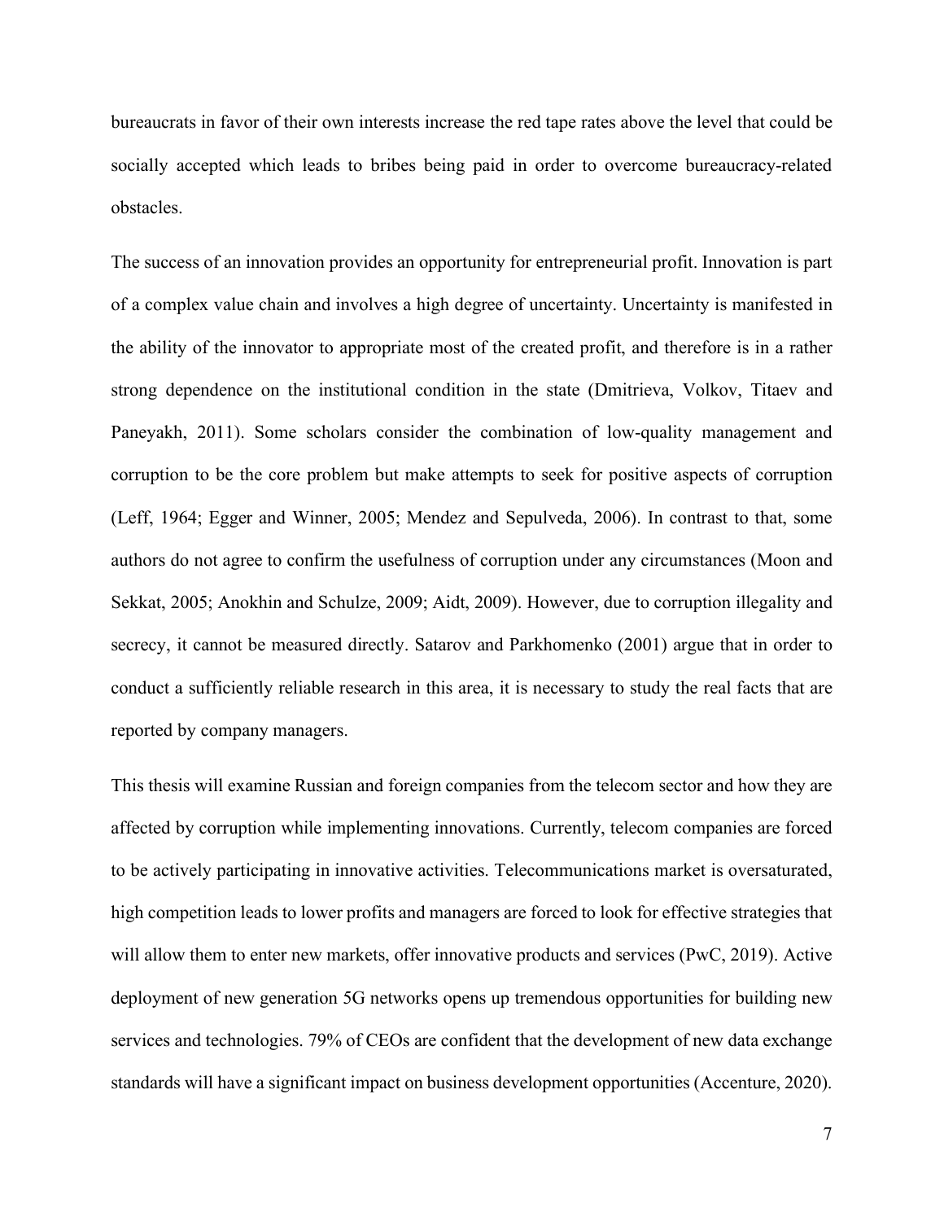bureaucrats in favor of their own interests increase the red tape rates above the level that could be socially accepted which leads to bribes being paid in order to overcome bureaucracy-related obstacles.

The success of an innovation provides an opportunity for entrepreneurial profit. Innovation is part of a complex value chain and involves a high degree of uncertainty. Uncertainty is manifested in the ability of the innovator to appropriate most of the created profit, and therefore is in a rather strong dependence on the institutional condition in the state (Dmitrieva, Volkov, Titaev and Paneyakh, 2011). Some scholars consider the combination of low-quality management and corruption to be the core problem but make attempts to seek for positive aspects of corruption (Leff, 1964; Egger and Winner, 2005; Mendez and Sepulveda, 2006). In contrast to that, some authors do not agree to confirm the usefulness of corruption under any circumstances (Moon and Sekkat, 2005; Anokhin and Schulze, 2009; Aidt, 2009). However, due to corruption illegality and secrecy, it cannot be measured directly. Satarov and Parkhomenko (2001) argue that in order to conduct a sufficiently reliable research in this area, it is necessary to study the real facts that are reported by company managers.

This thesis will examine Russian and foreign companies from the telecom sector and how they are affected by corruption while implementing innovations. Currently, telecom companies are forced to be actively participating in innovative activities. Telecommunications market is oversaturated, high competition leads to lower profits and managers are forced to look for effective strategies that will allow them to enter new markets, offer innovative products and services (PwC, 2019). Active deployment of new generation 5G networks opens up tremendous opportunities for building new services and technologies. 79% of CEOs are confident that the development of new data exchange standards will have a significant impact on business development opportunities (Accenture, 2020).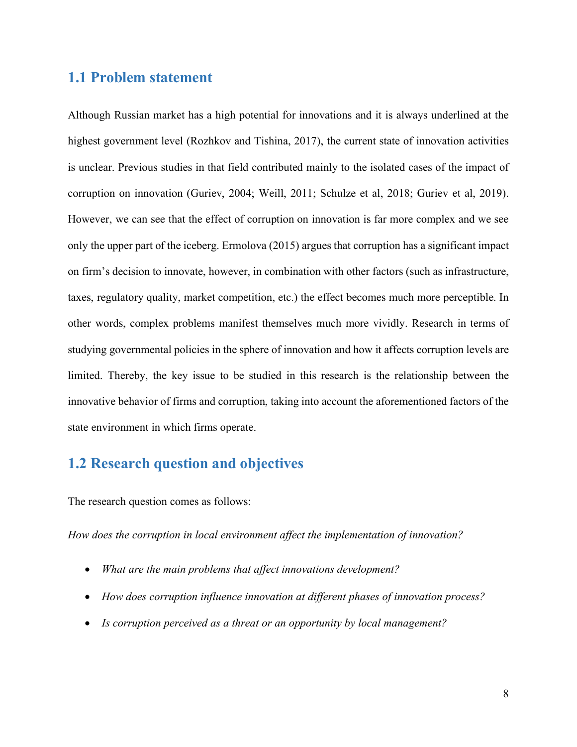## 1.1 Problem statement

Although Russian market has a high potential for innovations and it is always underlined at the highest government level (Rozhkov and Tishina, 2017), the current state of innovation activities is unclear. Previous studies in that field contributed mainly to the isolated cases of the impact of corruption on innovation (Guriev, 2004; Weill, 2011; Schulze et al, 2018; Guriev et al, 2019). However, we can see that the effect of corruption on innovation is far more complex and we see only the upper part of the iceberg. Ermolova (2015) argues that corruption has a significant impact on firm's decision to innovate, however, in combination with other factors (such as infrastructure, taxes, regulatory quality, market competition, etc.) the effect becomes much more perceptible. In other words, complex problems manifest themselves much more vividly. Research in terms of studying governmental policies in the sphere of innovation and how it affects corruption levels are limited. Thereby, the key issue to be studied in this research is the relationship between the innovative behavior of firms and corruption, taking into account the aforementioned factors of the state environment in which firms operate.

## 1.2 Research question and objectives

The research question comes as follows:

*How does the corruption in local environment affect the implementation of innovation?*

- *What are the main problems that affect innovations development?*
- *How does corruption influence innovation at different phases of innovation process?*
- *Is corruption perceived as a threat or an opportunity by local management?*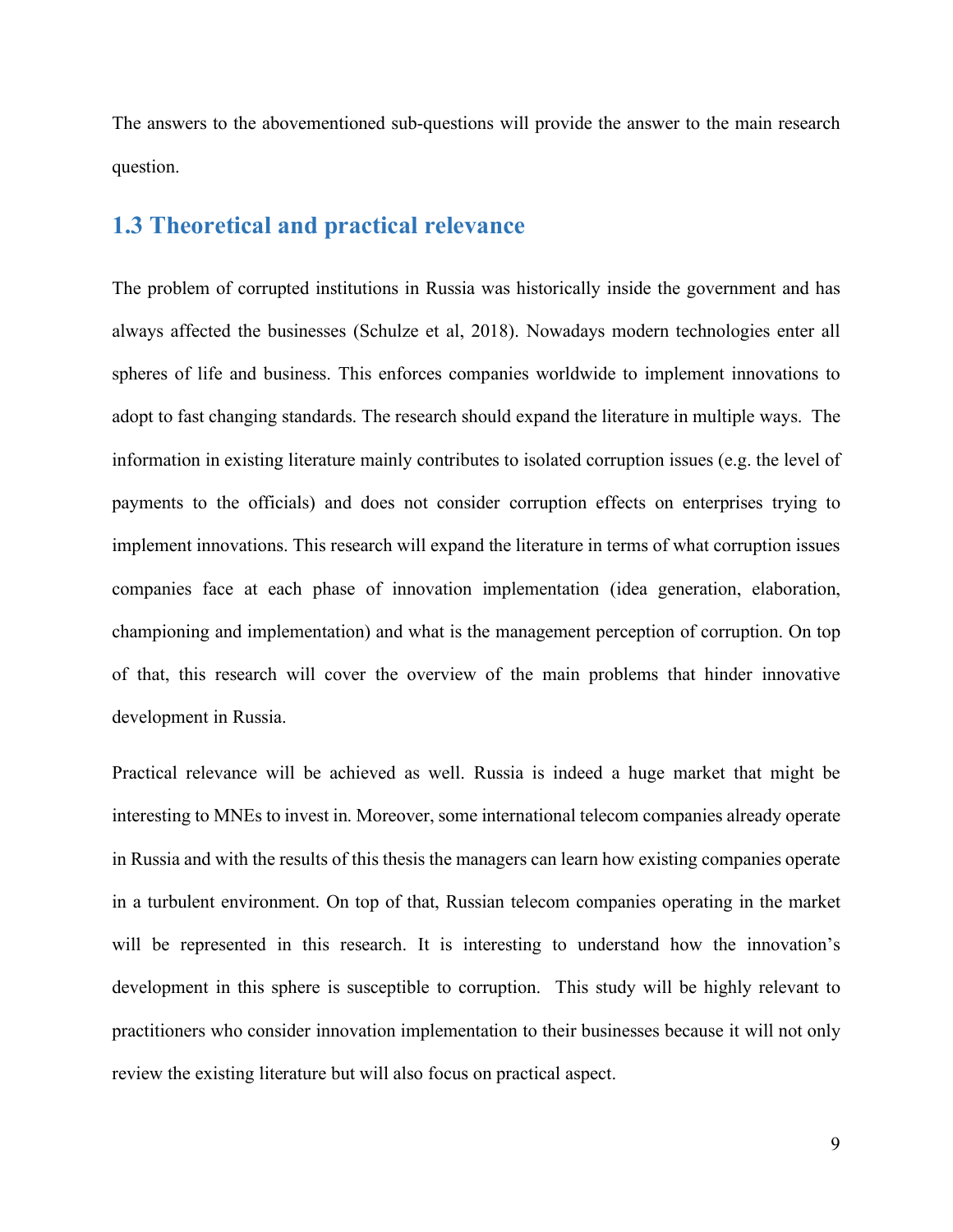The answers to the abovementioned sub-questions will provide the answer to the main research question.

## 1.3 Theoretical and practical relevance

The problem of corrupted institutions in Russia was historically inside the government and has always affected the businesses (Schulze et al, 2018). Nowadays modern technologies enter all spheres of life and business. This enforces companies worldwide to implement innovations to adopt to fast changing standards. The research should expand the literature in multiple ways. The information in existing literature mainly contributes to isolated corruption issues (e.g. the level of payments to the officials) and does not consider corruption effects on enterprises trying to implement innovations. This research will expand the literature in terms of what corruption issues companies face at each phase of innovation implementation (idea generation, elaboration, championing and implementation) and what is the management perception of corruption. On top of that, this research will cover the overview of the main problems that hinder innovative development in Russia.

Practical relevance will be achieved as well. Russia is indeed a huge market that might be interesting to MNEs to invest in. Moreover, some international telecom companies already operate in Russia and with the results of this thesis the managers can learn how existing companies operate in a turbulent environment. On top of that, Russian telecom companies operating in the market will be represented in this research. It is interesting to understand how the innovation's development in this sphere is susceptible to corruption. This study will be highly relevant to practitioners who consider innovation implementation to their businesses because it will not only review the existing literature but will also focus on practical aspect.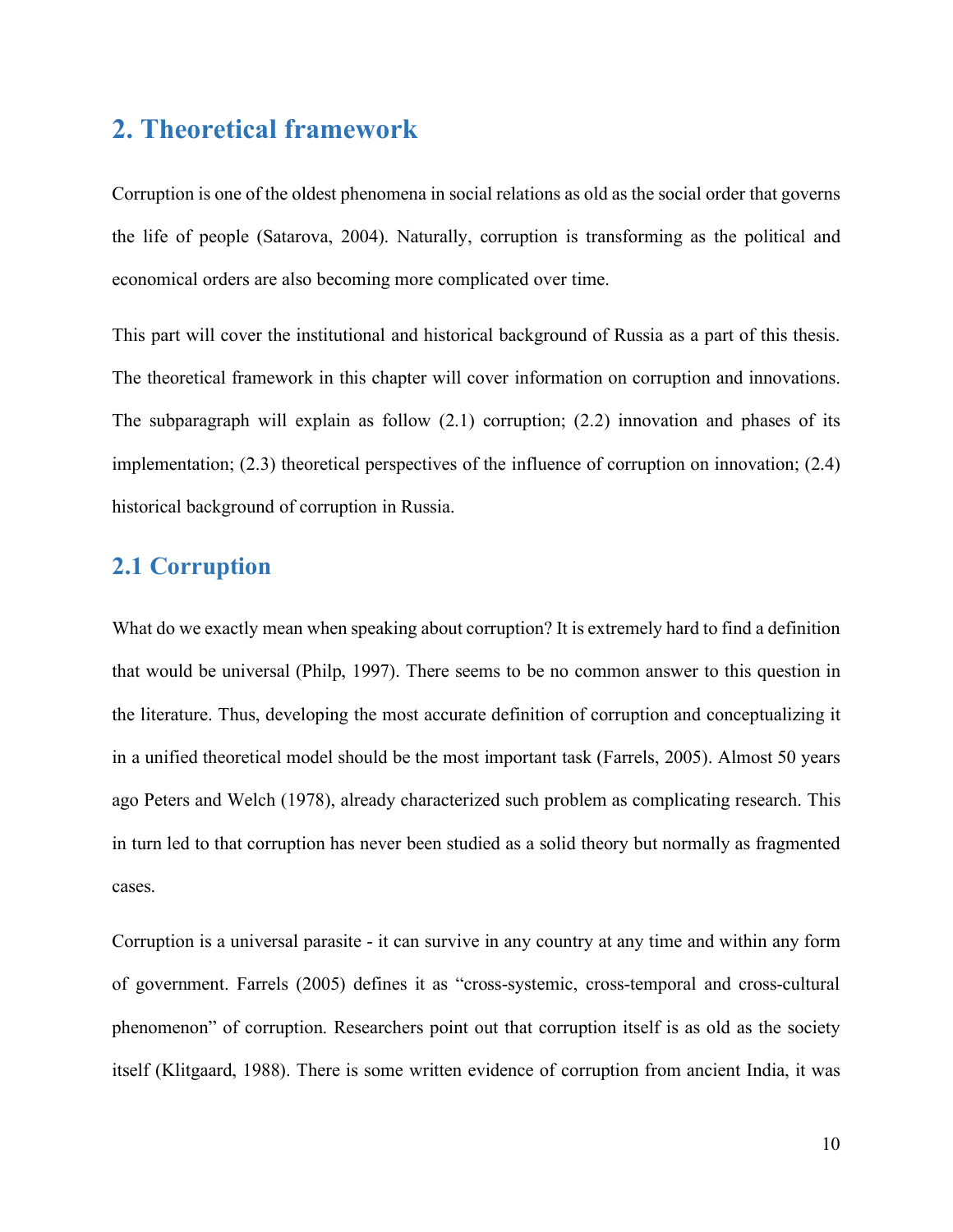# 2. Theoretical framework

Corruption is one of the oldest phenomena in social relations as old as the social order that governs the life of people (Satarova, 2004). Naturally, corruption is transforming as the political and economical orders are also becoming more complicated over time.

This part will cover the institutional and historical background of Russia as a part of this thesis. The theoretical framework in this chapter will cover information on corruption and innovations. The subparagraph will explain as follow (2.1) corruption; (2.2) innovation and phases of its implementation; (2.3) theoretical perspectives of the influence of corruption on innovation; (2.4) historical background of corruption in Russia.

## 2.1 Corruption

What do we exactly mean when speaking about corruption? It is extremely hard to find a definition that would be universal (Philp, 1997). There seems to be no common answer to this question in the literature. Thus, developing the most accurate definition of corruption and conceptualizing it in a unified theoretical model should be the most important task (Farrels, 2005). Almost 50 years ago Peters and Welch (1978), already characterized such problem as complicating research. This in turn led to that corruption has never been studied as a solid theory but normally as fragmented cases.

Corruption is a universal parasite - it can survive in any country at any time and within any form of government. Farrels (2005) defines it as "cross-systemic, cross-temporal and cross-cultural phenomenon" of corruption. Researchers point out that corruption itself is as old as the society itself (Klitgaard, 1988). There is some written evidence of corruption from ancient India, it was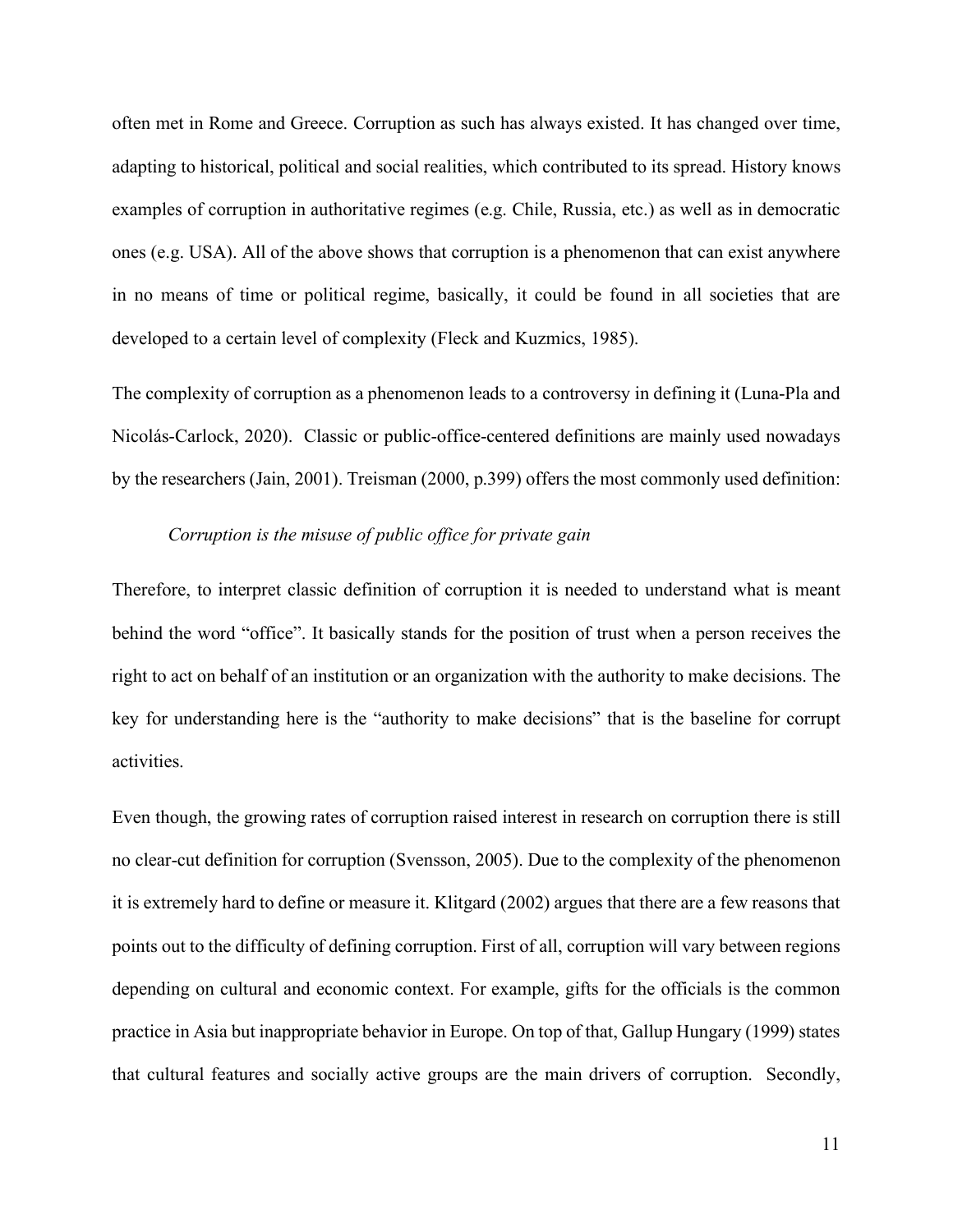often met in Rome and Greece. Corruption as such has always existed. It has changed over time, adapting to historical, political and social realities, which contributed to its spread. History knows examples of corruption in authoritative regimes (e.g. Chile, Russia, etc.) as well as in democratic ones (e.g. USA). All of the above shows that corruption is a phenomenon that can exist anywhere in no means of time or political regime, basically, it could be found in all societies that are developed to a certain level of complexity (Fleck and Kuzmics, 1985).

The complexity of corruption as a phenomenon leads to a controversy in defining it (Luna-Pla and Nicolás-Carlock, 2020). Classic or public-office-centered definitions are mainly used nowadays by the researchers (Jain, 2001). Treisman (2000, p.399) offers the most commonly used definition:

*Corruption is the misuse of public office for private gain*

Therefore, to interpret classic definition of corruption it is needed to understand what is meant behind the word "office". It basically stands for the position of trust when a person receives the right to act on behalf of an institution or an organization with the authority to make decisions. The key for understanding here is the "authority to make decisions" that is the baseline for corrupt activities.

Even though, the growing rates of corruption raised interest in research on corruption there is still no clear-cut definition for corruption (Svensson, 2005). Due to the complexity of the phenomenon it is extremely hard to define or measure it. Klitgard (2002) argues that there are a few reasons that points out to the difficulty of defining corruption. First of all, corruption will vary between regions depending on cultural and economic context. For example, gifts for the officials is the common practice in Asia but inappropriate behavior in Europe. On top of that, Gallup Hungary (1999) states that cultural features and socially active groups are the main drivers of corruption. Secondly,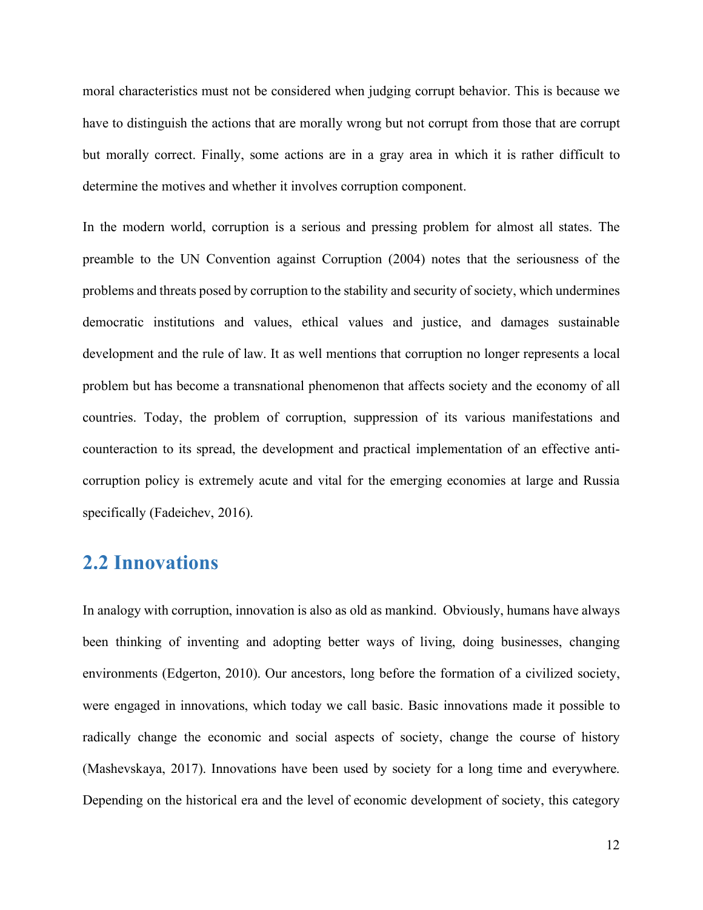moral characteristics must not be considered when judging corrupt behavior. This is because we have to distinguish the actions that are morally wrong but not corrupt from those that are corrupt but morally correct. Finally, some actions are in a gray area in which it is rather difficult to determine the motives and whether it involves corruption component.

In the modern world, corruption is a serious and pressing problem for almost all states. The preamble to the UN Convention against Corruption (2004) notes that the seriousness of the problems and threats posed by corruption to the stability and security of society, which undermines democratic institutions and values, ethical values and justice, and damages sustainable development and the rule of law. It as well mentions that corruption no longer represents a local problem but has become a transnational phenomenon that affects society and the economy of all countries. Today, the problem of corruption, suppression of its various manifestations and counteraction to its spread, the development and practical implementation of an effective anti-corruption policy is extremely acute and vital for the emerging economies at large and Russia specifically (Fadeichev, 2016).

## 2.2 Innovations

In analogy with corruption, innovation is also as old as mankind. Obviously, humans have always been thinking of inventing and adopting better ways of living, doing businesses, changing environments (Edgerton, 2010). Our ancestors, long before the formation of a civilized society, were engaged in innovations, which today we call basic. Basic innovations made it possible to radically change the economic and social aspects of society, change the course of history (Mashevskaya, 2017). Innovations have been used by society for a long time and everywhere. Depending on the historical era and the level of economic development of society, this category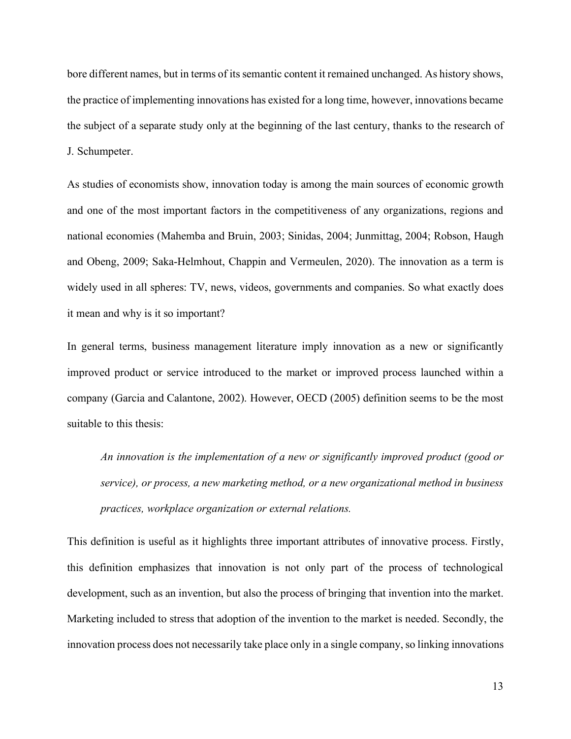bore different names, but in terms of its semantic content it remained unchanged. As history shows, the practice of implementing innovations has existed for a long time, however, innovations became the subject of a separate study only at the beginning of the last century, thanks to the research of J. Schumpeter.

As studies of economists show, innovation today is among the main sources of economic growth and one of the most important factors in the competitiveness of any organizations, regions and national economies (Mahemba and Bruin, 2003; Sinidas, 2004; Junmittag, 2004; Robson, Haugh and Obeng, 2009; Saka-Helmhout, Chappin and Vermeulen, 2020). The innovation as a term is widely used in all spheres: TV, news, videos, governments and companies. So what exactly does it mean and why is it so important?

In general terms, business management literature imply innovation as a new or significantly improved product or service introduced to the market or improved process launched within a company (Garcia and Calantone, 2002). However, OECD (2005) definition seems to be the most suitable to this thesis:

> *An innovation is the implementation of a new or significantly improved product (good or service), or process, a new marketing method, or a new organizational method in business practices, workplace organization or external relations.*

This definition is useful as it highlights three important attributes of innovative process. Firstly, this definition emphasizes that innovation is not only part of the process of technological development, such as an invention, but also the process of bringing that invention into the market. Marketing included to stress that adoption of the invention to the market is needed. Secondly, the innovation process does not necessarily take place only in a single company, so linking innovations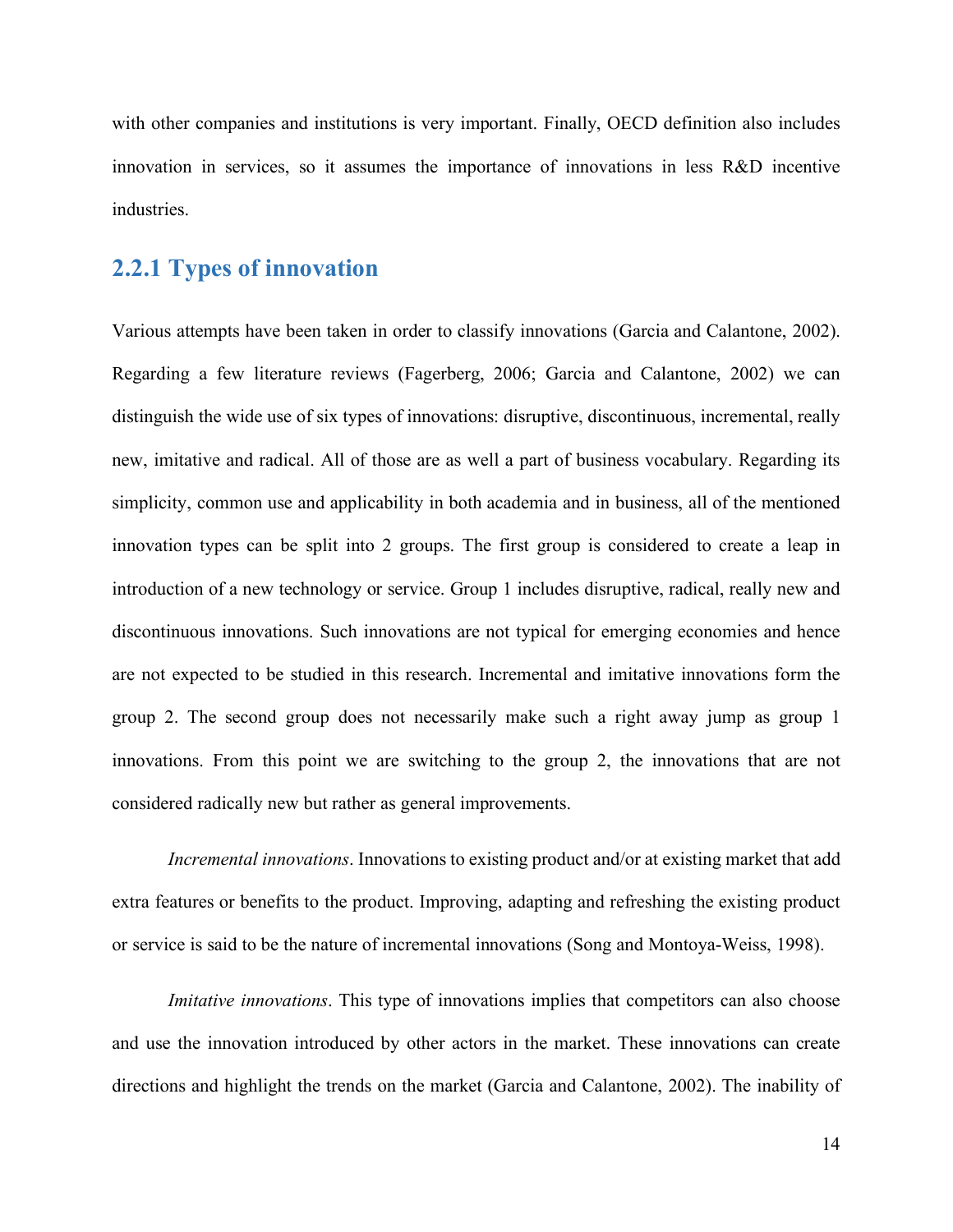with other companies and institutions is very important. Finally, OECD definition also includes innovation in services, so it assumes the importance of innovations in less R&D incentive industries.

### 2.2.1 Types of innovation

Various attempts have been taken in order to classify innovations (Garcia and Calantone, 2002). Regarding a few literature reviews (Fagerberg, 2006; Garcia and Calantone, 2002) we can distinguish the wide use of six types of innovations: disruptive, discontinuous, incremental, really new, imitative and radical. All of those are as well a part of business vocabulary. Regarding its simplicity, common use and applicability in both academia and in business, all of the mentioned innovation types can be split into 2 groups. The first group is considered to create a leap in introduction of a new technology or service. Group 1 includes disruptive, radical, really new and discontinuous innovations. Such innovations are not typical for emerging economies and hence are not expected to be studied in this research. Incremental and imitative innovations form the group 2. The second group does not necessarily make such a right away jump as group 1 innovations. From this point we are switching to the group 2, the innovations that are not considered radically new but rather as general improvements.

*Incremental innovations*. Innovations to existing product and/or at existing market that add extra features or benefits to the product. Improving, adapting and refreshing the existing product or service is said to be the nature of incremental innovations (Song and Montoya-Weiss, 1998).

*Imitative innovations*. This type of innovations implies that competitors can also choose and use the innovation introduced by other actors in the market. These innovations can create directions and highlight the trends on the market (Garcia and Calantone, 2002). The inability of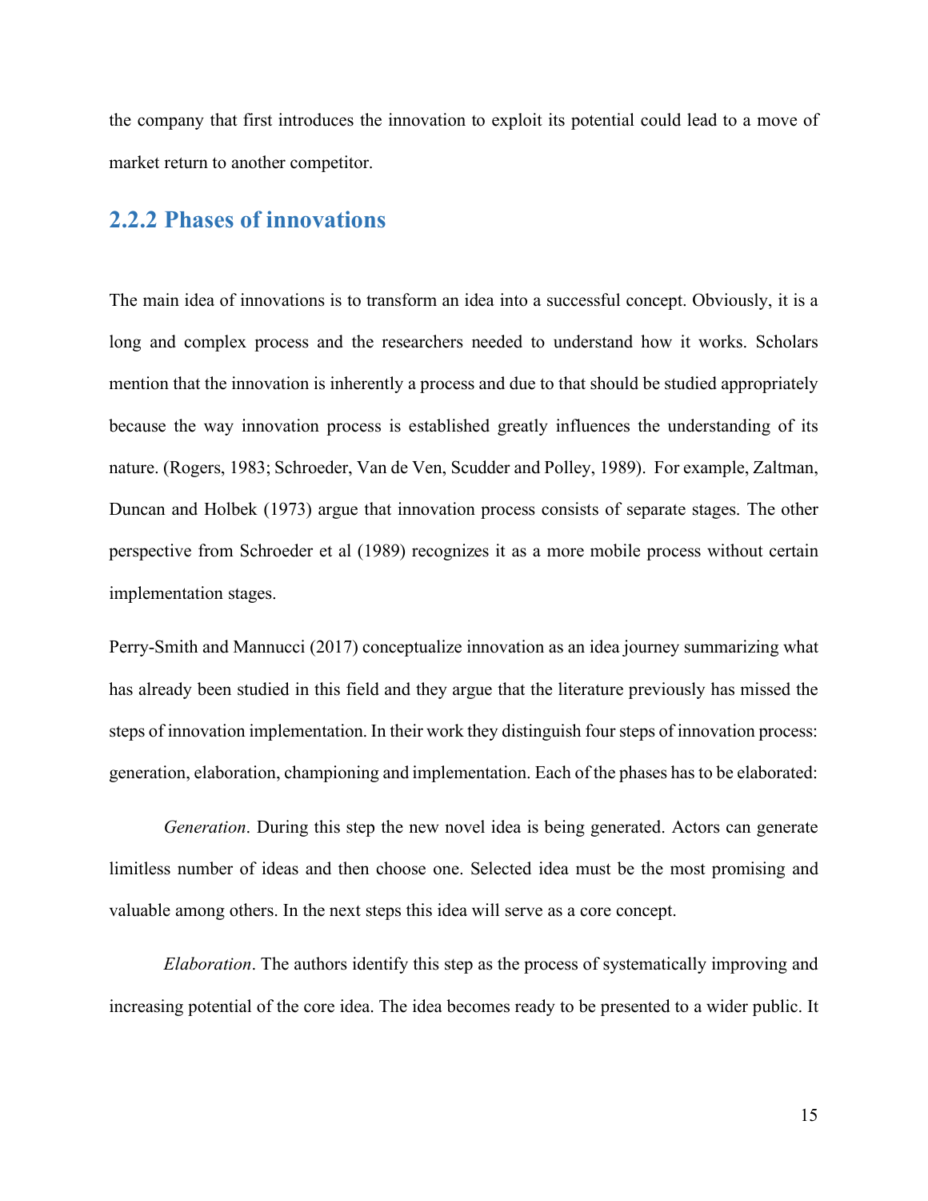the company that first introduces the innovation to exploit its potential could lead to a move of market return to another competitor.

### 2.2.2 Phases of innovations

The main idea of innovations is to transform an idea into a successful concept. Obviously, it is a long and complex process and the researchers needed to understand how it works. Scholars mention that the innovation is inherently a process and due to that should be studied appropriately because the way innovation process is established greatly influences the understanding of its nature. (Rogers, 1983; Schroeder, Van de Ven, Scudder and Polley, 1989). For example, Zaltman, Duncan and Holbek (1973) argue that innovation process consists of separate stages. The other perspective from Schroeder et al (1989) recognizes it as a more mobile process without certain implementation stages.

Perry-Smith and Mannucci (2017) conceptualize innovation as an idea journey summarizing what has already been studied in this field and they argue that the literature previously has missed the steps of innovation implementation. In their work they distinguish four steps of innovation process: generation, elaboration, championing and implementation. Each of the phases has to be elaborated:

*Generation*. During this step the new novel idea is being generated. Actors can generate limitless number of ideas and then choose one. Selected idea must be the most promising and valuable among others. In the next steps this idea will serve as a core concept.

*Elaboration*. The authors identify this step as the process of systematically improving and increasing potential of the core idea. The idea becomes ready to be presented to a wider public. It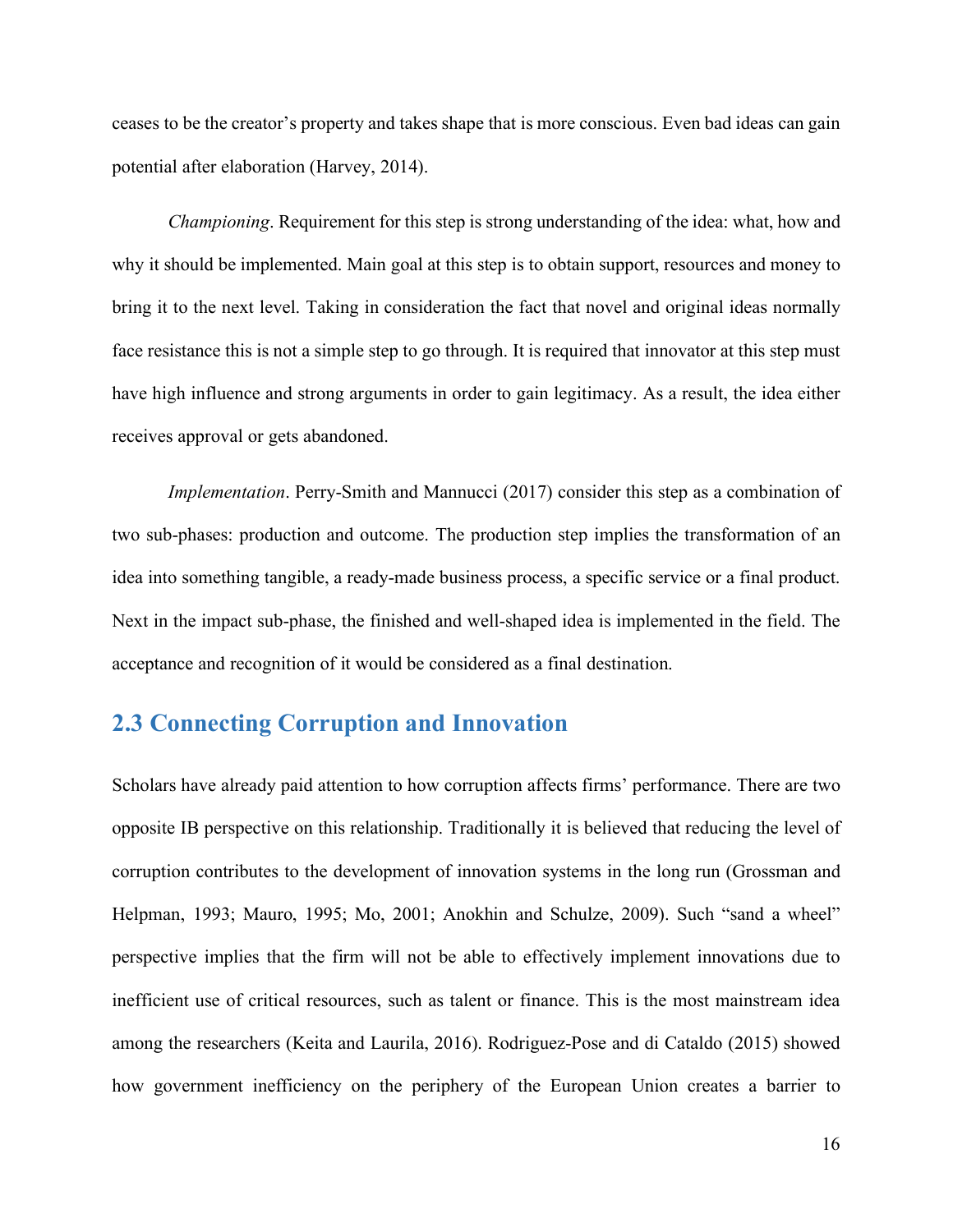ceases to be the creator's property and takes shape that is more conscious. Even bad ideas can gain potential after elaboration (Harvey, 2014).

*Championing*. Requirement for this step is strong understanding of the idea: what, how and why it should be implemented. Main goal at this step is to obtain support, resources and money to bring it to the next level. Taking in consideration the fact that novel and original ideas normally face resistance this is not a simple step to go through. It is required that innovator at this step must have high influence and strong arguments in order to gain legitimacy. As a result, the idea either receives approval or gets abandoned.

*Implementation*. Perry-Smith and Mannucci (2017) consider this step as a combination of two sub-phases: production and outcome. The production step implies the transformation of an idea into something tangible, a ready-made business process, a specific service or a final product. Next in the impact sub-phase, the finished and well-shaped idea is implemented in the field. The acceptance and recognition of it would be considered as a final destination.

## 2.3 Connecting Corruption and Innovation

Scholars have already paid attention to how corruption affects firms' performance. There are two opposite IB perspective on this relationship. Traditionally it is believed that reducing the level of corruption contributes to the development of innovation systems in the long run (Grossman and Helpman, 1993; Mauro, 1995; Mo, 2001; Anokhin and Schulze, 2009). Such "sand a wheel" perspective implies that the firm will not be able to effectively implement innovations due to inefficient use of critical resources, such as talent or finance. This is the most mainstream idea among the researchers (Keita and Laurila, 2016). Rodriguez-Pose and di Cataldo (2015) showed how government inefficiency on the periphery of the European Union creates a barrier to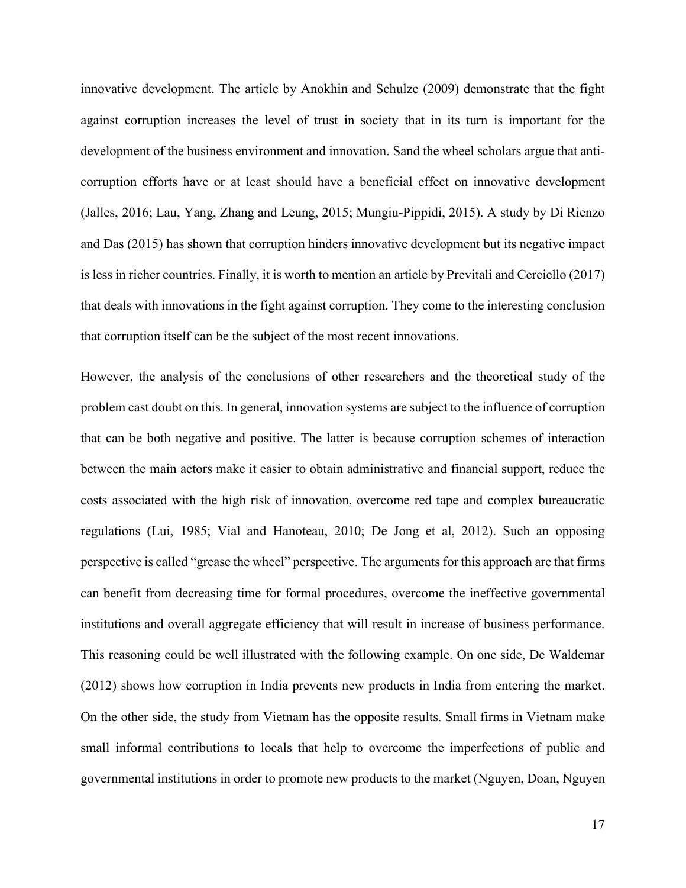innovative development. The article by Anokhin and Schulze (2009) demonstrate that the fight against corruption increases the level of trust in society that in its turn is important for the development of the business environment and innovation. Sand the wheel scholars argue that anti-corruption efforts have or at least should have a beneficial effect on innovative development (Jalles, 2016; Lau, Yang, Zhang and Leung, 2015; Mungiu-Pippidi, 2015). A study by Di Rienzo and Das (2015) has shown that corruption hinders innovative development but its negative impact is less in richer countries. Finally, it is worth to mention an article by Previtali and Cerciello (2017) that deals with innovations in the fight against corruption. They come to the interesting conclusion that corruption itself can be the subject of the most recent innovations.

However, the analysis of the conclusions of other researchers and the theoretical study of the problem cast doubt on this. In general, innovation systems are subject to the influence of corruption that can be both negative and positive. The latter is because corruption schemes of interaction between the main actors make it easier to obtain administrative and financial support, reduce the costs associated with the high risk of innovation, overcome red tape and complex bureaucratic regulations (Lui, 1985; Vial and Hanoteau, 2010; De Jong et al, 2012). Such an opposing perspective is called "grease the wheel" perspective. The arguments for this approach are that firms can benefit from decreasing time for formal procedures, overcome the ineffective governmental institutions and overall aggregate efficiency that will result in increase of business performance. This reasoning could be well illustrated with the following example. On one side, De Waldemar (2012) shows how corruption in India prevents new products in India from entering the market. On the other side, the study from Vietnam has the opposite results. Small firms in Vietnam make small informal contributions to locals that help to overcome the imperfections of public and governmental institutions in order to promote new products to the market (Nguyen, Doan, Nguyen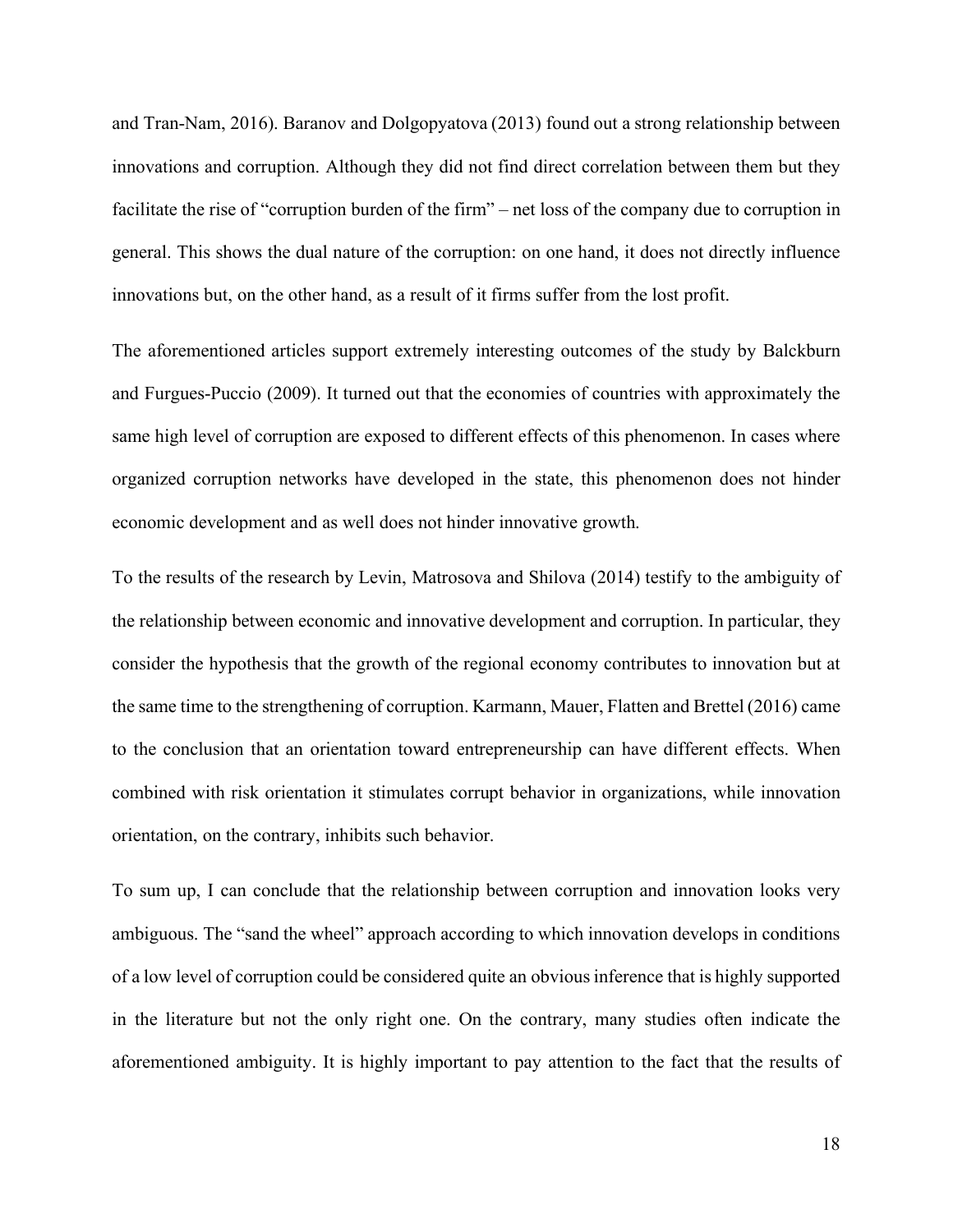and Tran-Nam, 2016). Baranov and Dolgopyatova (2013) found out a strong relationship between innovations and corruption. Although they did not find direct correlation between them but they facilitate the rise of "corruption burden of the firm" – net loss of the company due to corruption in general. This shows the dual nature of the corruption: on one hand, it does not directly influence innovations but, on the other hand, as a result of it firms suffer from the lost profit.

The aforementioned articles support extremely interesting outcomes of the study by Balckburn and Furgues-Puccio (2009). It turned out that the economies of countries with approximately the same high level of corruption are exposed to different effects of this phenomenon. In cases where organized corruption networks have developed in the state, this phenomenon does not hinder economic development and as well does not hinder innovative growth.

To the results of the research by Levin, Matrosova and Shilova (2014) testify to the ambiguity of the relationship between economic and innovative development and corruption. In particular, they consider the hypothesis that the growth of the regional economy contributes to innovation but at the same time to the strengthening of corruption. Karmann, Mauer, Flatten and Brettel (2016) came to the conclusion that an orientation toward entrepreneurship can have different effects. When combined with risk orientation it stimulates corrupt behavior in organizations, while innovation orientation, on the contrary, inhibits such behavior.

To sum up, I can conclude that the relationship between corruption and innovation looks very ambiguous. The "sand the wheel" approach according to which innovation develops in conditions of a low level of corruption could be considered quite an obvious inference that is highly supported in the literature but not the only right one. On the contrary, many studies often indicate the aforementioned ambiguity. It is highly important to pay attention to the fact that the results of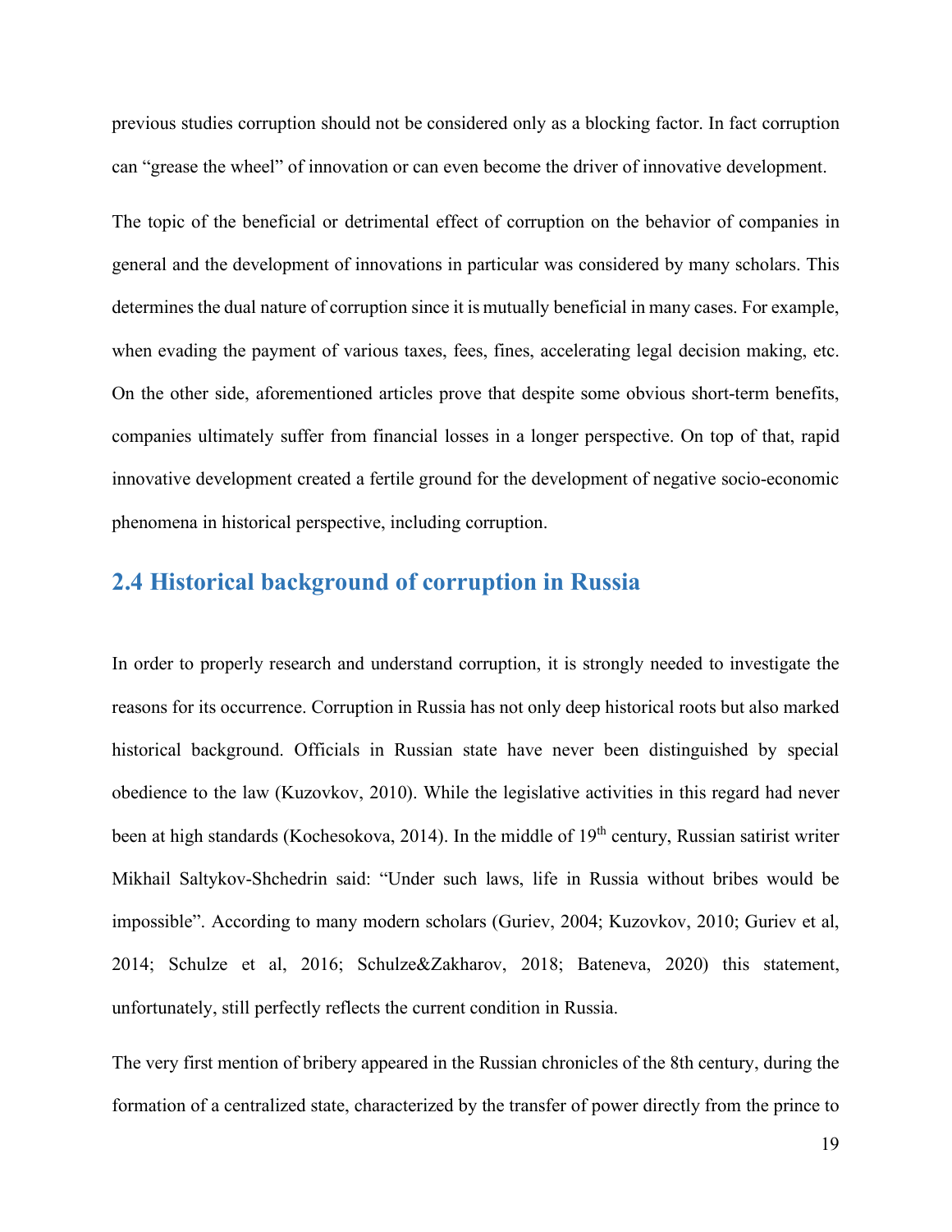previous studies corruption should not be considered only as a blocking factor. In fact corruption can "grease the wheel" of innovation or can even become the driver of innovative development.

The topic of the beneficial or detrimental effect of corruption on the behavior of companies in general and the development of innovations in particular was considered by many scholars. This determines the dual nature of corruption since it is mutually beneficial in many cases. For example, when evading the payment of various taxes, fees, fines, accelerating legal decision making, etc. On the other side, aforementioned articles prove that despite some obvious short-term benefits, companies ultimately suffer from financial losses in a longer perspective. On top of that, rapid innovative development created a fertile ground for the development of negative socio-economic phenomena in historical perspective, including corruption.

## 2.4 Historical background of corruption in Russia

In order to properly research and understand corruption, it is strongly needed to investigate the reasons for its occurrence. Corruption in Russia has not only deep historical roots but also marked historical background. Officials in Russian state have never been distinguished by special obedience to the law (Kuzovkov, 2010). While the legislative activities in this regard had never been at high standards (Kochesokova, 2014). In the middle of 19th century, Russian satirist writer Mikhail Saltykov-Shchedrin said: "Under such laws, life in Russia without bribes would be impossible". According to many modern scholars (Guriev, 2004; Kuzovkov, 2010; Guriev et al, 2014; Schulze et al, 2016; Schulze&Zakharov, 2018; Bateneva, 2020) this statement, unfortunately, still perfectly reflects the current condition in Russia.

The very first mention of bribery appeared in the Russian chronicles of the 8th century, during the formation of a centralized state, characterized by the transfer of power directly from the prince to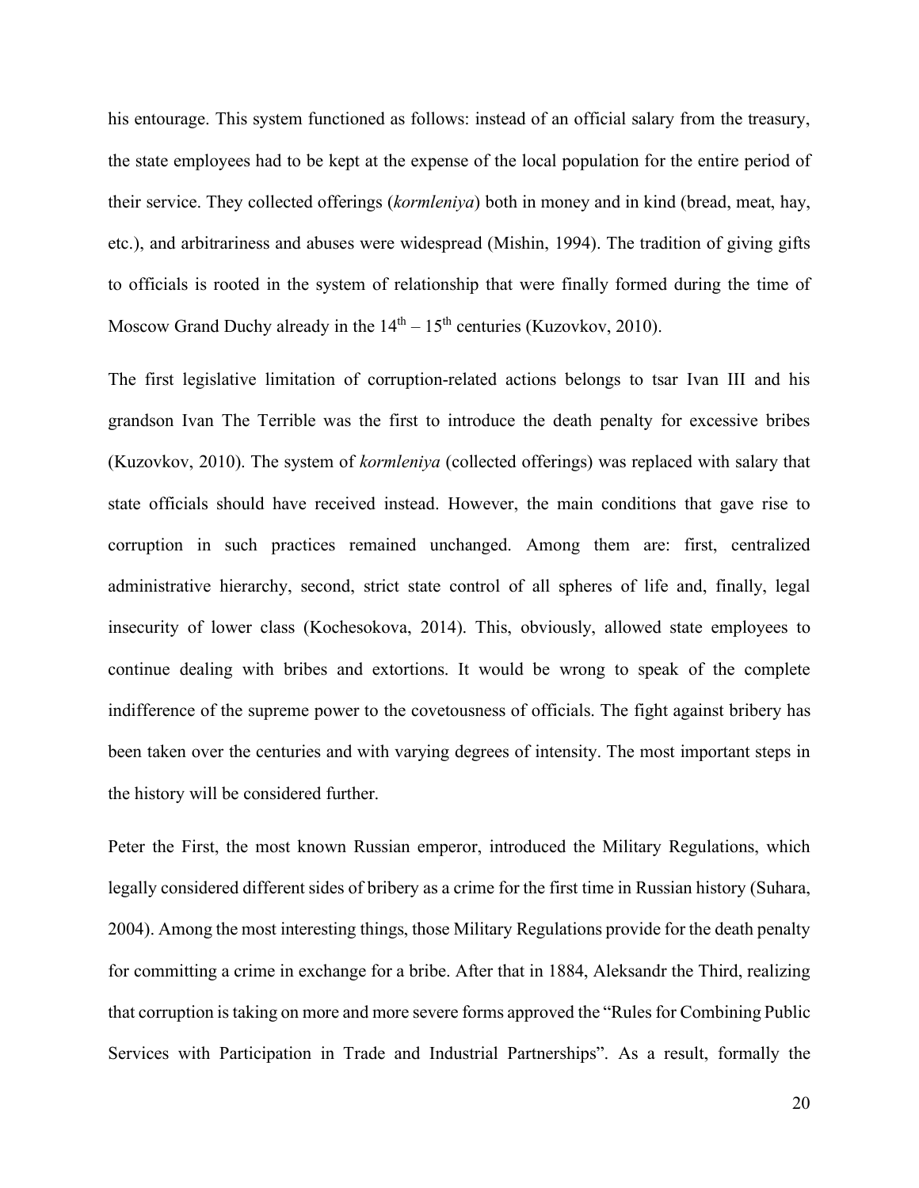his entourage. This system functioned as follows: instead of an official salary from the treasury, the state employees had to be kept at the expense of the local population for the entire period of their service. They collected offerings (*kormleniya*) both in money and in kind (bread, meat, hay, etc.), and arbitrariness and abuses were widespread (Mishin, 1994). The tradition of giving gifts to officials is rooted in the system of relationship that were finally formed during the time of Moscow Grand Duchy already in the 14th – 15th centuries (Kuzovkov, 2010).

The first legislative limitation of corruption-related actions belongs to tsar Ivan III and his grandson Ivan The Terrible was the first to introduce the death penalty for excessive bribes (Kuzovkov, 2010). The system of *kormleniya* (collected offerings) was replaced with salary that state officials should have received instead. However, the main conditions that gave rise to corruption in such practices remained unchanged. Among them are: first, centralized administrative hierarchy, second, strict state control of all spheres of life and, finally, legal insecurity of lower class (Kochesokova, 2014). This, obviously, allowed state employees to continue dealing with bribes and extortions. It would be wrong to speak of the complete indifference of the supreme power to the covetousness of officials. The fight against bribery has been taken over the centuries and with varying degrees of intensity. The most important steps in the history will be considered further.

Peter the First, the most known Russian emperor, introduced the Military Regulations, which legally considered different sides of bribery as a crime for the first time in Russian history (Suhara, 2004). Among the most interesting things, those Military Regulations provide for the death penalty for committing a crime in exchange for a bribe. After that in 1884, Aleksandr the Third, realizing that corruption is taking on more and more severe forms approved the "Rules for Combining Public Services with Participation in Trade and Industrial Partnerships". As a result, formally the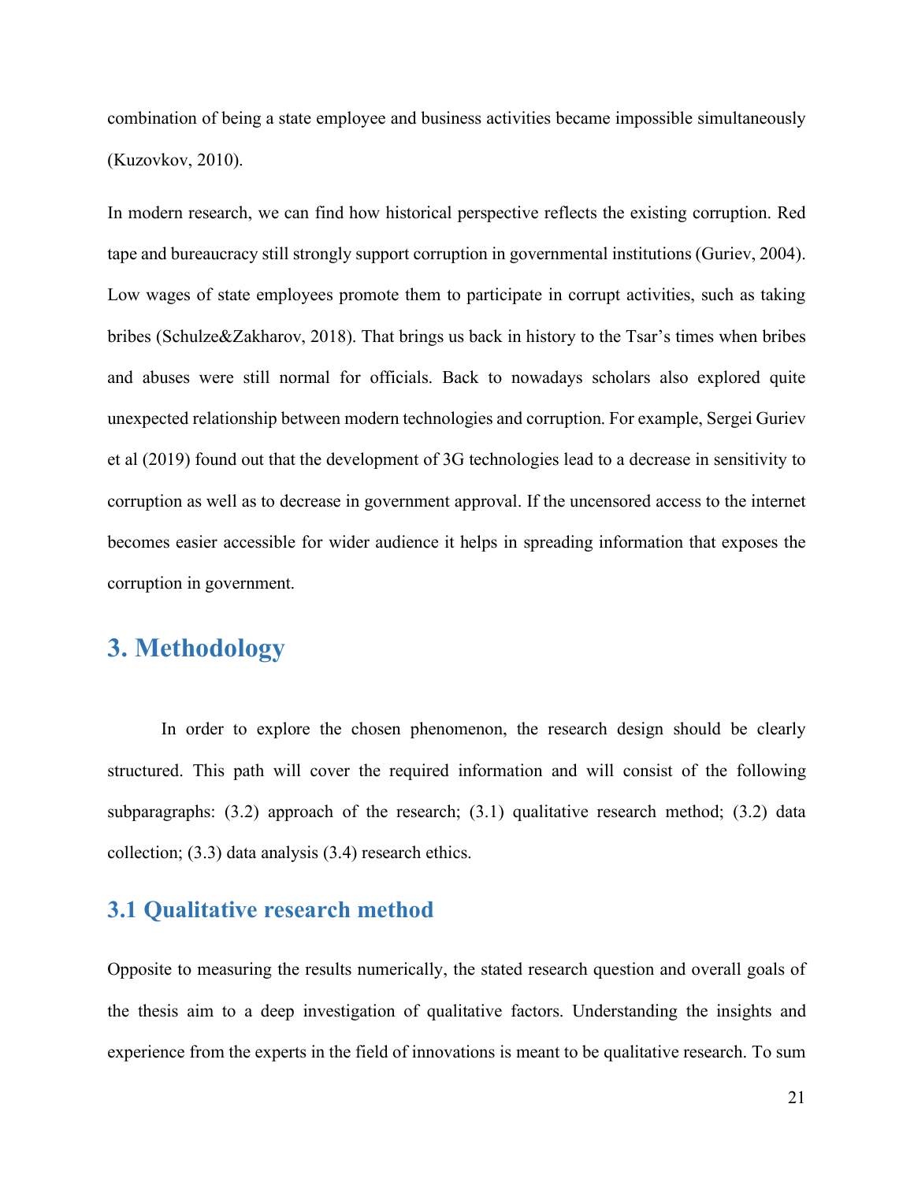combination of being a state employee and business activities became impossible simultaneously (Kuzovkov, 2010).

In modern research, we can find how historical perspective reflects the existing corruption. Red tape and bureaucracy still strongly support corruption in governmental institutions (Guriev, 2004). Low wages of state employees promote them to participate in corrupt activities, such as taking bribes (Schulze&Zakharov, 2018). That brings us back in history to the Tsar's times when bribes and abuses were still normal for officials. Back to nowadays scholars also explored quite unexpected relationship between modern technologies and corruption. For example, Sergei Guriev et al (2019) found out that the development of 3G technologies lead to a decrease in sensitivity to corruption as well as to decrease in government approval. If the uncensored access to the internet becomes easier accessible for wider audience it helps in spreading information that exposes the corruption in government.

# 3. Methodology

In order to explore the chosen phenomenon, the research design should be clearly structured. This path will cover the required information and will consist of the following subparagraphs: (3.2) approach of the research; (3.1) qualitative research method; (3.2) data collection; (3.3) data analysis (3.4) research ethics.

## 3.1 Qualitative research method

Opposite to measuring the results numerically, the stated research question and overall goals of the thesis aim to a deep investigation of qualitative factors. Understanding the insights and experience from the experts in the field of innovations is meant to be qualitative research. To sum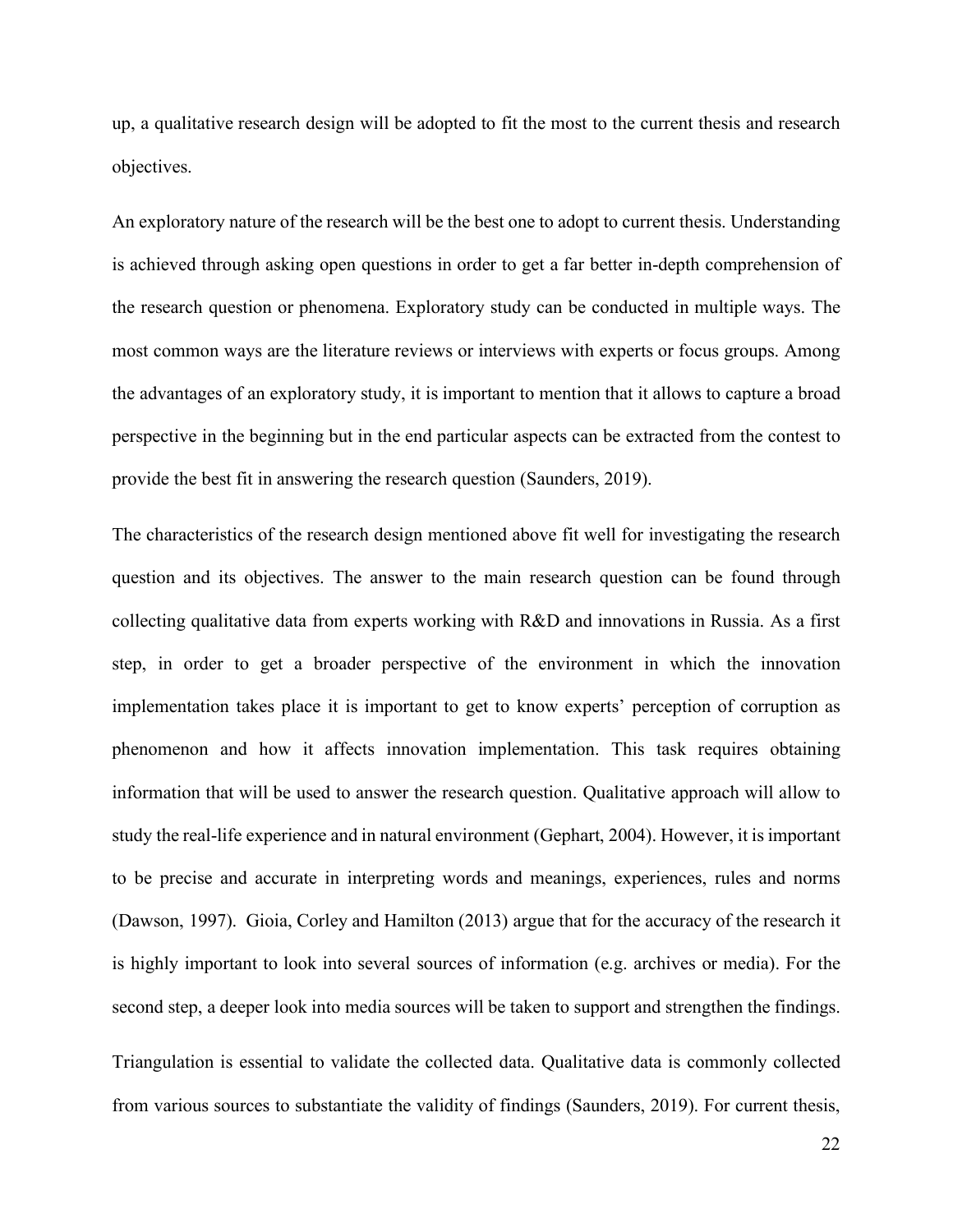up, a qualitative research design will be adopted to fit the most to the current thesis and research objectives.

An exploratory nature of the research will be the best one to adopt to current thesis. Understanding is achieved through asking open questions in order to get a far better in-depth comprehension of the research question or phenomena. Exploratory study can be conducted in multiple ways. The most common ways are the literature reviews or interviews with experts or focus groups. Among the advantages of an exploratory study, it is important to mention that it allows to capture a broad perspective in the beginning but in the end particular aspects can be extracted from the contest to provide the best fit in answering the research question (Saunders, 2019).

The characteristics of the research design mentioned above fit well for investigating the research question and its objectives. The answer to the main research question can be found through collecting qualitative data from experts working with R&D and innovations in Russia. As a first step, in order to get a broader perspective of the environment in which the innovation implementation takes place it is important to get to know experts' perception of corruption as phenomenon and how it affects innovation implementation. This task requires obtaining information that will be used to answer the research question. Qualitative approach will allow to study the real-life experience and in natural environment (Gephart, 2004). However, it is important to be precise and accurate in interpreting words and meanings, experiences, rules and norms (Dawson, 1997). Gioia, Corley and Hamilton (2013) argue that for the accuracy of the research it is highly important to look into several sources of information (e.g. archives or media). For the second step, a deeper look into media sources will be taken to support and strengthen the findings.

Triangulation is essential to validate the collected data. Qualitative data is commonly collected from various sources to substantiate the validity of findings (Saunders, 2019). For current thesis,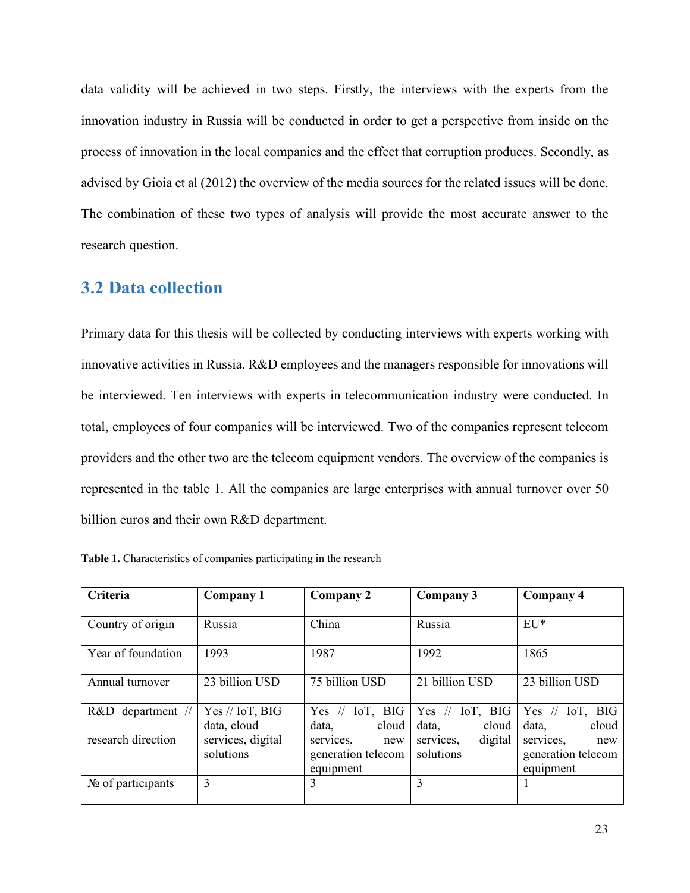data validity will be achieved in two steps. Firstly, the interviews with the experts from the innovation industry in Russia will be conducted in order to get a perspective from inside on the process of innovation in the local companies and the effect that corruption produces. Secondly, as advised by Gioia et al (2012) the overview of the media sources for the related issues will be done. The combination of these two types of analysis will provide the most accurate answer to the research question.

## 3.2 Data collection

Primary data for this thesis will be collected by conducting interviews with experts working with innovative activities in Russia. R&D employees and the managers responsible for innovations will be interviewed. Ten interviews with experts in telecommunication industry were conducted. In total, employees of four companies will be interviewed. Two of the companies represent telecom providers and the other two are the telecom equipment vendors. The overview of the companies is represented in the table 1. All the companies are large enterprises with annual turnover over 50 billion euros and their own R&D department.

**Table 1.** Characteristics of companies participating in the research

| Criteria | Company 1 | Company 2 | Company 3 | Company 4 |
|---|---|---|---|---|
| Country of origin | Russia | China | Russia | EU* |
| Year of foundation | 1993 | 1987 | 1992 | 1865 |
| Annual turnover | 23 billion USD | 75 billion USD | 21 billion USD | 23 billion USD |
| R&D department // research direction | Yes // IoT, BIG data, cloud services, digital solutions | Yes // IoT, BIG data, cloud services, new generation telecom equipment | Yes // IoT, BIG data, cloud services, digital solutions | Yes // IoT, BIG data, cloud services, new generation telecom equipment |
| № of participants | 3 | 3 | 3 | 1 |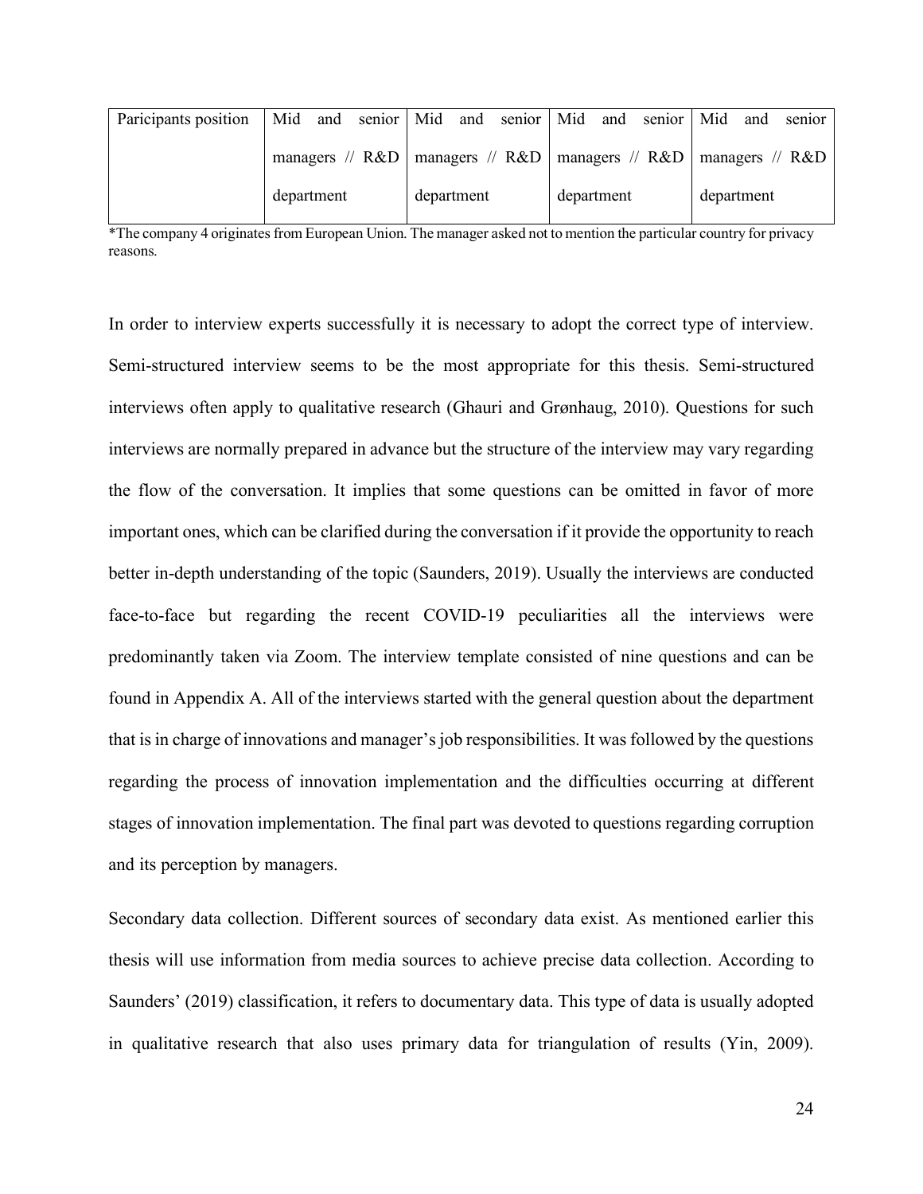| Paricipants position | Mid and senior managers // R&D department | Mid and senior managers // R&D department | Mid and senior managers // R&D department | Mid and senior managers // R&D department |
|---|---|---|---|---|

*The company 4 originates from European Union. The manager asked not to mention the particular country for privacy reasons.

In order to interview experts successfully it is necessary to adopt the correct type of interview. Semi-structured interview seems to be the most appropriate for this thesis. Semi-structured interviews often apply to qualitative research (Ghauri and Grønhaug, 2010). Questions for such interviews are normally prepared in advance but the structure of the interview may vary regarding the flow of the conversation. It implies that some questions can be omitted in favor of more important ones, which can be clarified during the conversation if it provide the opportunity to reach better in-depth understanding of the topic (Saunders, 2019). Usually the interviews are conducted face-to-face but regarding the recent COVID-19 peculiarities all the interviews were predominantly taken via Zoom. The interview template consisted of nine questions and can be found in Appendix A. All of the interviews started with the general question about the department that is in charge of innovations and manager's job responsibilities. It was followed by the questions regarding the process of innovation implementation and the difficulties occurring at different stages of innovation implementation. The final part was devoted to questions regarding corruption and its perception by managers.

Secondary data collection. Different sources of secondary data exist. As mentioned earlier this thesis will use information from media sources to achieve precise data collection. According to Saunders' (2019) classification, it refers to documentary data. This type of data is usually adopted in qualitative research that also uses primary data for triangulation of results (Yin, 2009).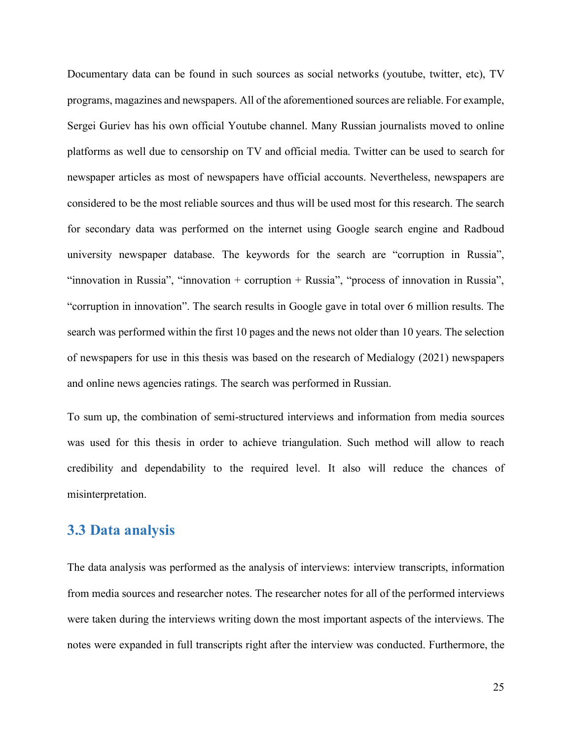Documentary data can be found in such sources as social networks (youtube, twitter, etc), TV programs, magazines and newspapers. All of the aforementioned sources are reliable. For example, Sergei Guriev has his own official Youtube channel. Many Russian journalists moved to online platforms as well due to censorship on TV and official media. Twitter can be used to search for newspaper articles as most of newspapers have official accounts. Nevertheless, newspapers are considered to be the most reliable sources and thus will be used most for this research. The search for secondary data was performed on the internet using Google search engine and Radboud university newspaper database. The keywords for the search are "corruption in Russia", "innovation in Russia", "innovation + corruption + Russia", "process of innovation in Russia", "corruption in innovation". The search results in Google gave in total over 6 million results. The search was performed within the first 10 pages and the news not older than 10 years. The selection of newspapers for use in this thesis was based on the research of Medialogy (2021) newspapers and online news agencies ratings. The search was performed in Russian.

To sum up, the combination of semi-structured interviews and information from media sources was used for this thesis in order to achieve triangulation. Such method will allow to reach credibility and dependability to the required level. It also will reduce the chances of misinterpretation.

## 3.3 Data analysis

The data analysis was performed as the analysis of interviews: interview transcripts, information from media sources and researcher notes. The researcher notes for all of the performed interviews were taken during the interviews writing down the most important aspects of the interviews. The notes were expanded in full transcripts right after the interview was conducted. Furthermore, the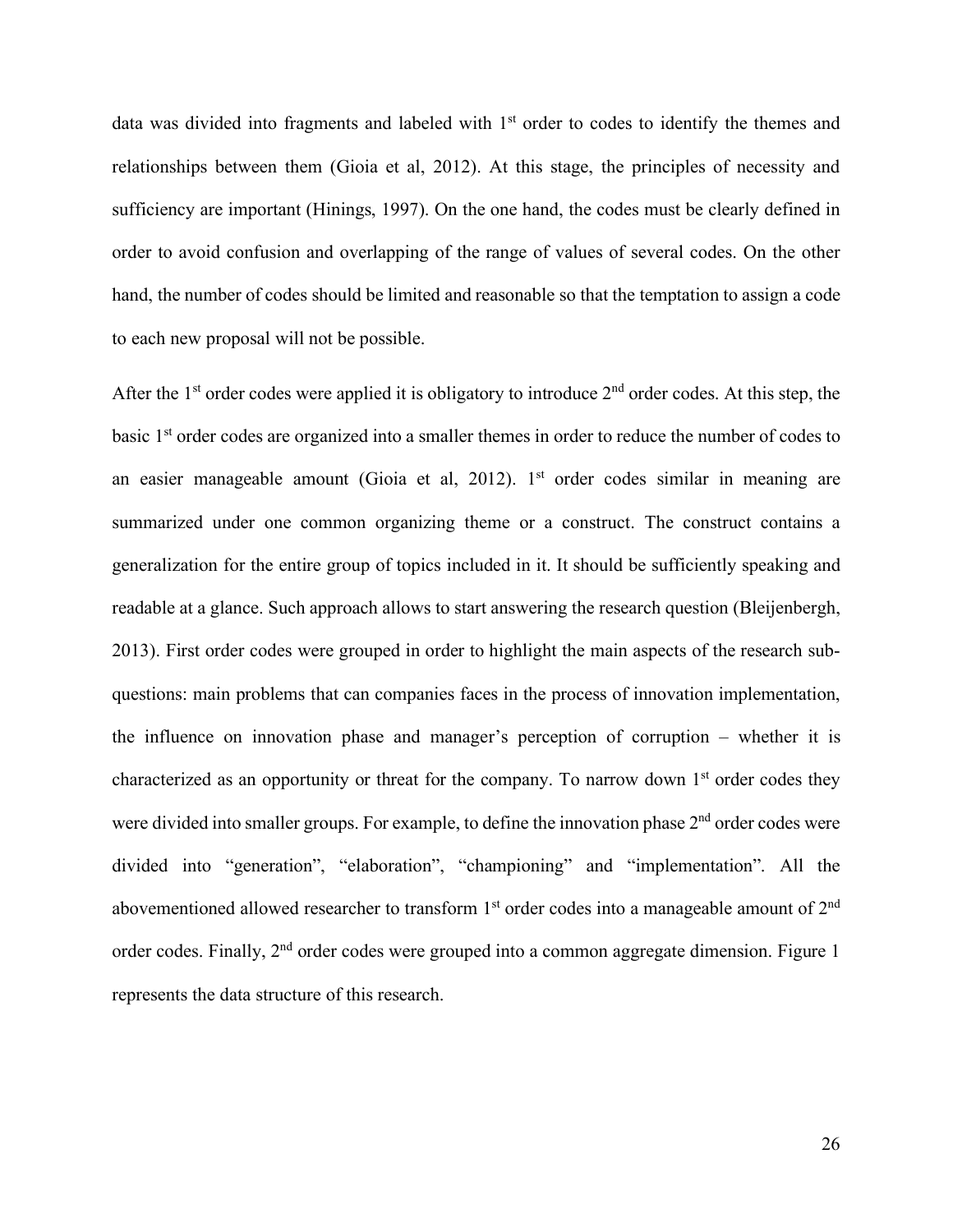data was divided into fragments and labeled with 1st order to codes to identify the themes and relationships between them (Gioia et al, 2012). At this stage, the principles of necessity and sufficiency are important (Hinings, 1997). On the one hand, the codes must be clearly defined in order to avoid confusion and overlapping of the range of values of several codes. On the other hand, the number of codes should be limited and reasonable so that the temptation to assign a code to each new proposal will not be possible.

After the 1st order codes were applied it is obligatory to introduce 2nd order codes. At this step, the basic 1st order codes are organized into a smaller themes in order to reduce the number of codes to an easier manageable amount (Gioia et al, 2012). 1st order codes similar in meaning are summarized under one common organizing theme or a construct. The construct contains a generalization for the entire group of topics included in it. It should be sufficiently speaking and readable at a glance. Such approach allows to start answering the research question (Bleijenbergh, 2013). First order codes were grouped in order to highlight the main aspects of the research sub-questions: main problems that can companies faces in the process of innovation implementation, the influence on innovation phase and manager's perception of corruption – whether it is characterized as an opportunity or threat for the company. To narrow down 1st order codes they were divided into smaller groups. For example, to define the innovation phase 2nd order codes were divided into "generation", "elaboration", "championing" and "implementation". All the abovementioned allowed researcher to transform 1st order codes into a manageable amount of 2nd order codes. Finally, 2nd order codes were grouped into a common aggregate dimension. Figure 1 represents the data structure of this research.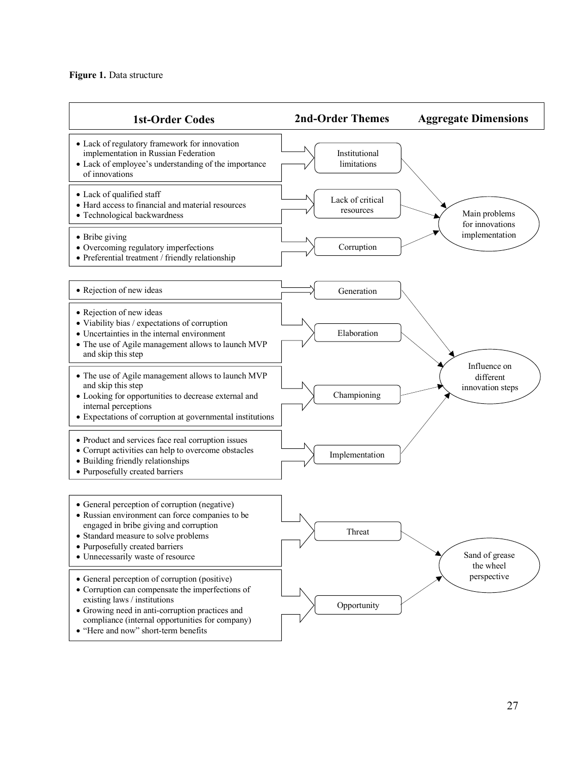**Figure 1.** Data structure

| 1st-Order Codes | 2nd-Order Themes | Aggregate Dimensions |
|---|---|---|
| • Lack of regulatory framework for innovation implementation in Russian Federation<br>• Lack of employee's understanding of the importance of innovations | Institutional limitations | Main problems for innovations implementation |
| • Lack of qualified staff<br>• Hard access to financial and material resources<br>• Technological backwardness | Lack of critical resources | Main problems for innovations implementation |
| • Bribe giving<br>• Overcoming regulatory imperfections<br>• Preferential treatment / friendly relationship | Corruption | Main problems for innovations implementation |
| • Rejection of new ideas | Generation | Influence on different innovation steps |
| • Rejection of new ideas<br>• Viability bias / expectations of corruption<br>• Uncertainties in the internal environment<br>• The use of Agile management allows to launch MVP and skip this step | Elaboration | Influence on different innovation steps |
| • The use of Agile management allows to launch MVP and skip this step<br>• Looking for opportunities to decrease external and internal perceptions<br>• Expectations of corruption at governmental institutions | Championing | Influence on different innovation steps |
| • Product and services face real corruption issues<br>• Corrupt activities can help to overcome obstacles<br>• Building friendly relationships<br>• Purposefully created barriers | Implementation | Influence on different innovation steps |
| • General perception of corruption (negative)<br>• Russian environment can force companies to be engaged in bribe giving and corruption<br>• Standard measure to solve problems<br>• Purposefully created barriers<br>• Unnecessarily waste of resource | Threat | Sand of grease the wheel perspective |
| • General perception of corruption (positive)<br>• Corruption can compensate the imperfections of existing laws / institutions<br>• Growing need in anti-corruption practices and compliance (internal opportunities for company)<br>• "Here and now" short-term benefits | Opportunity | Sand of grease the wheel perspective |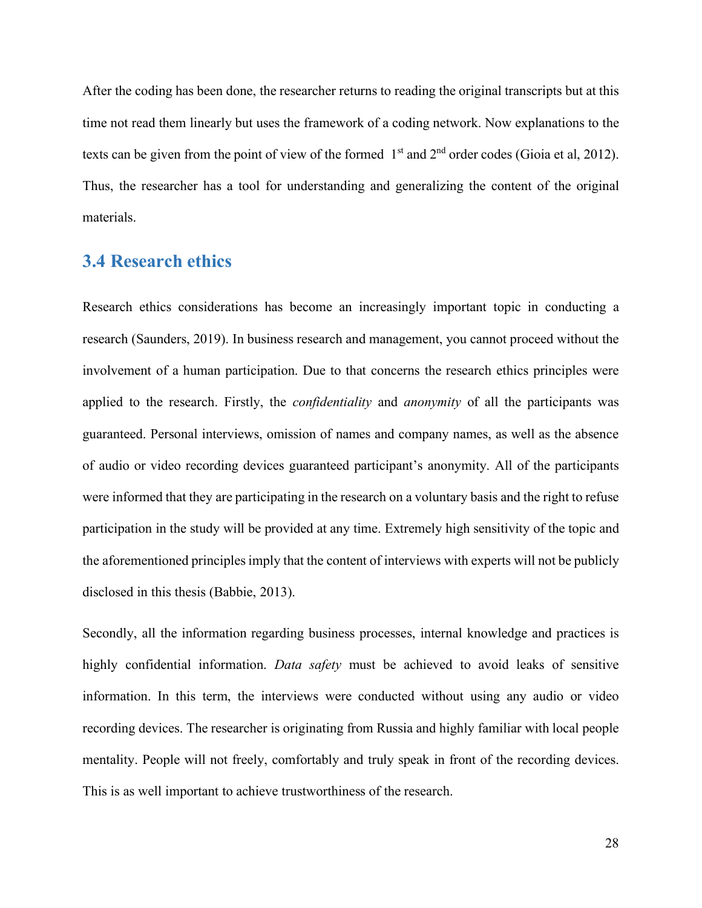After the coding has been done, the researcher returns to reading the original transcripts but at this time not read them linearly but uses the framework of a coding network. Now explanations to the texts can be given from the point of view of the formed 1st and 2nd order codes (Gioia et al, 2012). Thus, the researcher has a tool for understanding and generalizing the content of the original materials.

## 3.4 Research ethics

Research ethics considerations has become an increasingly important topic in conducting a research (Saunders, 2019). In business research and management, you cannot proceed without the involvement of a human participation. Due to that concerns the research ethics principles were applied to the research. Firstly, the *confidentiality* and *anonymity* of all the participants was guaranteed. Personal interviews, omission of names and company names, as well as the absence of audio or video recording devices guaranteed participant's anonymity. All of the participants were informed that they are participating in the research on a voluntary basis and the right to refuse participation in the study will be provided at any time. Extremely high sensitivity of the topic and the aforementioned principles imply that the content of interviews with experts will not be publicly disclosed in this thesis (Babbie, 2013).

Secondly, all the information regarding business processes, internal knowledge and practices is highly confidential information. *Data safety* must be achieved to avoid leaks of sensitive information. In this term, the interviews were conducted without using any audio or video recording devices. The researcher is originating from Russia and highly familiar with local people mentality. People will not freely, comfortably and truly speak in front of the recording devices. This is as well important to achieve trustworthiness of the research.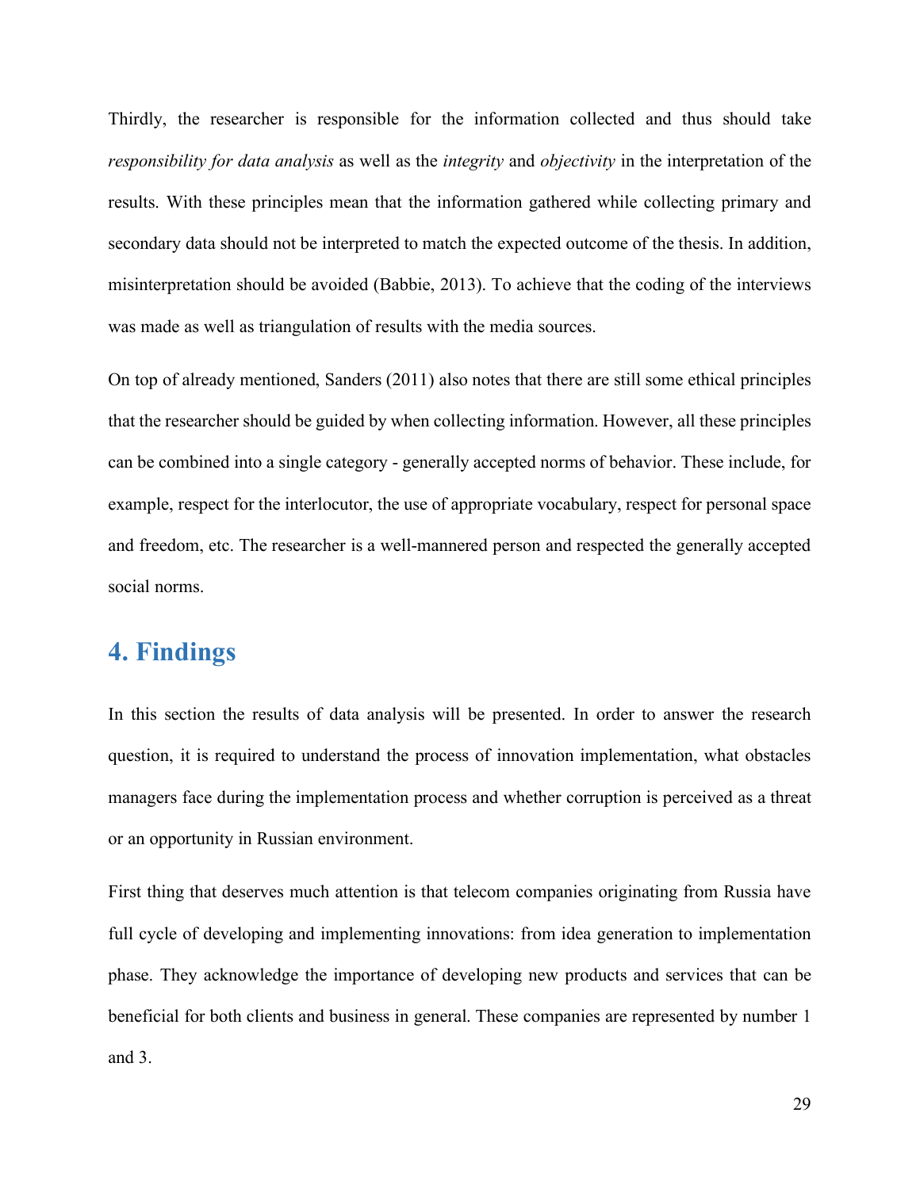Thirdly, the researcher is responsible for the information collected and thus should take *responsibility for data analysis* as well as the *integrity* and *objectivity* in the interpretation of the results. With these principles mean that the information gathered while collecting primary and secondary data should not be interpreted to match the expected outcome of the thesis. In addition, misinterpretation should be avoided (Babbie, 2013). To achieve that the coding of the interviews was made as well as triangulation of results with the media sources.

On top of already mentioned, Sanders (2011) also notes that there are still some ethical principles that the researcher should be guided by when collecting information. However, all these principles can be combined into a single category - generally accepted norms of behavior. These include, for example, respect for the interlocutor, the use of appropriate vocabulary, respect for personal space and freedom, etc. The researcher is a well-mannered person and respected the generally accepted social norms.

# 4. Findings

In this section the results of data analysis will be presented. In order to answer the research question, it is required to understand the process of innovation implementation, what obstacles managers face during the implementation process and whether corruption is perceived as a threat or an opportunity in Russian environment.

First thing that deserves much attention is that telecom companies originating from Russia have full cycle of developing and implementing innovations: from idea generation to implementation phase. They acknowledge the importance of developing new products and services that can be beneficial for both clients and business in general. These companies are represented by number 1 and 3.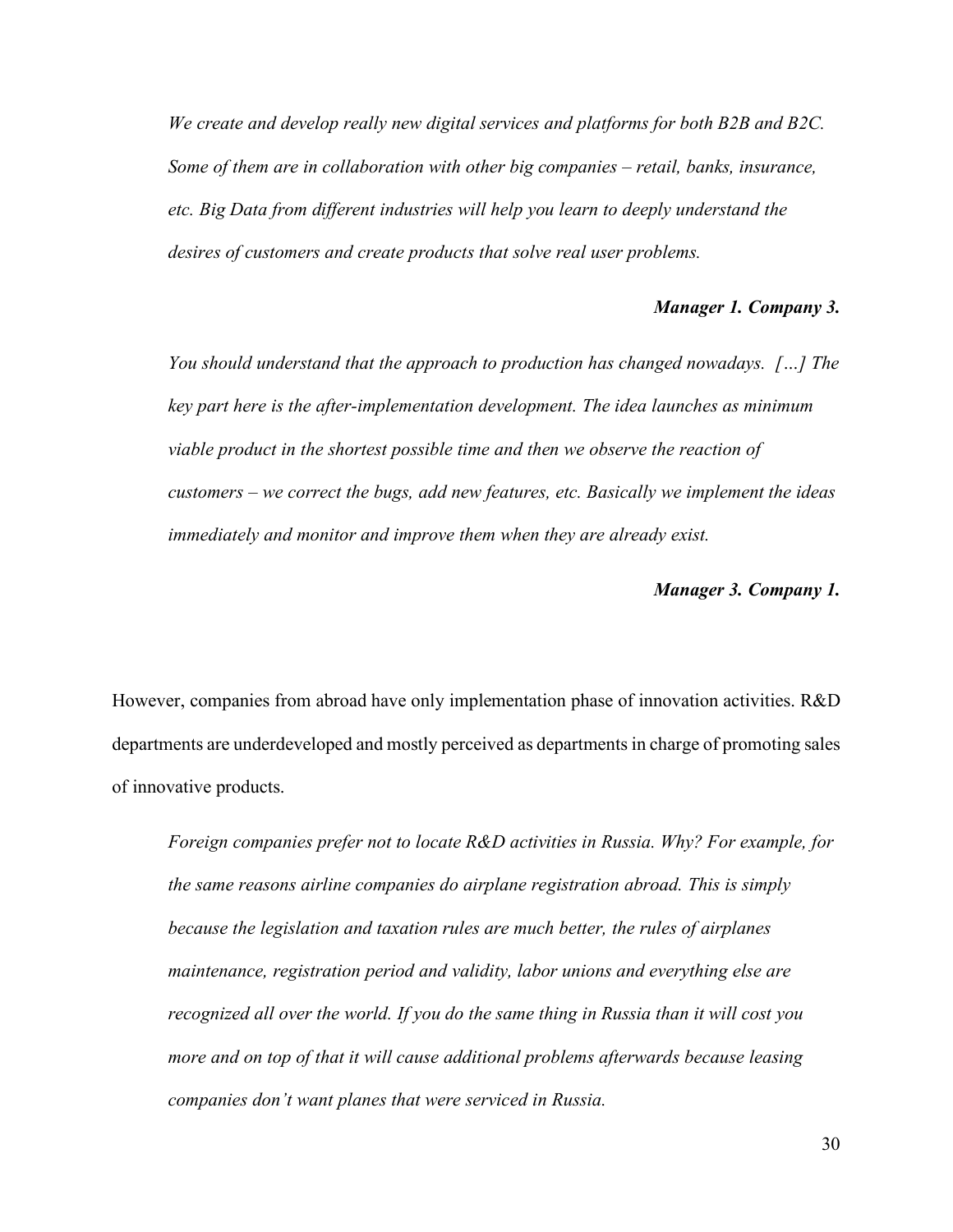*We create and develop really new digital services and platforms for both B2B and B2C. Some of them are in collaboration with other big companies – retail, banks, insurance, etc. Big Data from different industries will help you learn to deeply understand the desires of customers and create products that solve real user problems.*

***Manager 1. Company 3.***

*You should understand that the approach to production has changed nowadays. […] The key part here is the after-implementation development. The idea launches as minimum viable product in the shortest possible time and then we observe the reaction of customers – we correct the bugs, add new features, etc. Basically we implement the ideas immediately and monitor and improve them when they are already exist.*

***Manager 3. Company 1.***

However, companies from abroad have only implementation phase of innovation activities. R&D departments are underdeveloped and mostly perceived as departments in charge of promoting sales of innovative products.

*Foreign companies prefer not to locate R&D activities in Russia. Why? For example, for the same reasons airline companies do airplane registration abroad. This is simply because the legislation and taxation rules are much better, the rules of airplanes maintenance, registration period and validity, labor unions and everything else are recognized all over the world. If you do the same thing in Russia than it will cost you more and on top of that it will cause additional problems afterwards because leasing companies don't want planes that were serviced in Russia.*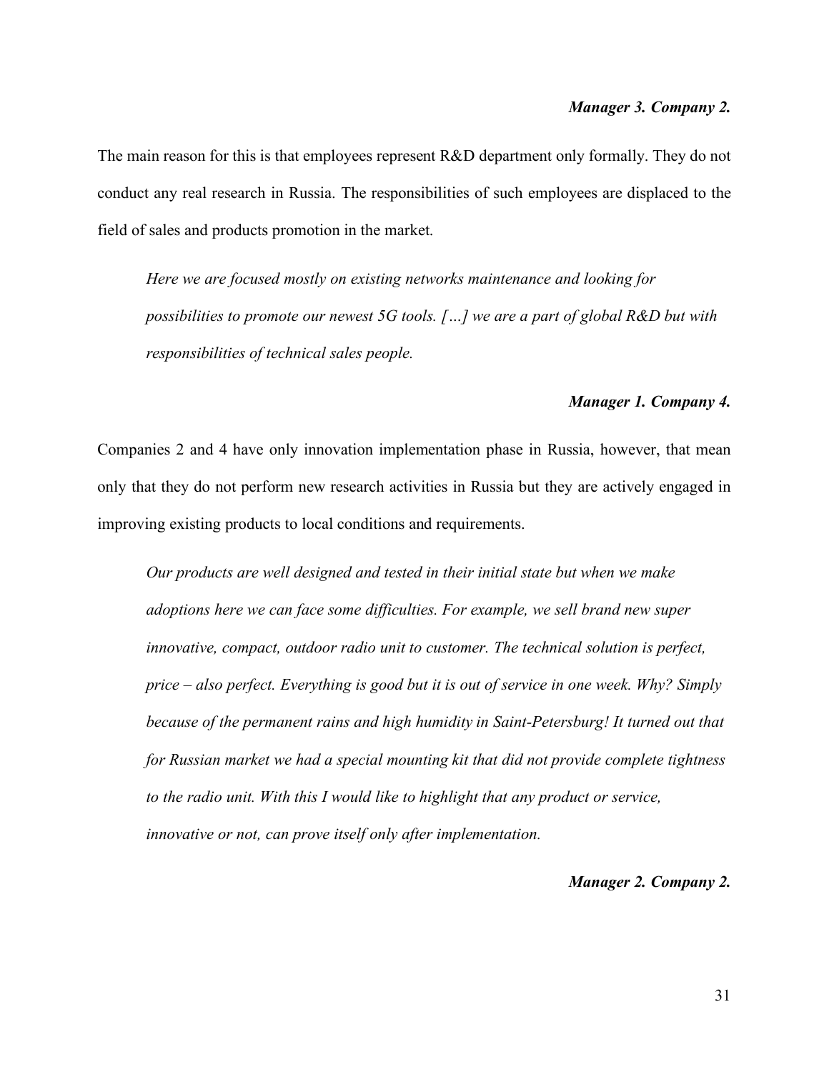***Manager 3. Company 2.***

The main reason for this is that employees represent R&D department only formally. They do not conduct any real research in Russia. The responsibilities of such employees are displaced to the field of sales and products promotion in the market.

> *Here we are focused mostly on existing networks maintenance and looking for possibilities to promote our newest 5G tools. […] we are a part of global R&D but with responsibilities of technical sales people.*

***Manager 1. Company 4.***

Companies 2 and 4 have only innovation implementation phase in Russia, however, that mean only that they do not perform new research activities in Russia but they are actively engaged in improving existing products to local conditions and requirements.

> *Our products are well designed and tested in their initial state but when we make adoptions here we can face some difficulties. For example, we sell brand new super innovative, compact, outdoor radio unit to customer. The technical solution is perfect, price – also perfect. Everything is good but it is out of service in one week. Why? Simply because of the permanent rains and high humidity in Saint-Petersburg! It turned out that for Russian market we had a special mounting kit that did not provide complete tightness to the radio unit. With this I would like to highlight that any product or service, innovative or not, can prove itself only after implementation.*

***Manager 2. Company 2.***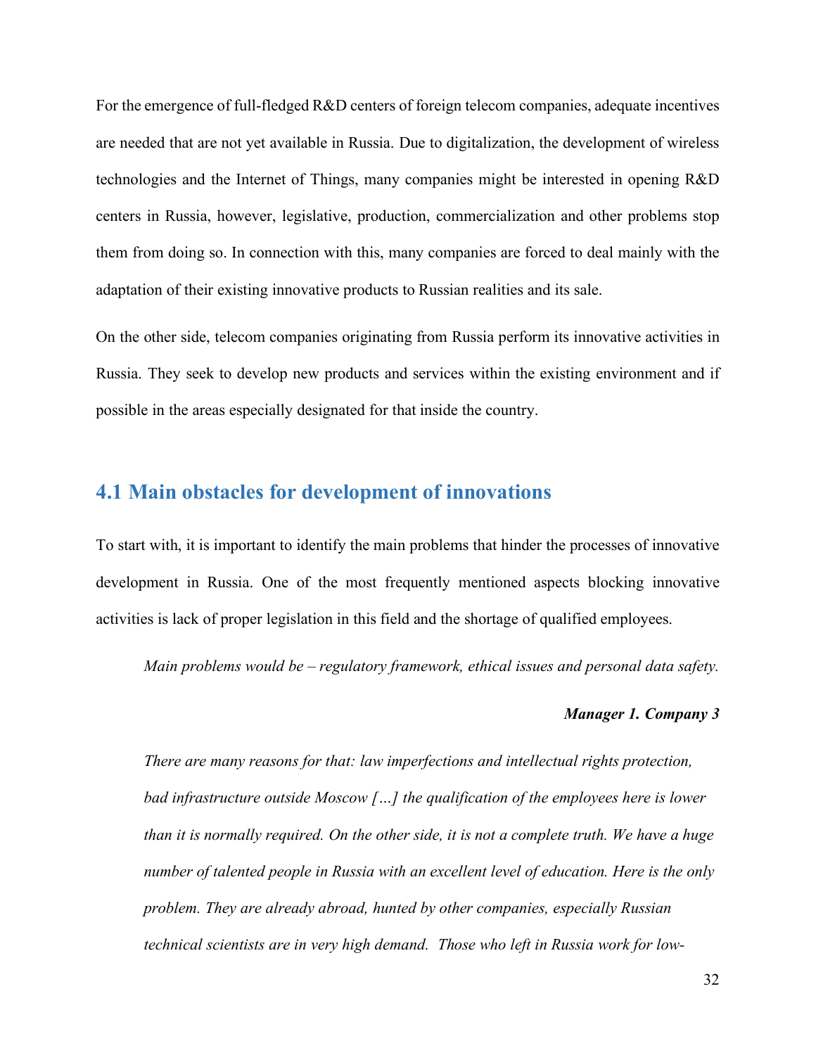For the emergence of full-fledged R&D centers of foreign telecom companies, adequate incentives are needed that are not yet available in Russia. Due to digitalization, the development of wireless technologies and the Internet of Things, many companies might be interested in opening R&D centers in Russia, however, legislative, production, commercialization and other problems stop them from doing so. In connection with this, many companies are forced to deal mainly with the adaptation of their existing innovative products to Russian realities and its sale.

On the other side, telecom companies originating from Russia perform its innovative activities in Russia. They seek to develop new products and services within the existing environment and if possible in the areas especially designated for that inside the country.

## 4.1 Main obstacles for development of innovations

To start with, it is important to identify the main problems that hinder the processes of innovative development in Russia. One of the most frequently mentioned aspects blocking innovative activities is lack of proper legislation in this field and the shortage of qualified employees.

> *Main problems would be – regulatory framework, ethical issues and personal data safety.*
>
> ***Manager 1. Company 3***

> *There are many reasons for that: law imperfections and intellectual rights protection, bad infrastructure outside Moscow […] the qualification of the employees here is lower than it is normally required. On the other side, it is not a complete truth. We have a huge number of talented people in Russia with an excellent level of education. Here is the only problem. They are already abroad, hunted by other companies, especially Russian technical scientists are in very high demand. Those who left in Russia work for low-*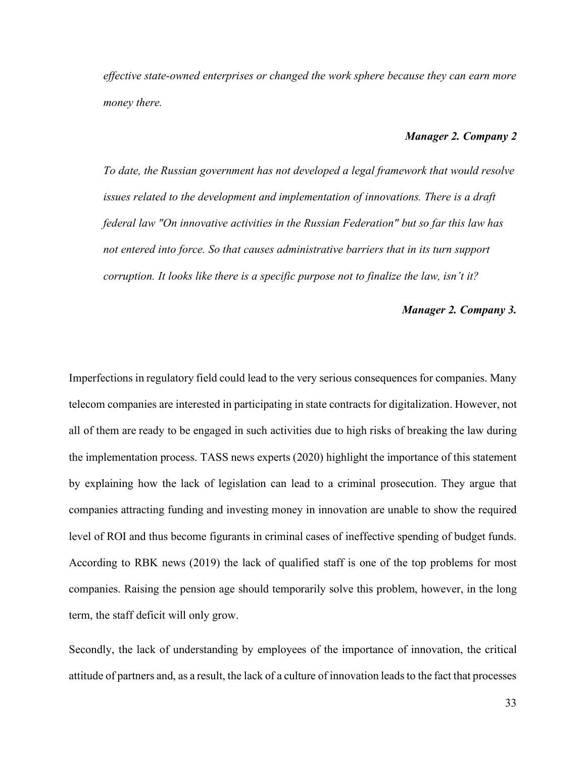*effective state-owned enterprises or changed the work sphere because they can earn more money there.*

***Manager 2. Company 2***

*To date, the Russian government has not developed a legal framework that would resolve issues related to the development and implementation of innovations. There is a draft federal law "On innovative activities in the Russian Federation" but so far this law has not entered into force. So that causes administrative barriers that in its turn support corruption. It looks like there is a specific purpose not to finalize the law, isn't it?*

***Manager 2. Company 3.***

Imperfections in regulatory field could lead to the very serious consequences for companies. Many telecom companies are interested in participating in state contracts for digitalization. However, not all of them are ready to be engaged in such activities due to high risks of breaking the law during the implementation process. TASS news experts (2020) highlight the importance of this statement by explaining how the lack of legislation can lead to a criminal prosecution. They argue that companies attracting funding and investing money in innovation are unable to show the required level of ROI and thus become figurants in criminal cases of ineffective spending of budget funds. According to RBK news (2019) the lack of qualified staff is one of the top problems for most companies. Raising the pension age should temporarily solve this problem, however, in the long term, the staff deficit will only grow.

Secondly, the lack of understanding by employees of the importance of innovation, the critical attitude of partners and, as a result, the lack of a culture of innovation leads to the fact that processes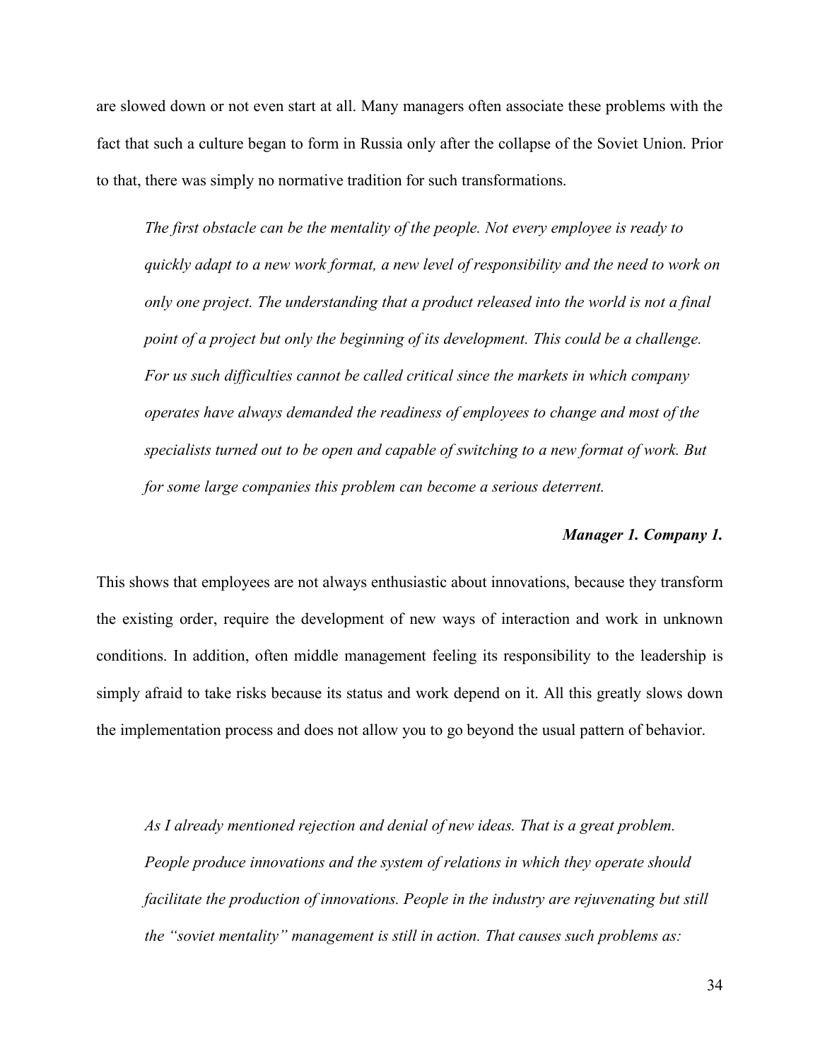are slowed down or not even start at all. Many managers often associate these problems with the fact that such a culture began to form in Russia only after the collapse of the Soviet Union. Prior to that, there was simply no normative tradition for such transformations.

> *The first obstacle can be the mentality of the people. Not every employee is ready to quickly adapt to a new work format, a new level of responsibility and the need to work on only one project. The understanding that a product released into the world is not a final point of a project but only the beginning of its development. This could be a challenge. For us such difficulties cannot be called critical since the markets in which company operates have always demanded the readiness of employees to change and most of the specialists turned out to be open and capable of switching to a new format of work. But for some large companies this problem can become a serious deterrent.*
>
> ***Manager 1. Company 1.***

This shows that employees are not always enthusiastic about innovations, because they transform the existing order, require the development of new ways of interaction and work in unknown conditions. In addition, often middle management feeling its responsibility to the leadership is simply afraid to take risks because its status and work depend on it. All this greatly slows down the implementation process and does not allow you to go beyond the usual pattern of behavior.

> *As I already mentioned rejection and denial of new ideas. That is a great problem. People produce innovations and the system of relations in which they operate should facilitate the production of innovations. People in the industry are rejuvenating but still the "soviet mentality" management is still in action. That causes such problems as:*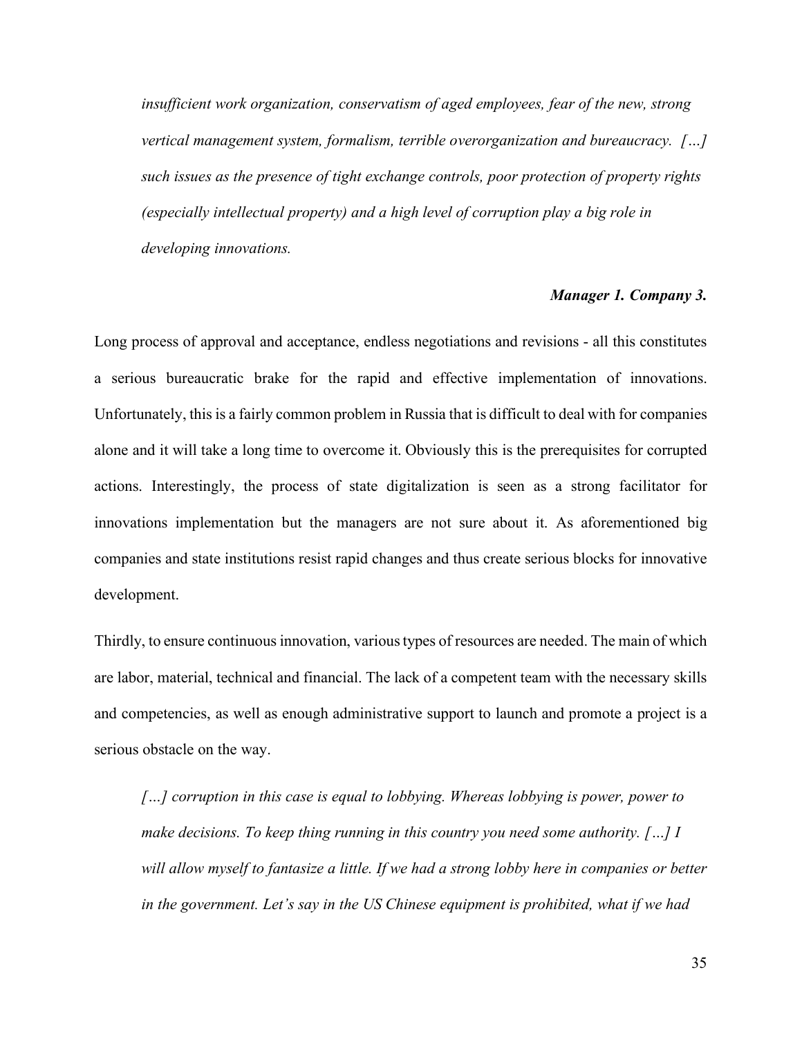*insufficient work organization, conservatism of aged employees, fear of the new, strong vertical management system, formalism, terrible overorganization and bureaucracy. […] such issues as the presence of tight exchange controls, poor protection of property rights (especially intellectual property) and a high level of corruption play a big role in developing innovations.*

***Manager 1. Company 3.***

Long process of approval and acceptance, endless negotiations and revisions - all this constitutes a serious bureaucratic brake for the rapid and effective implementation of innovations. Unfortunately, this is a fairly common problem in Russia that is difficult to deal with for companies alone and it will take a long time to overcome it. Obviously this is the prerequisites for corrupted actions. Interestingly, the process of state digitalization is seen as a strong facilitator for innovations implementation but the managers are not sure about it. As aforementioned big companies and state institutions resist rapid changes and thus create serious blocks for innovative development.

Thirdly, to ensure continuous innovation, various types of resources are needed. The main of which are labor, material, technical and financial. The lack of a competent team with the necessary skills and competencies, as well as enough administrative support to launch and promote a project is a serious obstacle on the way.

*[…] corruption in this case is equal to lobbying. Whereas lobbying is power, power to make decisions. To keep thing running in this country you need some authority. […] I will allow myself to fantasize a little. If we had a strong lobby here in companies or better in the government. Let's say in the US Chinese equipment is prohibited, what if we had*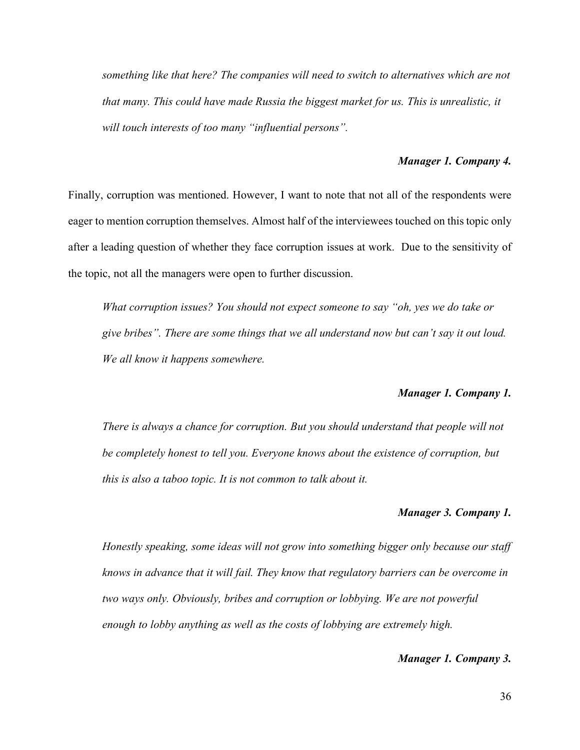> *something like that here? The companies will need to switch to alternatives which are not that many. This could have made Russia the biggest market for us. This is unrealistic, it will touch interests of too many "influential persons".*
>
> ***Manager 1. Company 4.***

Finally, corruption was mentioned. However, I want to note that not all of the respondents were eager to mention corruption themselves. Almost half of the interviewees touched on this topic only after a leading question of whether they face corruption issues at work. Due to the sensitivity of the topic, not all the managers were open to further discussion.

> *What corruption issues? You should not expect someone to say "oh, yes we do take or give bribes". There are some things that we all understand now but can't say it out loud. We all know it happens somewhere.*
>
> ***Manager 1. Company 1.***

> *There is always a chance for corruption. But you should understand that people will not be completely honest to tell you. Everyone knows about the existence of corruption, but this is also a taboo topic. It is not common to talk about it.*
>
> ***Manager 3. Company 1.***

> *Honestly speaking, some ideas will not grow into something bigger only because our staff knows in advance that it will fail. They know that regulatory barriers can be overcome in two ways only. Obviously, bribes and corruption or lobbying. We are not powerful enough to lobby anything as well as the costs of lobbying are extremely high.*
>
> ***Manager 1. Company 3.***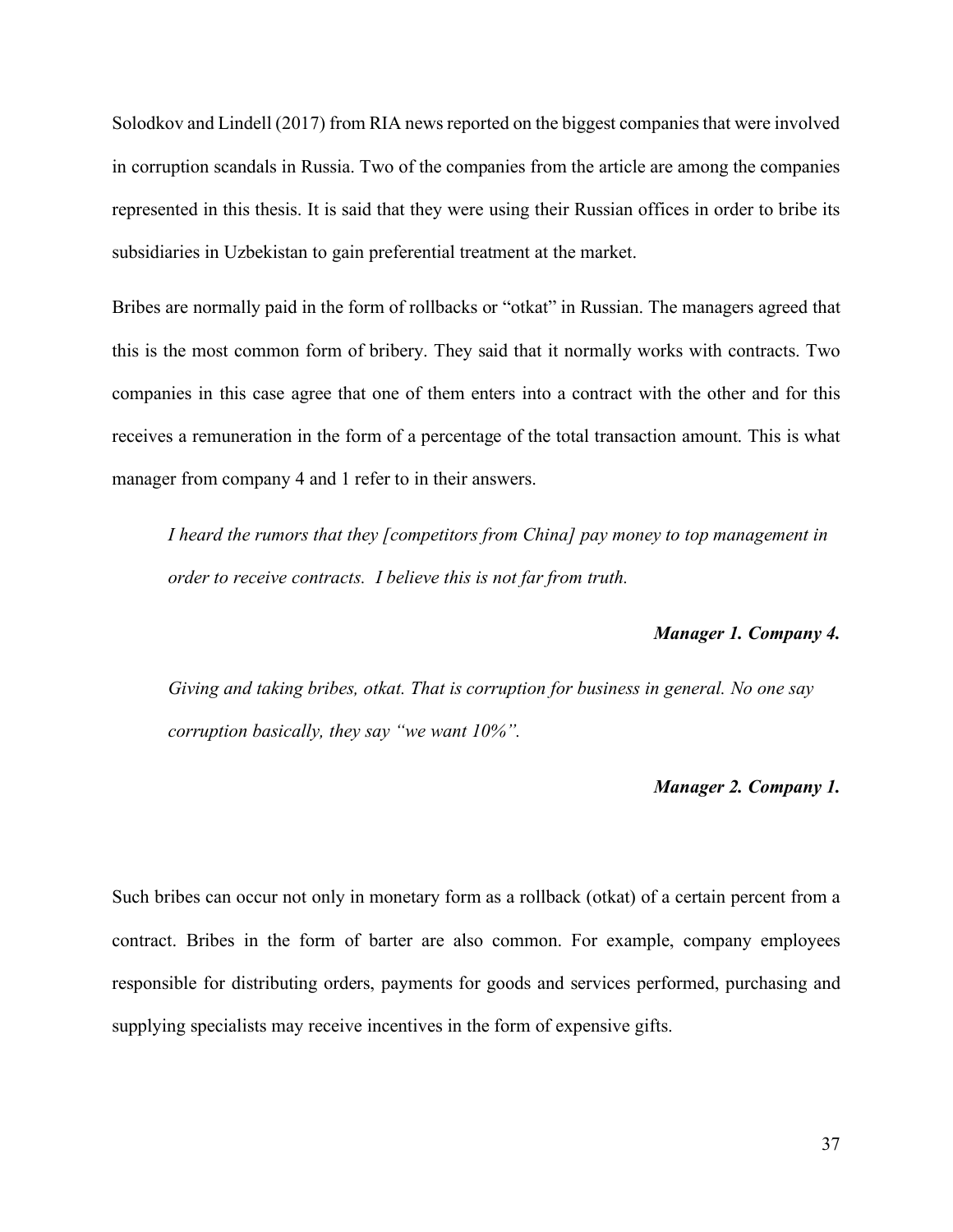Solodkov and Lindell (2017) from RIA news reported on the biggest companies that were involved in corruption scandals in Russia. Two of the companies from the article are among the companies represented in this thesis. It is said that they were using their Russian offices in order to bribe its subsidiaries in Uzbekistan to gain preferential treatment at the market.

Bribes are normally paid in the form of rollbacks or "otkat" in Russian. The managers agreed that this is the most common form of bribery. They said that it normally works with contracts. Two companies in this case agree that one of them enters into a contract with the other and for this receives a remuneration in the form of a percentage of the total transaction amount. This is what manager from company 4 and 1 refer to in their answers.

> *I heard the rumors that they [competitors from China] pay money to top management in order to receive contracts. I believe this is not far from truth.*
>
> ***Manager 1. Company 4.***

> *Giving and taking bribes, otkat. That is corruption for business in general. No one say corruption basically, they say "we want 10%".*
>
> ***Manager 2. Company 1.***

Such bribes can occur not only in monetary form as a rollback (otkat) of a certain percent from a contract. Bribes in the form of barter are also common. For example, company employees responsible for distributing orders, payments for goods and services performed, purchasing and supplying specialists may receive incentives in the form of expensive gifts.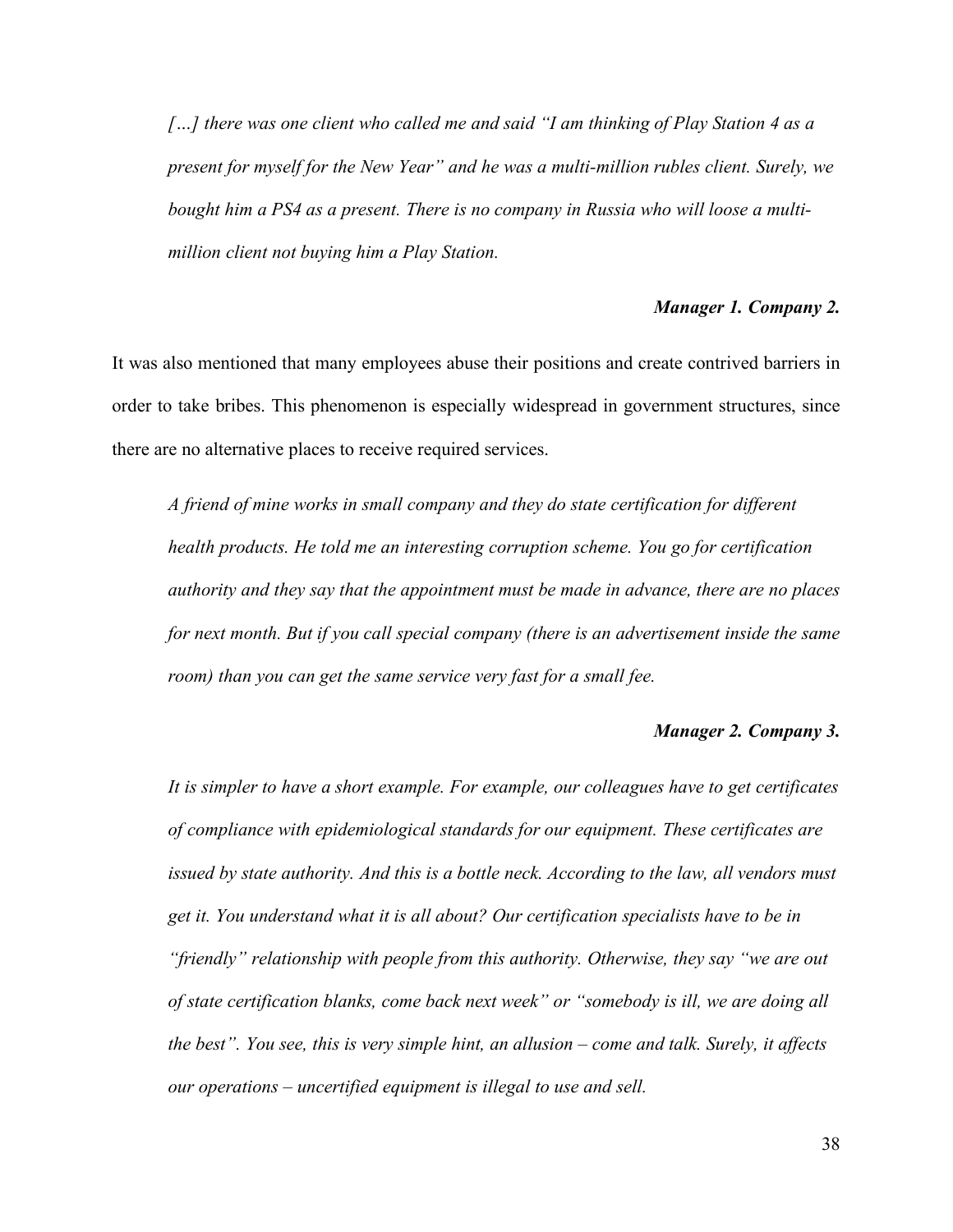*[…] there was one client who called me and said "I am thinking of Play Station 4 as a present for myself for the New Year" and he was a multi-million rubles client. Surely, we bought him a PS4 as a present. There is no company in Russia who will loose a multi-million client not buying him a Play Station.*

***Manager 1. Company 2.***

It was also mentioned that many employees abuse their positions and create contrived barriers in order to take bribes. This phenomenon is especially widespread in government structures, since there are no alternative places to receive required services.

*A friend of mine works in small company and they do state certification for different health products. He told me an interesting corruption scheme. You go for certification authority and they say that the appointment must be made in advance, there are no places for next month. But if you call special company (there is an advertisement inside the same room) than you can get the same service very fast for a small fee.*

***Manager 2. Company 3.***

*It is simpler to have a short example. For example, our colleagues have to get certificates of compliance with epidemiological standards for our equipment. These certificates are issued by state authority. And this is a bottle neck. According to the law, all vendors must get it. You understand what it is all about? Our certification specialists have to be in "friendly" relationship with people from this authority. Otherwise, they say "we are out of state certification blanks, come back next week" or "somebody is ill, we are doing all the best". You see, this is very simple hint, an allusion – come and talk. Surely, it affects our operations – uncertified equipment is illegal to use and sell.*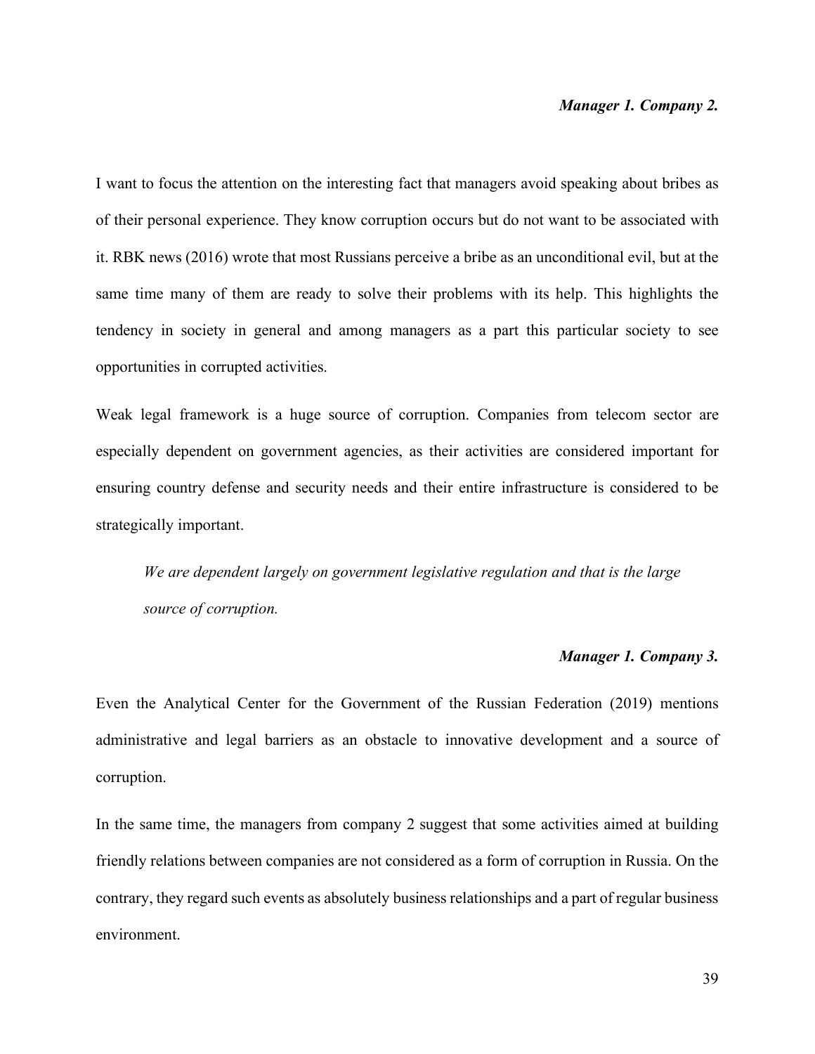***Manager 1. Company 2.***

I want to focus the attention on the interesting fact that managers avoid speaking about bribes as of their personal experience. They know corruption occurs but do not want to be associated with it. RBK news (2016) wrote that most Russians perceive a bribe as an unconditional evil, but at the same time many of them are ready to solve their problems with its help. This highlights the tendency in society in general and among managers as a part this particular society to see opportunities in corrupted activities.

Weak legal framework is a huge source of corruption. Companies from telecom sector are especially dependent on government agencies, as their activities are considered important for ensuring country defense and security needs and their entire infrastructure is considered to be strategically important.

> *We are dependent largely on government legislative regulation and that is the large source of corruption.*

***Manager 1. Company 3.***

Even the Analytical Center for the Government of the Russian Federation (2019) mentions administrative and legal barriers as an obstacle to innovative development and a source of corruption.

In the same time, the managers from company 2 suggest that some activities aimed at building friendly relations between companies are not considered as a form of corruption in Russia. On the contrary, they regard such events as absolutely business relationships and a part of regular business environment.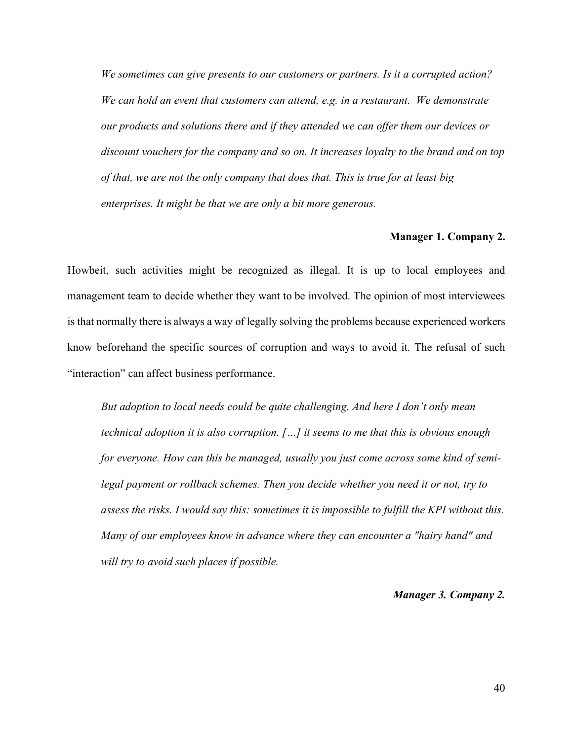*We sometimes can give presents to our customers or partners. Is it a corrupted action? We can hold an event that customers can attend, e.g. in a restaurant. We demonstrate our products and solutions there and if they attended we can offer them our devices or discount vouchers for the company and so on. It increases loyalty to the brand and on top of that, we are not the only company that does that. This is true for at least big enterprises. It might be that we are only a bit more generous.*

**Manager 1. Company 2.**

Howbeit, such activities might be recognized as illegal. It is up to local employees and management team to decide whether they want to be involved. The opinion of most interviewees is that normally there is always a way of legally solving the problems because experienced workers know beforehand the specific sources of corruption and ways to avoid it. The refusal of such "interaction" can affect business performance.

*But adoption to local needs could be quite challenging. And here I don't only mean technical adoption it is also corruption. […] it seems to me that this is obvious enough for everyone. How can this be managed, usually you just come across some kind of semi-legal payment or rollback schemes. Then you decide whether you need it or not, try to assess the risks. I would say this: sometimes it is impossible to fulfill the KPI without this. Many of our employees know in advance where they can encounter a "hairy hand" and will try to avoid such places if possible.*

***Manager 3. Company 2.***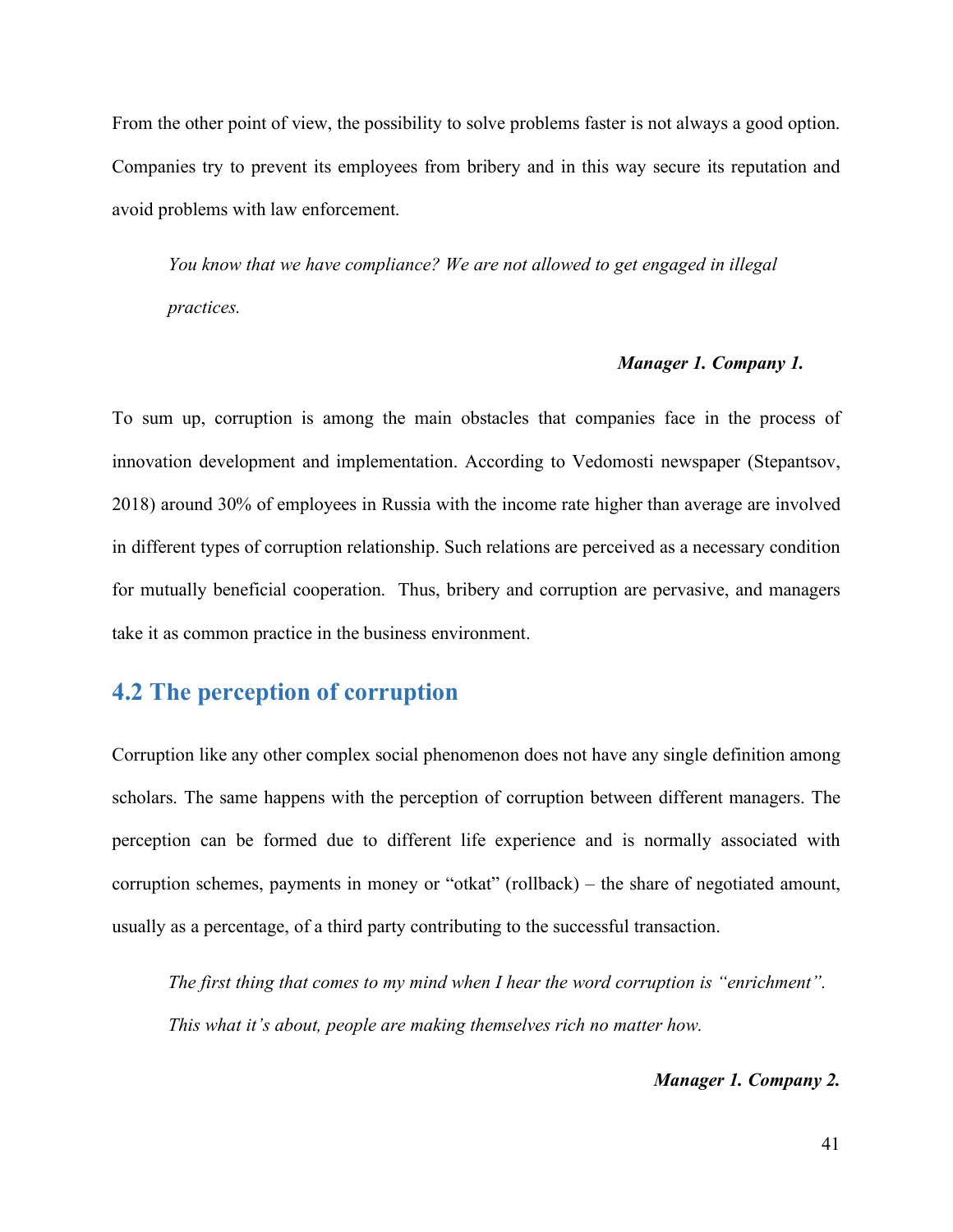From the other point of view, the possibility to solve problems faster is not always a good option. Companies try to prevent its employees from bribery and in this way secure its reputation and avoid problems with law enforcement.

> *You know that we have compliance? We are not allowed to get engaged in illegal practices.*
>
> ***Manager 1. Company 1.***

To sum up, corruption is among the main obstacles that companies face in the process of innovation development and implementation. According to Vedomosti newspaper (Stepantsov, 2018) around 30% of employees in Russia with the income rate higher than average are involved in different types of corruption relationship. Such relations are perceived as a necessary condition for mutually beneficial cooperation. Thus, bribery and corruption are pervasive, and managers take it as common practice in the business environment.

## 4.2 The perception of corruption

Corruption like any other complex social phenomenon does not have any single definition among scholars. The same happens with the perception of corruption between different managers. The perception can be formed due to different life experience and is normally associated with corruption schemes, payments in money or "otkat" (rollback) – the share of negotiated amount, usually as a percentage, of a third party contributing to the successful transaction.

> *The first thing that comes to my mind when I hear the word corruption is "enrichment". This what it's about, people are making themselves rich no matter how.*
>
> ***Manager 1. Company 2.***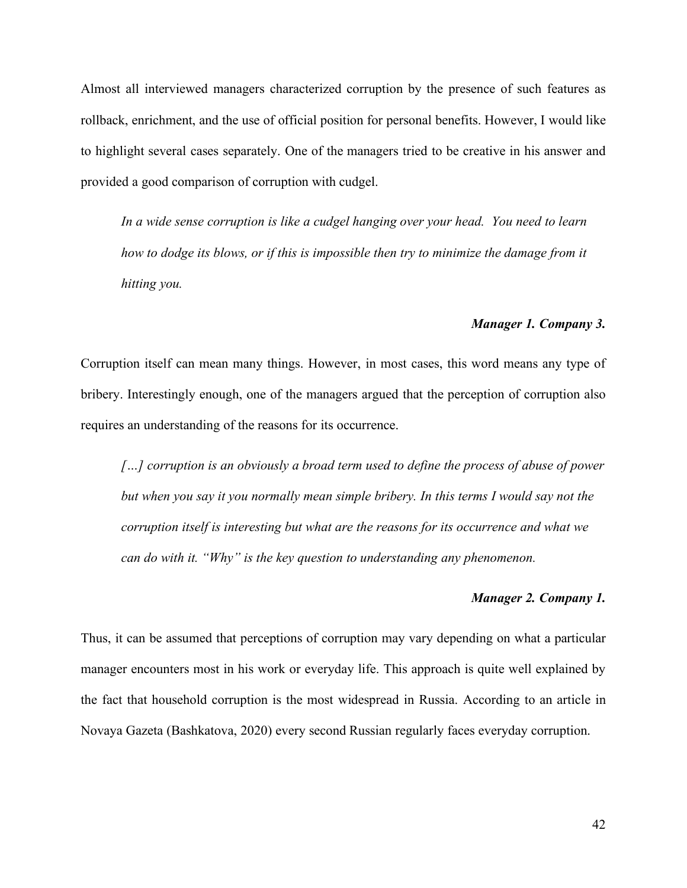Almost all interviewed managers characterized corruption by the presence of such features as rollback, enrichment, and the use of official position for personal benefits. However, I would like to highlight several cases separately. One of the managers tried to be creative in his answer and provided a good comparison of corruption with cudgel.

> *In a wide sense corruption is like a cudgel hanging over your head. You need to learn how to dodge its blows, or if this is impossible then try to minimize the damage from it hitting you.*
>
> ***Manager 1. Company 3.***

Corruption itself can mean many things. However, in most cases, this word means any type of bribery. Interestingly enough, one of the managers argued that the perception of corruption also requires an understanding of the reasons for its occurrence.

> *[…] corruption is an obviously a broad term used to define the process of abuse of power but when you say it you normally mean simple bribery. In this terms I would say not the corruption itself is interesting but what are the reasons for its occurrence and what we can do with it. "Why" is the key question to understanding any phenomenon.*
>
> ***Manager 2. Company 1.***

Thus, it can be assumed that perceptions of corruption may vary depending on what a particular manager encounters most in his work or everyday life. This approach is quite well explained by the fact that household corruption is the most widespread in Russia. According to an article in Novaya Gazeta (Bashkatova, 2020) every second Russian regularly faces everyday corruption.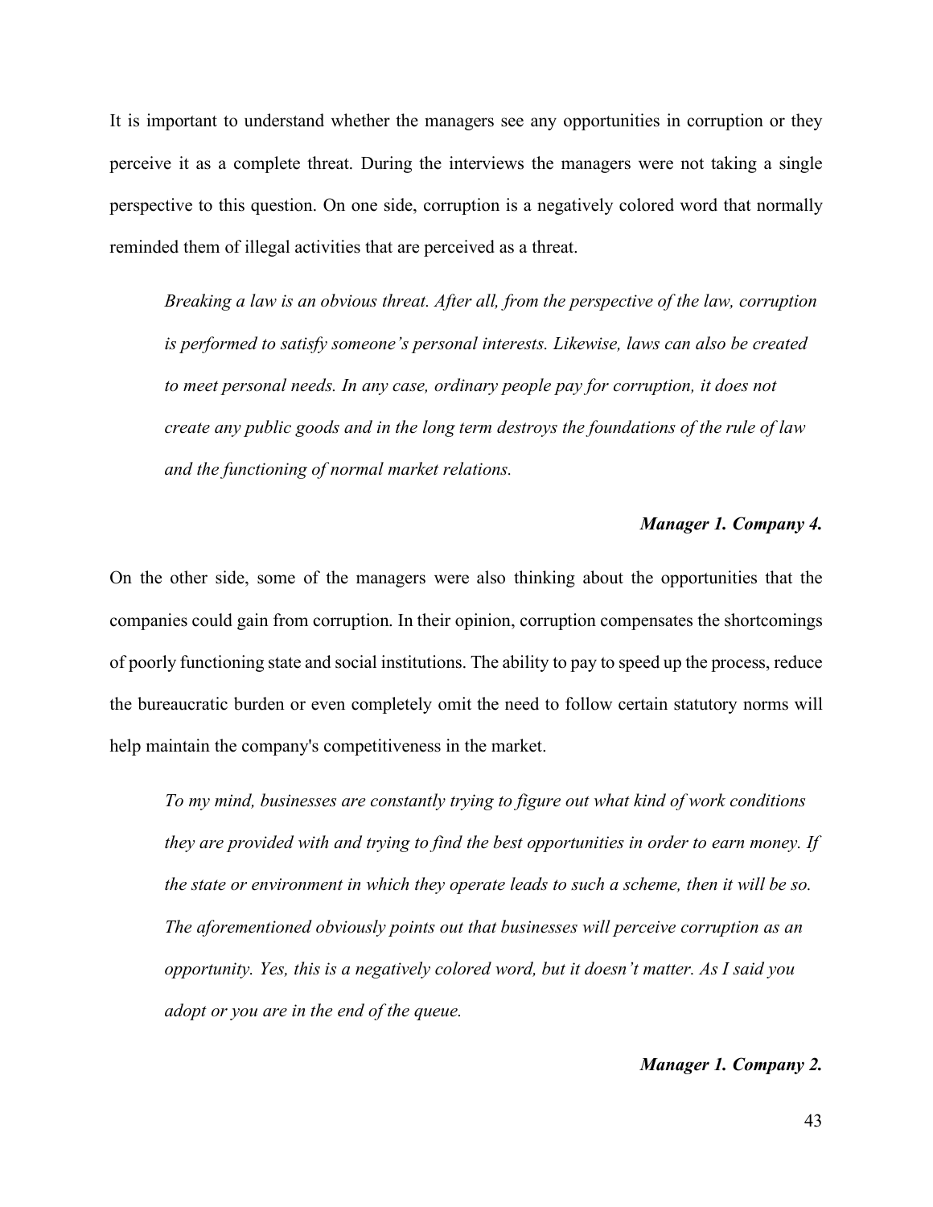It is important to understand whether the managers see any opportunities in corruption or they perceive it as a complete threat. During the interviews the managers were not taking a single perspective to this question. On one side, corruption is a negatively colored word that normally reminded them of illegal activities that are perceived as a threat.

> *Breaking a law is an obvious threat. After all, from the perspective of the law, corruption is performed to satisfy someone's personal interests. Likewise, laws can also be created to meet personal needs. In any case, ordinary people pay for corruption, it does not create any public goods and in the long term destroys the foundations of the rule of law and the functioning of normal market relations.*
>
> ***Manager 1. Company 4.***

On the other side, some of the managers were also thinking about the opportunities that the companies could gain from corruption. In their opinion, corruption compensates the shortcomings of poorly functioning state and social institutions. The ability to pay to speed up the process, reduce the bureaucratic burden or even completely omit the need to follow certain statutory norms will help maintain the company's competitiveness in the market.

> *To my mind, businesses are constantly trying to figure out what kind of work conditions they are provided with and trying to find the best opportunities in order to earn money. If the state or environment in which they operate leads to such a scheme, then it will be so. The aforementioned obviously points out that businesses will perceive corruption as an opportunity. Yes, this is a negatively colored word, but it doesn't matter. As I said you adopt or you are in the end of the queue.*
>
> ***Manager 1. Company 2.***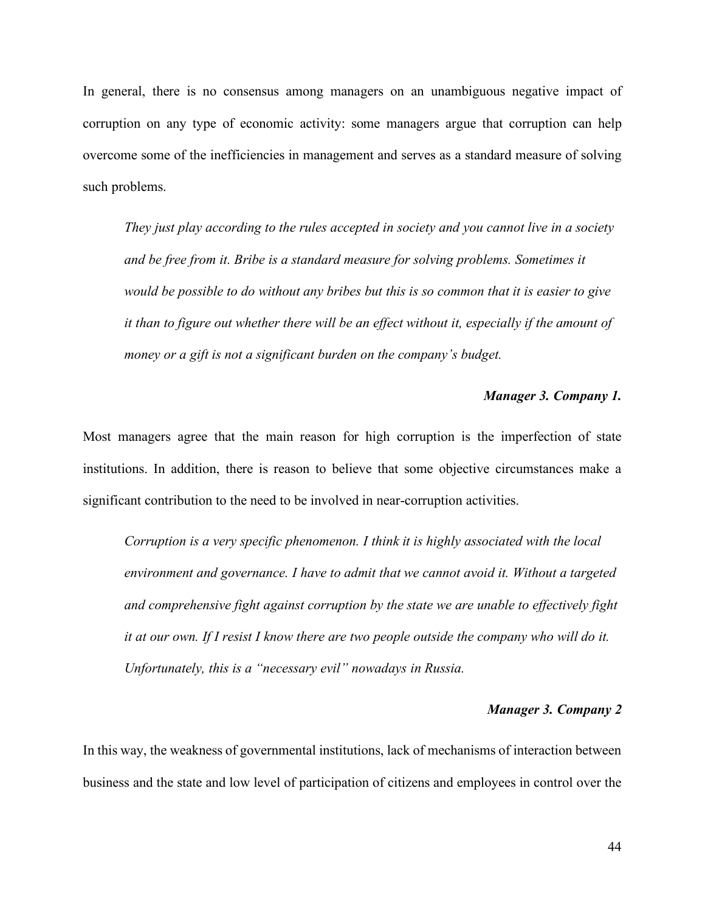In general, there is no consensus among managers on an unambiguous negative impact of corruption on any type of economic activity: some managers argue that corruption can help overcome some of the inefficiencies in management and serves as a standard measure of solving such problems.

> *They just play according to the rules accepted in society and you cannot live in a society and be free from it. Bribe is a standard measure for solving problems. Sometimes it would be possible to do without any bribes but this is so common that it is easier to give it than to figure out whether there will be an effect without it, especially if the amount of money or a gift is not a significant burden on the company's budget.*
>
> ***Manager 3. Company 1.***

Most managers agree that the main reason for high corruption is the imperfection of state institutions. In addition, there is reason to believe that some objective circumstances make a significant contribution to the need to be involved in near-corruption activities.

> *Corruption is a very specific phenomenon. I think it is highly associated with the local environment and governance. I have to admit that we cannot avoid it. Without a targeted and comprehensive fight against corruption by the state we are unable to effectively fight it at our own. If I resist I know there are two people outside the company who will do it. Unfortunately, this is a "necessary evil" nowadays in Russia.*
>
> ***Manager 3. Company 2***

In this way, the weakness of governmental institutions, lack of mechanisms of interaction between business and the state and low level of participation of citizens and employees in control over the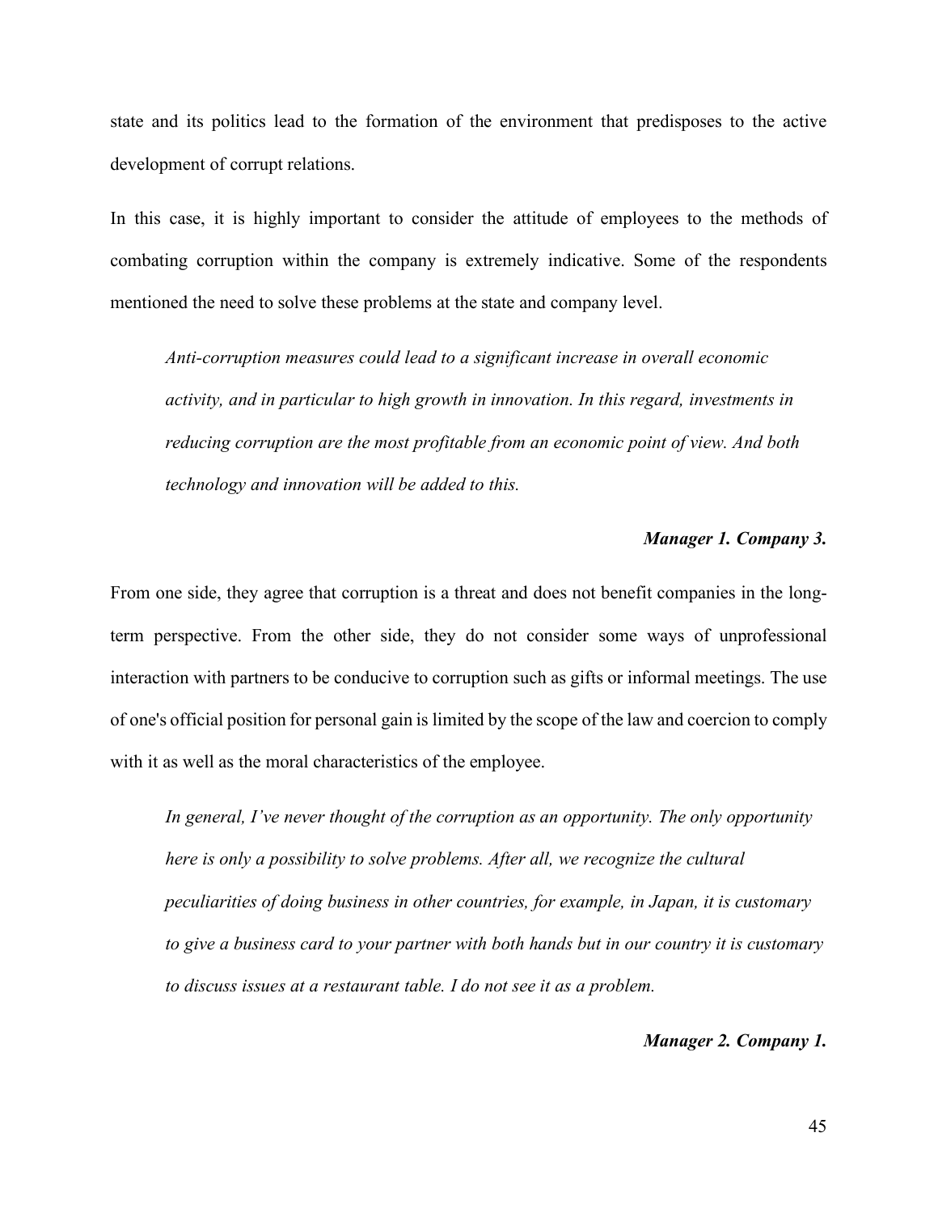state and its politics lead to the formation of the environment that predisposes to the active development of corrupt relations.

In this case, it is highly important to consider the attitude of employees to the methods of combating corruption within the company is extremely indicative. Some of the respondents mentioned the need to solve these problems at the state and company level.

> *Anti-corruption measures could lead to a significant increase in overall economic activity, and in particular to high growth in innovation. In this regard, investments in reducing corruption are the most profitable from an economic point of view. And both technology and innovation will be added to this.*
>
> ***Manager 1. Company 3.***

From one side, they agree that corruption is a threat and does not benefit companies in the long-term perspective. From the other side, they do not consider some ways of unprofessional interaction with partners to be conducive to corruption such as gifts or informal meetings. The use of one's official position for personal gain is limited by the scope of the law and coercion to comply with it as well as the moral characteristics of the employee.

> *In general, I've never thought of the corruption as an opportunity. The only opportunity here is only a possibility to solve problems. After all, we recognize the cultural peculiarities of doing business in other countries, for example, in Japan, it is customary to give a business card to your partner with both hands but in our country it is customary to discuss issues at a restaurant table. I do not see it as a problem.*
>
> ***Manager 2. Company 1.***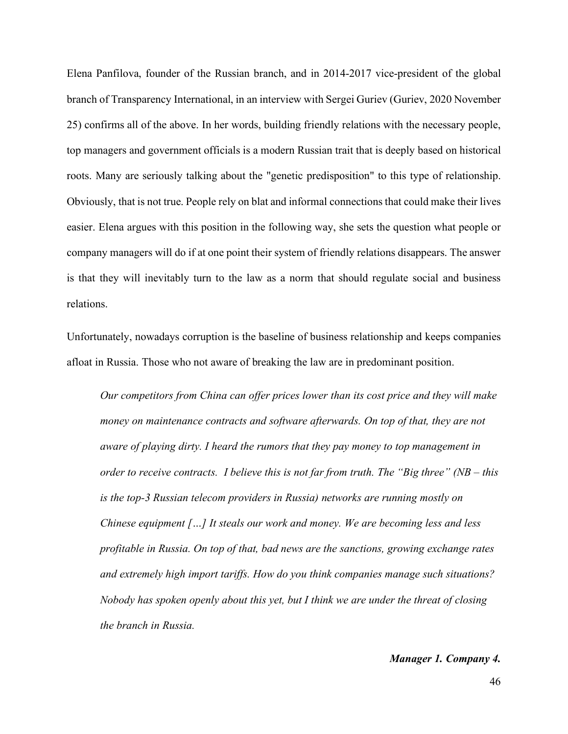Elena Panfilova, founder of the Russian branch, and in 2014-2017 vice-president of the global branch of Transparency International, in an interview with Sergei Guriev (Guriev, 2020 November 25) confirms all of the above. In her words, building friendly relations with the necessary people, top managers and government officials is a modern Russian trait that is deeply based on historical roots. Many are seriously talking about the "genetic predisposition" to this type of relationship. Obviously, that is not true. People rely on blat and informal connections that could make their lives easier. Elena argues with this position in the following way, she sets the question what people or company managers will do if at one point their system of friendly relations disappears. The answer is that they will inevitably turn to the law as a norm that should regulate social and business relations.

Unfortunately, nowadays corruption is the baseline of business relationship and keeps companies afloat in Russia. Those who not aware of breaking the law are in predominant position.

> *Our competitors from China can offer prices lower than its cost price and they will make money on maintenance contracts and software afterwards. On top of that, they are not aware of playing dirty. I heard the rumors that they pay money to top management in order to receive contracts. I believe this is not far from truth. The "Big three" (NB – this is the top-3 Russian telecom providers in Russia) networks are running mostly on Chinese equipment […] It steals our work and money. We are becoming less and less profitable in Russia. On top of that, bad news are the sanctions, growing exchange rates and extremely high import tariffs. How do you think companies manage such situations? Nobody has spoken openly about this yet, but I think we are under the threat of closing the branch in Russia.*
>
> ***Manager 1. Company 4.***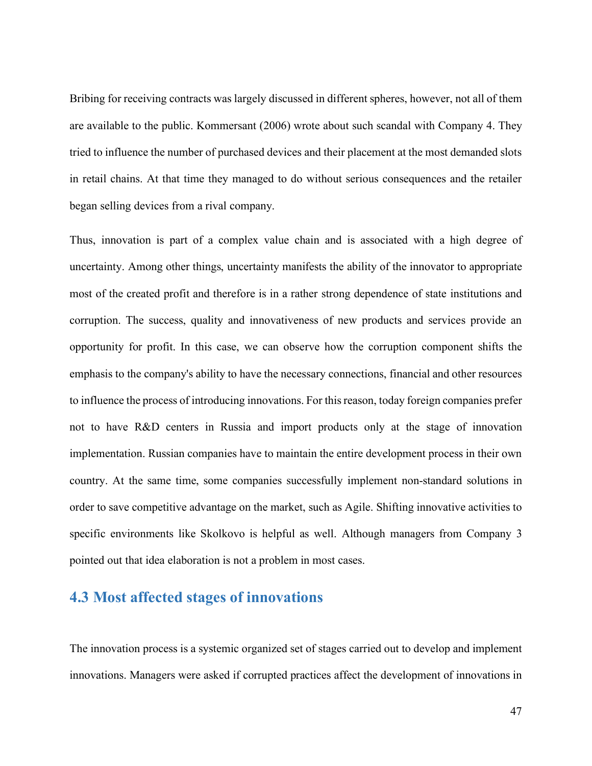Bribing for receiving contracts was largely discussed in different spheres, however, not all of them are available to the public. Kommersant (2006) wrote about such scandal with Company 4. They tried to influence the number of purchased devices and their placement at the most demanded slots in retail chains. At that time they managed to do without serious consequences and the retailer began selling devices from a rival company.

Thus, innovation is part of a complex value chain and is associated with a high degree of uncertainty. Among other things, uncertainty manifests the ability of the innovator to appropriate most of the created profit and therefore is in a rather strong dependence of state institutions and corruption. The success, quality and innovativeness of new products and services provide an opportunity for profit. In this case, we can observe how the corruption component shifts the emphasis to the company's ability to have the necessary connections, financial and other resources to influence the process of introducing innovations. For this reason, today foreign companies prefer not to have R&D centers in Russia and import products only at the stage of innovation implementation. Russian companies have to maintain the entire development process in their own country. At the same time, some companies successfully implement non-standard solutions in order to save competitive advantage on the market, such as Agile. Shifting innovative activities to specific environments like Skolkovo is helpful as well. Although managers from Company 3 pointed out that idea elaboration is not a problem in most cases.

## 4.3 Most affected stages of innovations

The innovation process is a systemic organized set of stages carried out to develop and implement innovations. Managers were asked if corrupted practices affect the development of innovations in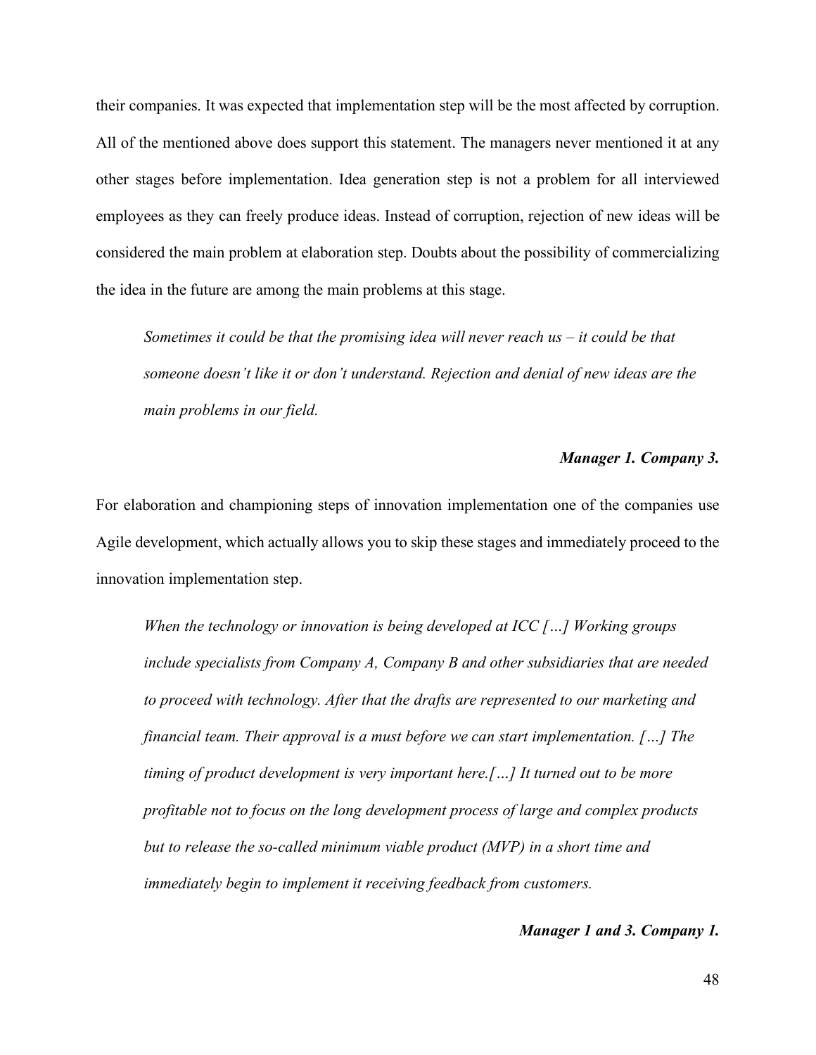their companies. It was expected that implementation step will be the most affected by corruption. All of the mentioned above does support this statement. The managers never mentioned it at any other stages before implementation. Idea generation step is not a problem for all interviewed employees as they can freely produce ideas. Instead of corruption, rejection of new ideas will be considered the main problem at elaboration step. Doubts about the possibility of commercializing the idea in the future are among the main problems at this stage.

> *Sometimes it could be that the promising idea will never reach us – it could be that someone doesn't like it or don't understand. Rejection and denial of new ideas are the main problems in our field.*
>
> ***Manager 1. Company 3.***

For elaboration and championing steps of innovation implementation one of the companies use Agile development, which actually allows you to skip these stages and immediately proceed to the innovation implementation step.

> *When the technology or innovation is being developed at ICC […] Working groups include specialists from Company A, Company B and other subsidiaries that are needed to proceed with technology. After that the drafts are represented to our marketing and financial team. Their approval is a must before we can start implementation. […] The timing of product development is very important here.[…] It turned out to be more profitable not to focus on the long development process of large and complex products but to release the so-called minimum viable product (MVP) in a short time and immediately begin to implement it receiving feedback from customers.*
>
> ***Manager 1 and 3. Company 1.***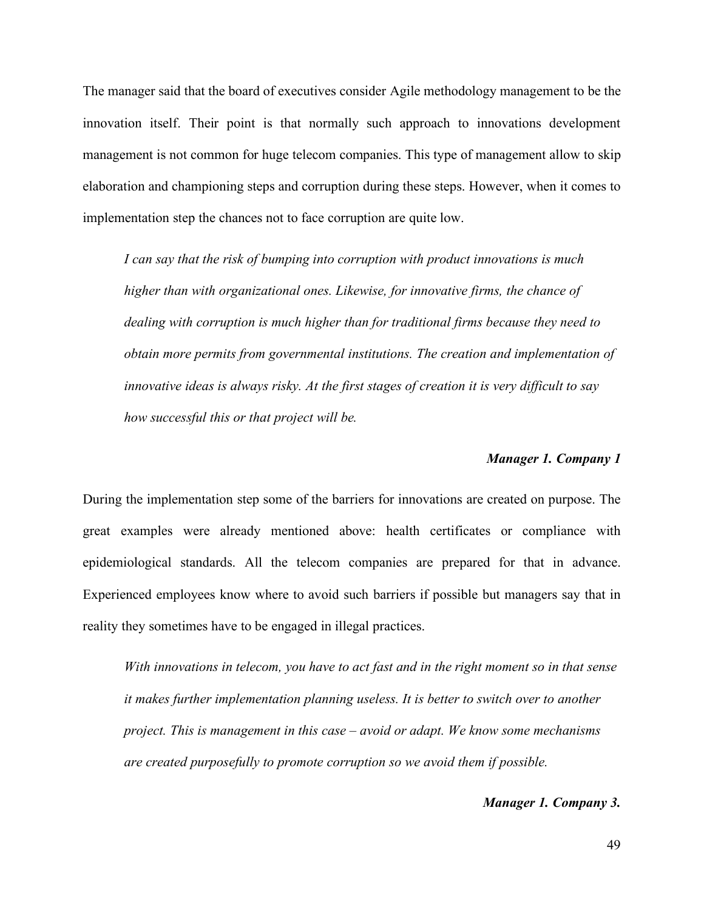The manager said that the board of executives consider Agile methodology management to be the innovation itself. Their point is that normally such approach to innovations development management is not common for huge telecom companies. This type of management allow to skip elaboration and championing steps and corruption during these steps. However, when it comes to implementation step the chances not to face corruption are quite low.

> *I can say that the risk of bumping into corruption with product innovations is much higher than with organizational ones. Likewise, for innovative firms, the chance of dealing with corruption is much higher than for traditional firms because they need to obtain more permits from governmental institutions. The creation and implementation of innovative ideas is always risky. At the first stages of creation it is very difficult to say how successful this or that project will be.*

***Manager 1. Company 1***

During the implementation step some of the barriers for innovations are created on purpose. The great examples were already mentioned above: health certificates or compliance with epidemiological standards. All the telecom companies are prepared for that in advance. Experienced employees know where to avoid such barriers if possible but managers say that in reality they sometimes have to be engaged in illegal practices.

> *With innovations in telecom, you have to act fast and in the right moment so in that sense it makes further implementation planning useless. It is better to switch over to another project. This is management in this case – avoid or adapt. We know some mechanisms are created purposefully to promote corruption so we avoid them if possible.*

***Manager 1. Company 3.***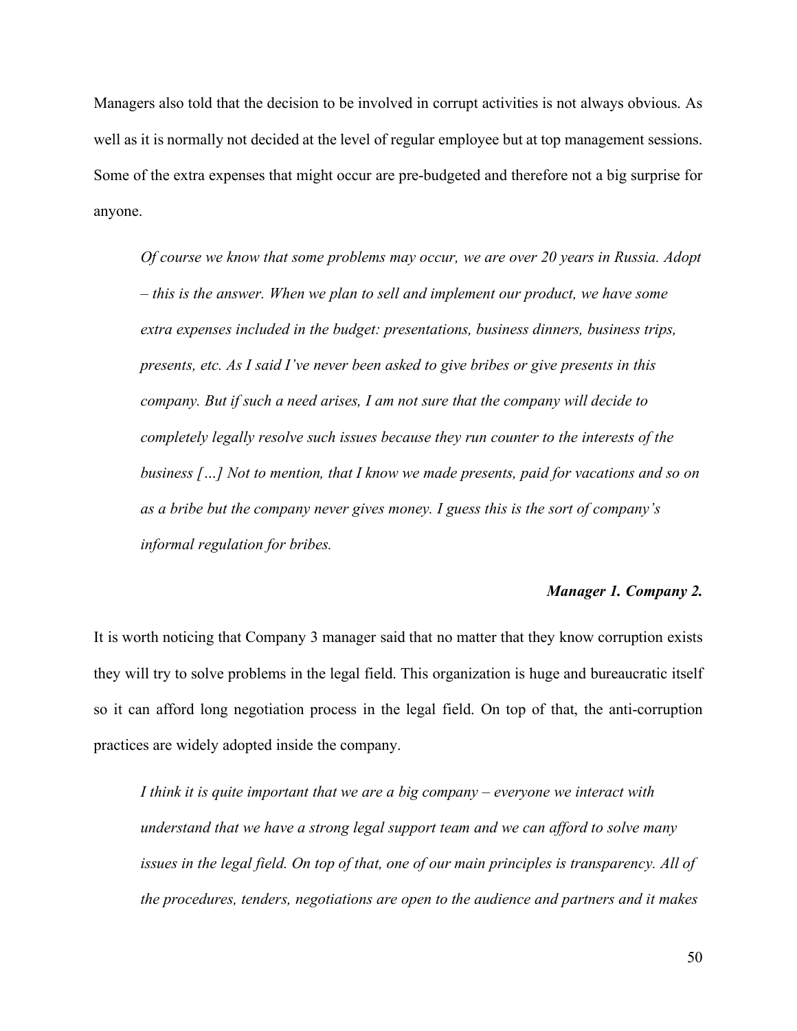Managers also told that the decision to be involved in corrupt activities is not always obvious. As well as it is normally not decided at the level of regular employee but at top management sessions. Some of the extra expenses that might occur are pre-budgeted and therefore not a big surprise for anyone.

> *Of course we know that some problems may occur, we are over 20 years in Russia. Adopt – this is the answer. When we plan to sell and implement our product, we have some extra expenses included in the budget: presentations, business dinners, business trips, presents, etc. As I said I've never been asked to give bribes or give presents in this company. But if such a need arises, I am not sure that the company will decide to completely legally resolve such issues because they run counter to the interests of the business […] Not to mention, that I know we made presents, paid for vacations and so on as a bribe but the company never gives money. I guess this is the sort of company's informal regulation for bribes.*
>
> ***Manager 1. Company 2.***

It is worth noticing that Company 3 manager said that no matter that they know corruption exists they will try to solve problems in the legal field. This organization is huge and bureaucratic itself so it can afford long negotiation process in the legal field. On top of that, the anti-corruption practices are widely adopted inside the company.

> *I think it is quite important that we are a big company – everyone we interact with understand that we have a strong legal support team and we can afford to solve many issues in the legal field. On top of that, one of our main principles is transparency. All of the procedures, tenders, negotiations are open to the audience and partners and it makes*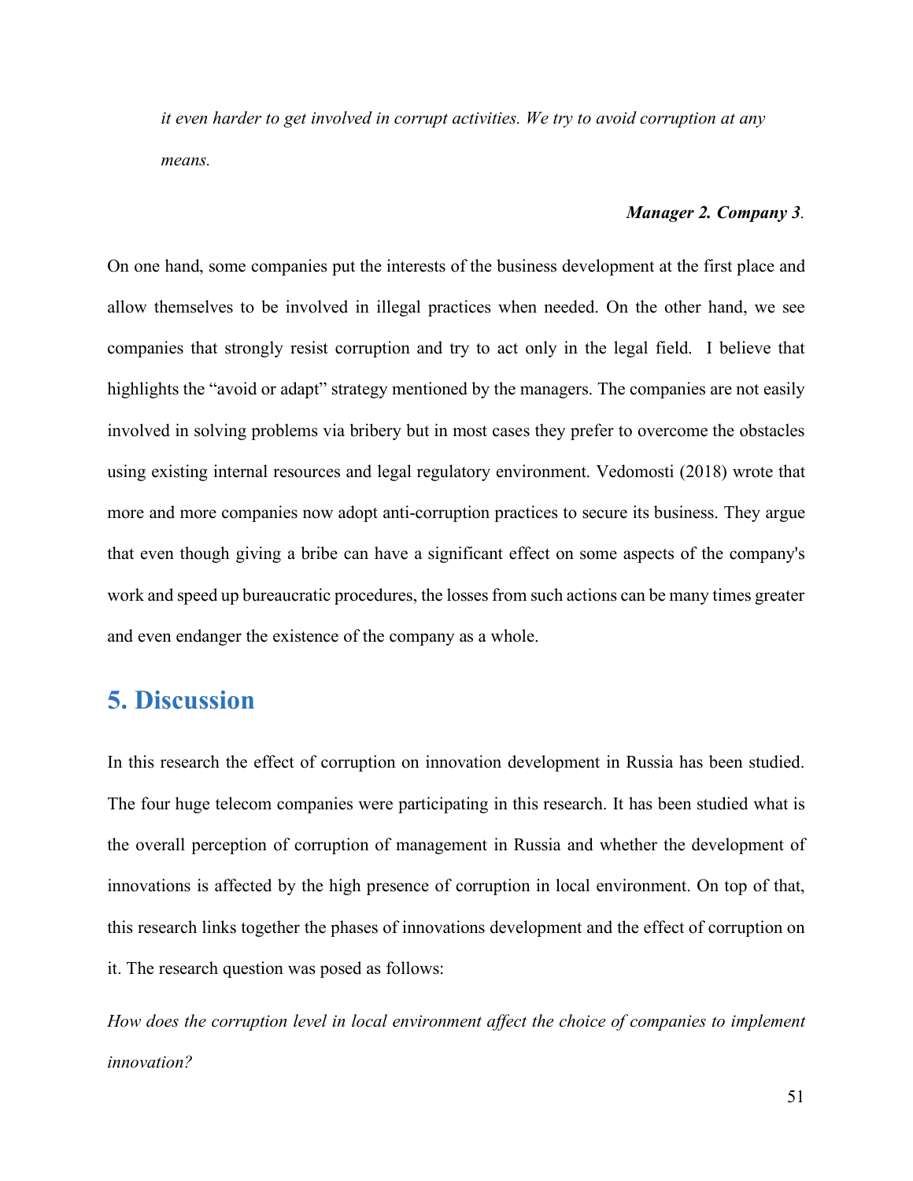*it even harder to get involved in corrupt activities. We try to avoid corruption at any means.*

***Manager 2. Company 3*.**

On one hand, some companies put the interests of the business development at the first place and allow themselves to be involved in illegal practices when needed. On the other hand, we see companies that strongly resist corruption and try to act only in the legal field. I believe that highlights the "avoid or adapt" strategy mentioned by the managers. The companies are not easily involved in solving problems via bribery but in most cases they prefer to overcome the obstacles using existing internal resources and legal regulatory environment. Vedomosti (2018) wrote that more and more companies now adopt anti-corruption practices to secure its business. They argue that even though giving a bribe can have a significant effect on some aspects of the company's work and speed up bureaucratic procedures, the losses from such actions can be many times greater and even endanger the existence of the company as a whole.

# 5. Discussion

In this research the effect of corruption on innovation development in Russia has been studied. The four huge telecom companies were participating in this research. It has been studied what is the overall perception of corruption of management in Russia and whether the development of innovations is affected by the high presence of corruption in local environment. On top of that, this research links together the phases of innovations development and the effect of corruption on it. The research question was posed as follows:

*How does the corruption level in local environment affect the choice of companies to implement innovation?*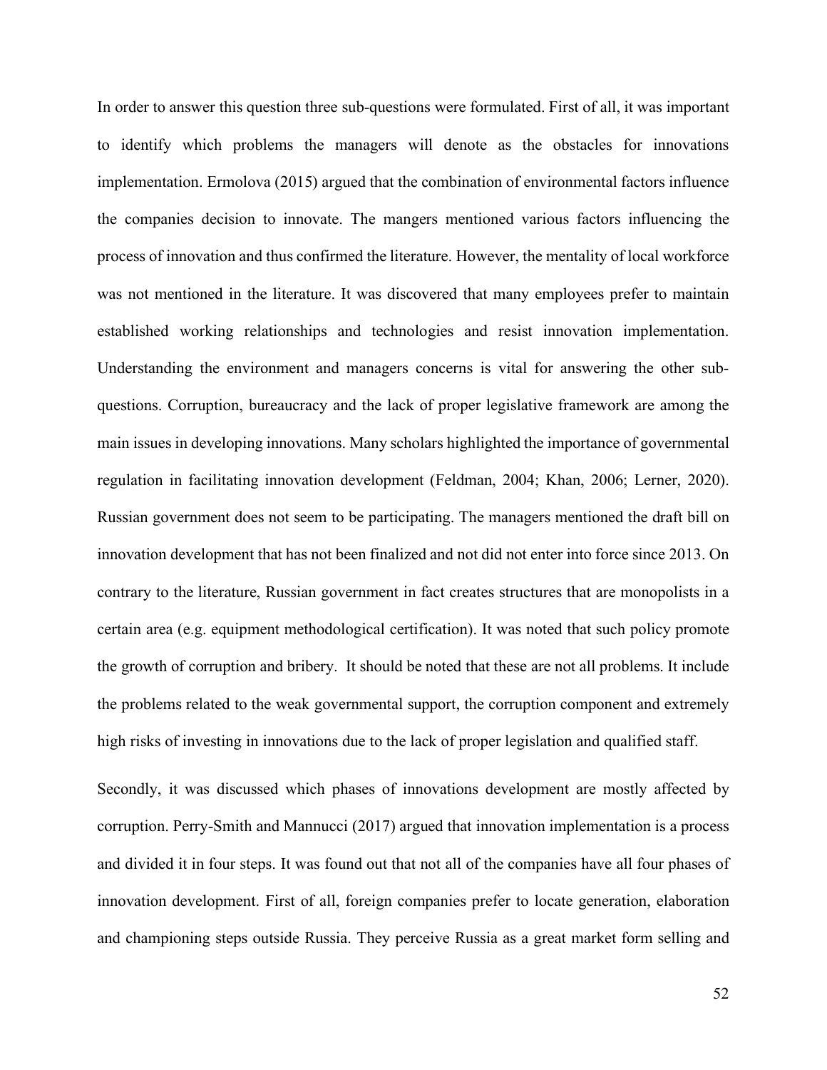In order to answer this question three sub-questions were formulated. First of all, it was important to identify which problems the managers will denote as the obstacles for innovations implementation. Ermolova (2015) argued that the combination of environmental factors influence the companies decision to innovate. The mangers mentioned various factors influencing the process of innovation and thus confirmed the literature. However, the mentality of local workforce was not mentioned in the literature. It was discovered that many employees prefer to maintain established working relationships and technologies and resist innovation implementation. Understanding the environment and managers concerns is vital for answering the other sub-questions. Corruption, bureaucracy and the lack of proper legislative framework are among the main issues in developing innovations. Many scholars highlighted the importance of governmental regulation in facilitating innovation development (Feldman, 2004; Khan, 2006; Lerner, 2020). Russian government does not seem to be participating. The managers mentioned the draft bill on innovation development that has not been finalized and not did not enter into force since 2013. On contrary to the literature, Russian government in fact creates structures that are monopolists in a certain area (e.g. equipment methodological certification). It was noted that such policy promote the growth of corruption and bribery. It should be noted that these are not all problems. It include the problems related to the weak governmental support, the corruption component and extremely high risks of investing in innovations due to the lack of proper legislation and qualified staff.

Secondly, it was discussed which phases of innovations development are mostly affected by corruption. Perry-Smith and Mannucci (2017) argued that innovation implementation is a process and divided it in four steps. It was found out that not all of the companies have all four phases of innovation development. First of all, foreign companies prefer to locate generation, elaboration and championing steps outside Russia. They perceive Russia as a great market form selling and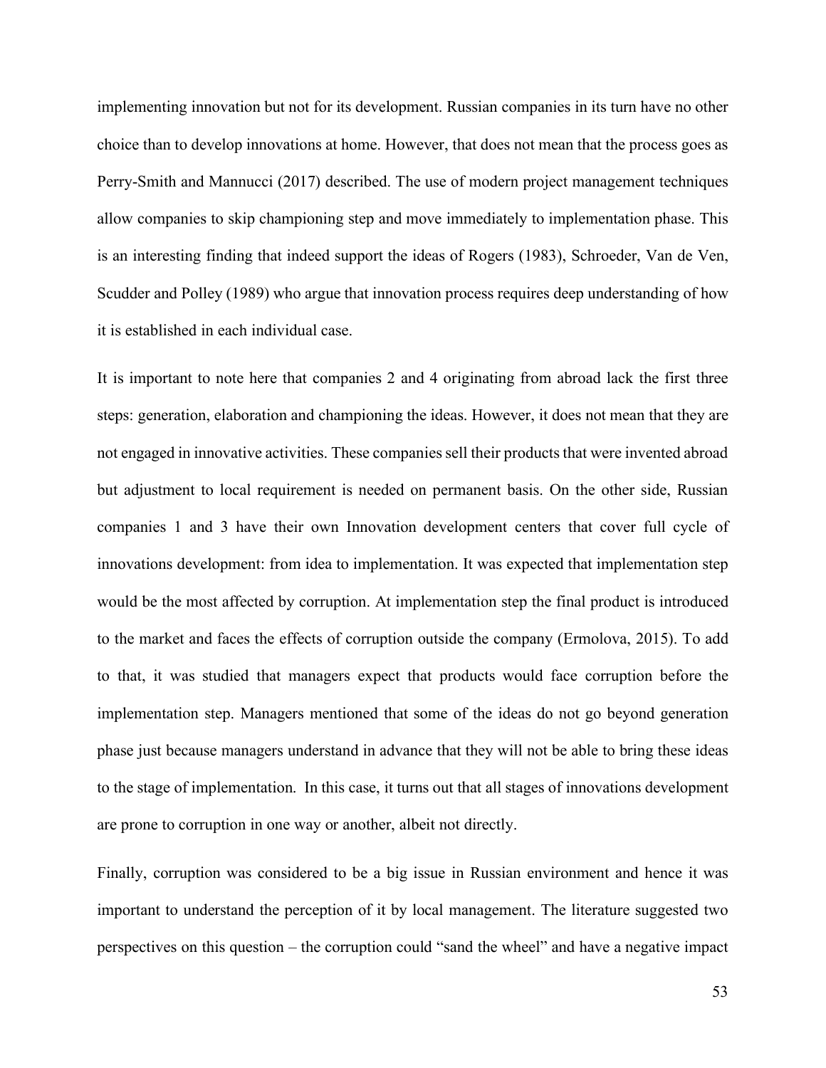implementing innovation but not for its development. Russian companies in its turn have no other choice than to develop innovations at home. However, that does not mean that the process goes as Perry-Smith and Mannucci (2017) described. The use of modern project management techniques allow companies to skip championing step and move immediately to implementation phase. This is an interesting finding that indeed support the ideas of Rogers (1983), Schroeder, Van de Ven, Scudder and Polley (1989) who argue that innovation process requires deep understanding of how it is established in each individual case.

It is important to note here that companies 2 and 4 originating from abroad lack the first three steps: generation, elaboration and championing the ideas. However, it does not mean that they are not engaged in innovative activities. These companies sell their products that were invented abroad but adjustment to local requirement is needed on permanent basis. On the other side, Russian companies 1 and 3 have their own Innovation development centers that cover full cycle of innovations development: from idea to implementation. It was expected that implementation step would be the most affected by corruption. At implementation step the final product is introduced to the market and faces the effects of corruption outside the company (Ermolova, 2015). To add to that, it was studied that managers expect that products would face corruption before the implementation step. Managers mentioned that some of the ideas do not go beyond generation phase just because managers understand in advance that they will not be able to bring these ideas to the stage of implementation. In this case, it turns out that all stages of innovations development are prone to corruption in one way or another, albeit not directly.

Finally, corruption was considered to be a big issue in Russian environment and hence it was important to understand the perception of it by local management. The literature suggested two perspectives on this question – the corruption could "sand the wheel" and have a negative impact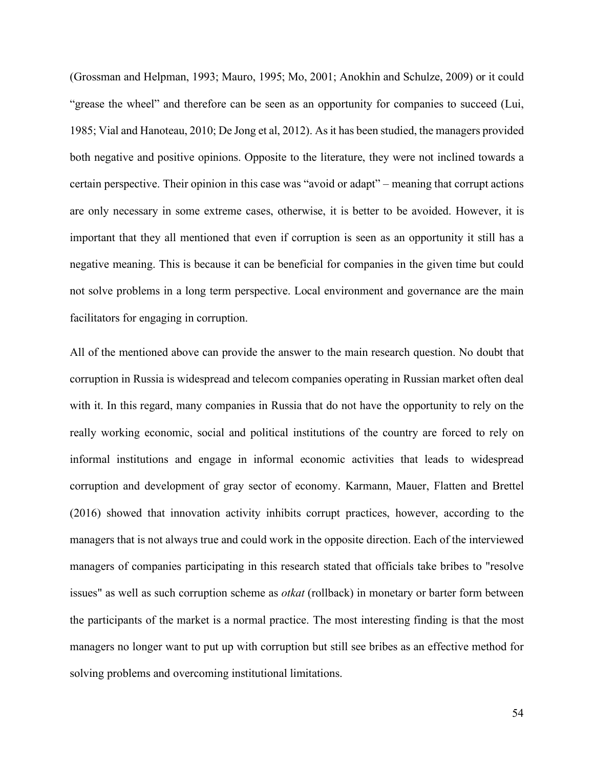(Grossman and Helpman, 1993; Mauro, 1995; Mo, 2001; Anokhin and Schulze, 2009) or it could "grease the wheel" and therefore can be seen as an opportunity for companies to succeed (Lui, 1985; Vial and Hanoteau, 2010; De Jong et al, 2012). As it has been studied, the managers provided both negative and positive opinions. Opposite to the literature, they were not inclined towards a certain perspective. Their opinion in this case was "avoid or adapt" – meaning that corrupt actions are only necessary in some extreme cases, otherwise, it is better to be avoided. However, it is important that they all mentioned that even if corruption is seen as an opportunity it still has a negative meaning. This is because it can be beneficial for companies in the given time but could not solve problems in a long term perspective. Local environment and governance are the main facilitators for engaging in corruption.

All of the mentioned above can provide the answer to the main research question. No doubt that corruption in Russia is widespread and telecom companies operating in Russian market often deal with it. In this regard, many companies in Russia that do not have the opportunity to rely on the really working economic, social and political institutions of the country are forced to rely on informal institutions and engage in informal economic activities that leads to widespread corruption and development of gray sector of economy. Karmann, Mauer, Flatten and Brettel (2016) showed that innovation activity inhibits corrupt practices, however, according to the managers that is not always true and could work in the opposite direction. Each of the interviewed managers of companies participating in this research stated that officials take bribes to "resolve issues" as well as such corruption scheme as *otkat* (rollback) in monetary or barter form between the participants of the market is a normal practice. The most interesting finding is that the most managers no longer want to put up with corruption but still see bribes as an effective method for solving problems and overcoming institutional limitations.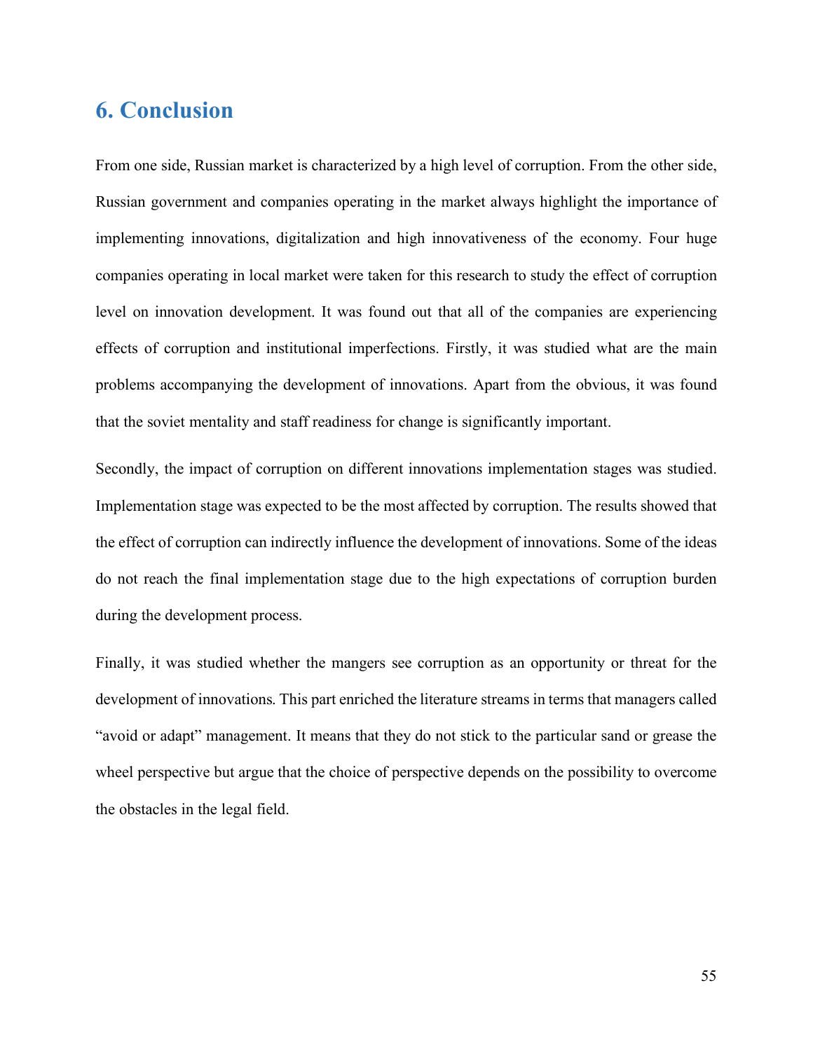## 6. Conclusion

From one side, Russian market is characterized by a high level of corruption. From the other side, Russian government and companies operating in the market always highlight the importance of implementing innovations, digitalization and high innovativeness of the economy. Four huge companies operating in local market were taken for this research to study the effect of corruption level on innovation development. It was found out that all of the companies are experiencing effects of corruption and institutional imperfections. Firstly, it was studied what are the main problems accompanying the development of innovations. Apart from the obvious, it was found that the soviet mentality and staff readiness for change is significantly important.

Secondly, the impact of corruption on different innovations implementation stages was studied. Implementation stage was expected to be the most affected by corruption. The results showed that the effect of corruption can indirectly influence the development of innovations. Some of the ideas do not reach the final implementation stage due to the high expectations of corruption burden during the development process.

Finally, it was studied whether the mangers see corruption as an opportunity or threat for the development of innovations. This part enriched the literature streams in terms that managers called "avoid or adapt" management. It means that they do not stick to the particular sand or grease the wheel perspective but argue that the choice of perspective depends on the possibility to overcome the obstacles in the legal field.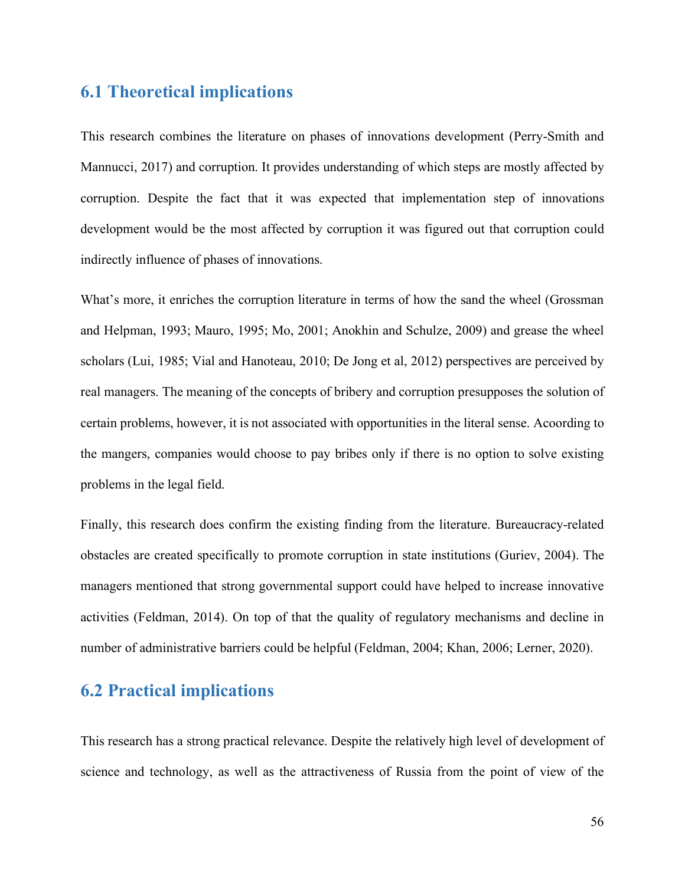## 6.1 Theoretical implications

This research combines the literature on phases of innovations development (Perry-Smith and Mannucci, 2017) and corruption. It provides understanding of which steps are mostly affected by corruption. Despite the fact that it was expected that implementation step of innovations development would be the most affected by corruption it was figured out that corruption could indirectly influence of phases of innovations.

What's more, it enriches the corruption literature in terms of how the sand the wheel (Grossman and Helpman, 1993; Mauro, 1995; Mo, 2001; Anokhin and Schulze, 2009) and grease the wheel scholars (Lui, 1985; Vial and Hanoteau, 2010; De Jong et al, 2012) perspectives are perceived by real managers. The meaning of the concepts of bribery and corruption presupposes the solution of certain problems, however, it is not associated with opportunities in the literal sense. Acoording to the mangers, companies would choose to pay bribes only if there is no option to solve existing problems in the legal field.

Finally, this research does confirm the existing finding from the literature. Bureaucracy-related obstacles are created specifically to promote corruption in state institutions (Guriev, 2004). The managers mentioned that strong governmental support could have helped to increase innovative activities (Feldman, 2014). On top of that the quality of regulatory mechanisms and decline in number of administrative barriers could be helpful (Feldman, 2004; Khan, 2006; Lerner, 2020).

## 6.2 Practical implications

This research has a strong practical relevance. Despite the relatively high level of development of science and technology, as well as the attractiveness of Russia from the point of view of the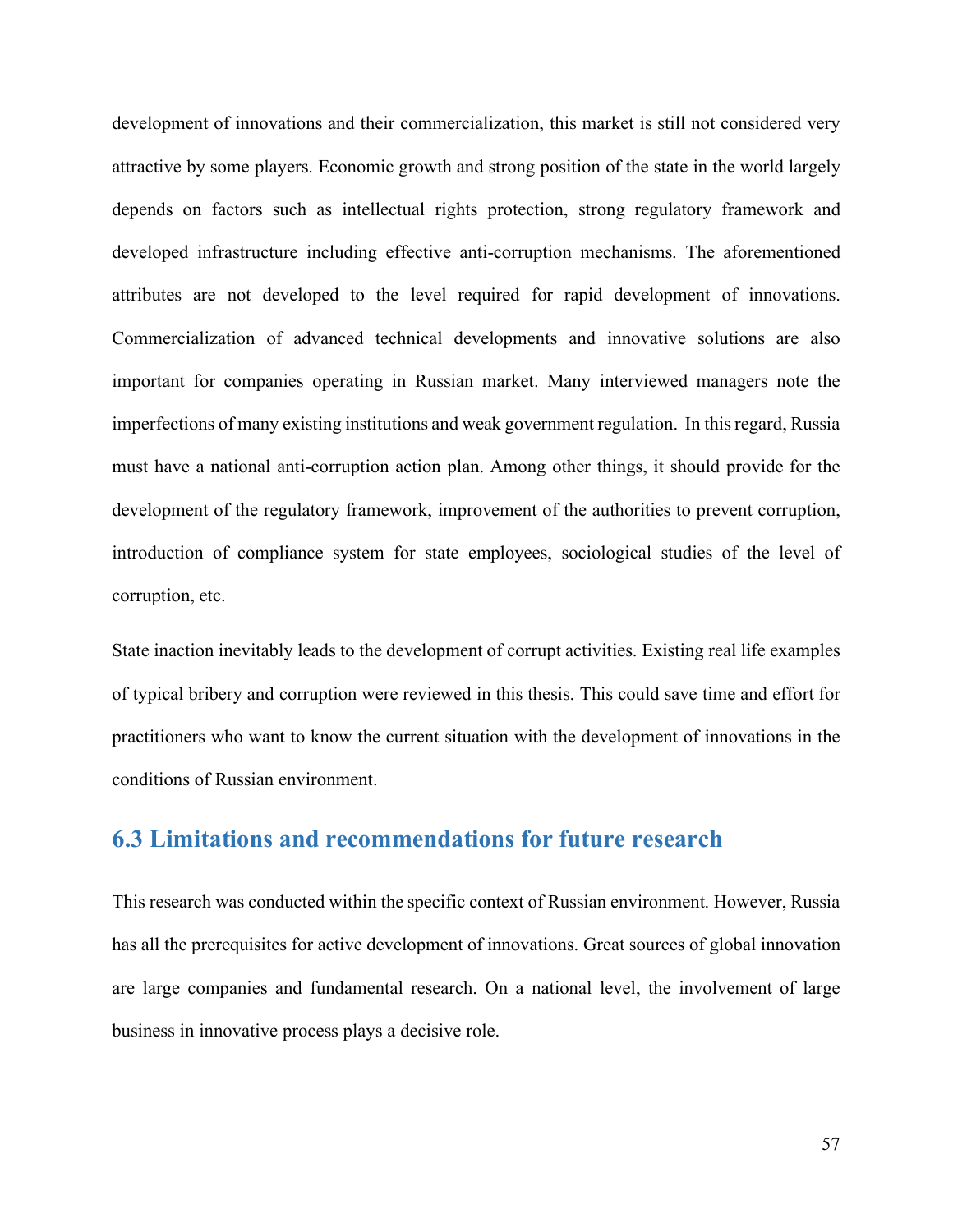development of innovations and their commercialization, this market is still not considered very attractive by some players. Economic growth and strong position of the state in the world largely depends on factors such as intellectual rights protection, strong regulatory framework and developed infrastructure including effective anti-corruption mechanisms. The aforementioned attributes are not developed to the level required for rapid development of innovations. Commercialization of advanced technical developments and innovative solutions are also important for companies operating in Russian market. Many interviewed managers note the imperfections of many existing institutions and weak government regulation. In this regard, Russia must have a national anti-corruption action plan. Among other things, it should provide for the development of the regulatory framework, improvement of the authorities to prevent corruption, introduction of compliance system for state employees, sociological studies of the level of corruption, etc.

State inaction inevitably leads to the development of corrupt activities. Existing real life examples of typical bribery and corruption were reviewed in this thesis. This could save time and effort for practitioners who want to know the current situation with the development of innovations in the conditions of Russian environment.

## 6.3 Limitations and recommendations for future research

This research was conducted within the specific context of Russian environment. However, Russia has all the prerequisites for active development of innovations. Great sources of global innovation are large companies and fundamental research. On a national level, the involvement of large business in innovative process plays a decisive role.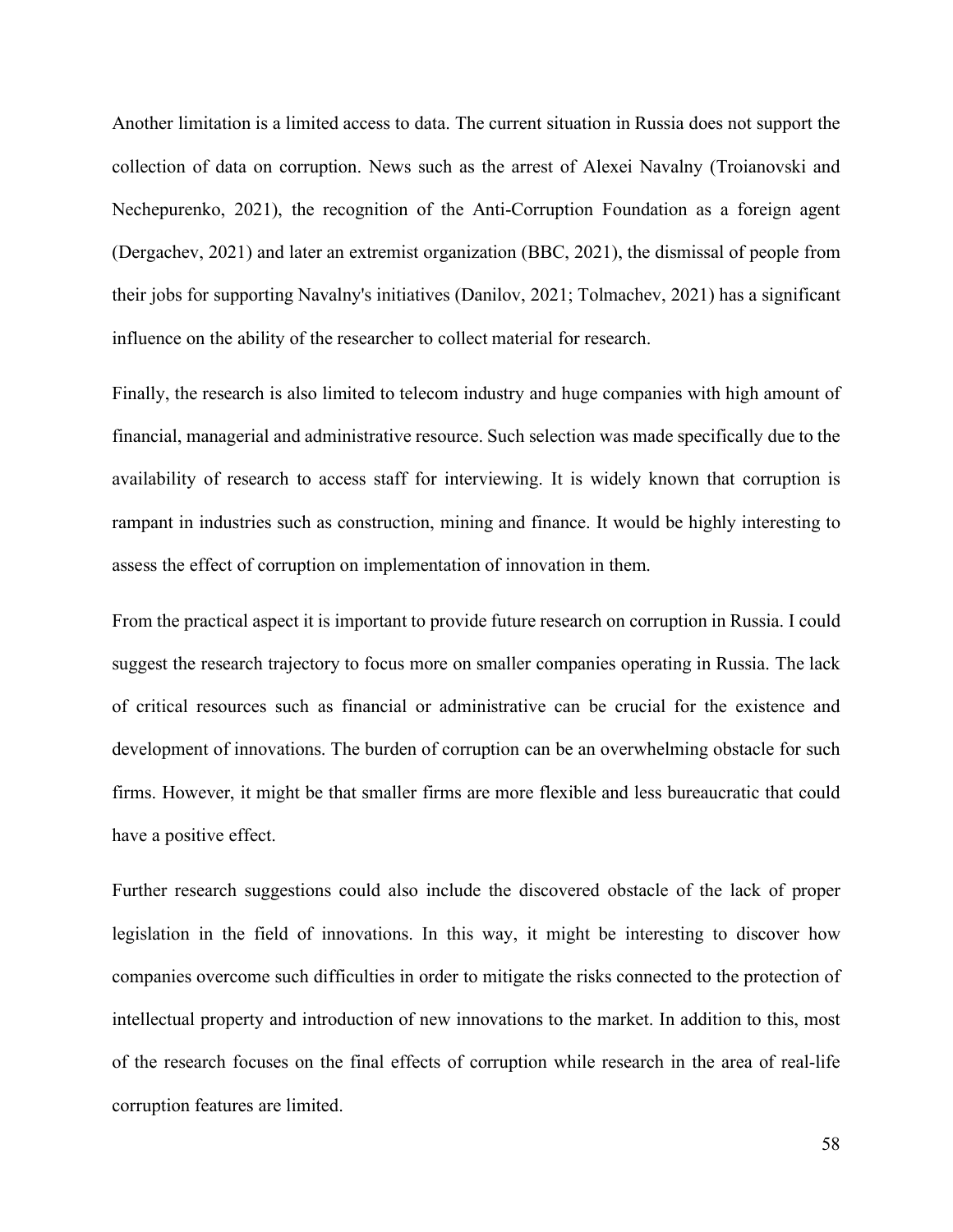Another limitation is a limited access to data. The current situation in Russia does not support the collection of data on corruption. News such as the arrest of Alexei Navalny (Troianovski and Nechepurenko, 2021), the recognition of the Anti-Corruption Foundation as a foreign agent (Dergachev, 2021) and later an extremist organization (BBC, 2021), the dismissal of people from their jobs for supporting Navalny's initiatives (Danilov, 2021; Tolmachev, 2021) has a significant influence on the ability of the researcher to collect material for research.

Finally, the research is also limited to telecom industry and huge companies with high amount of financial, managerial and administrative resource. Such selection was made specifically due to the availability of research to access staff for interviewing. It is widely known that corruption is rampant in industries such as construction, mining and finance. It would be highly interesting to assess the effect of corruption on implementation of innovation in them.

From the practical aspect it is important to provide future research on corruption in Russia. I could suggest the research trajectory to focus more on smaller companies operating in Russia. The lack of critical resources such as financial or administrative can be crucial for the existence and development of innovations. The burden of corruption can be an overwhelming obstacle for such firms. However, it might be that smaller firms are more flexible and less bureaucratic that could have a positive effect.

Further research suggestions could also include the discovered obstacle of the lack of proper legislation in the field of innovations. In this way, it might be interesting to discover how companies overcome such difficulties in order to mitigate the risks connected to the protection of intellectual property and introduction of new innovations to the market. In addition to this, most of the research focuses on the final effects of corruption while research in the area of real-life corruption features are limited.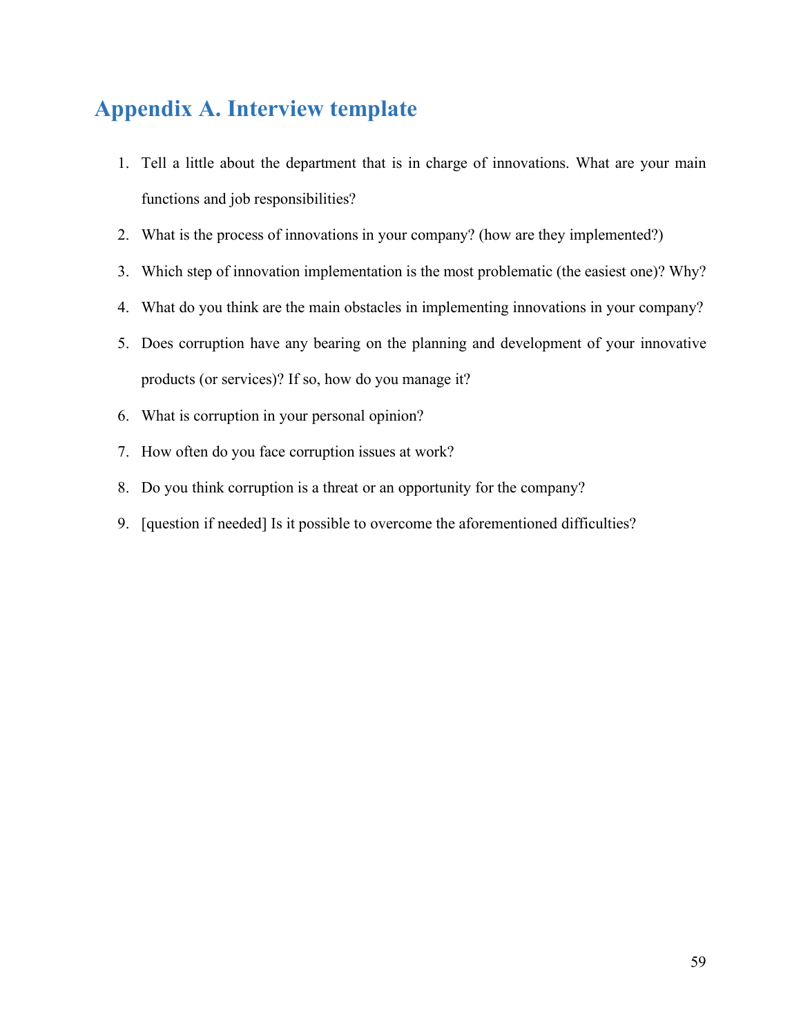# Appendix A. Interview template

1. Tell a little about the department that is in charge of innovations. What are your main functions and job responsibilities?
2. What is the process of innovations in your company? (how are they implemented?)
3. Which step of innovation implementation is the most problematic (the easiest one)? Why?
4. What do you think are the main obstacles in implementing innovations in your company?
5. Does corruption have any bearing on the planning and development of your innovative products (or services)? If so, how do you manage it?
6. What is corruption in your personal opinion?
7. How often do you face corruption issues at work?
8. Do you think corruption is a threat or an opportunity for the company?
9. [question if needed] Is it possible to overcome the aforementioned difficulties?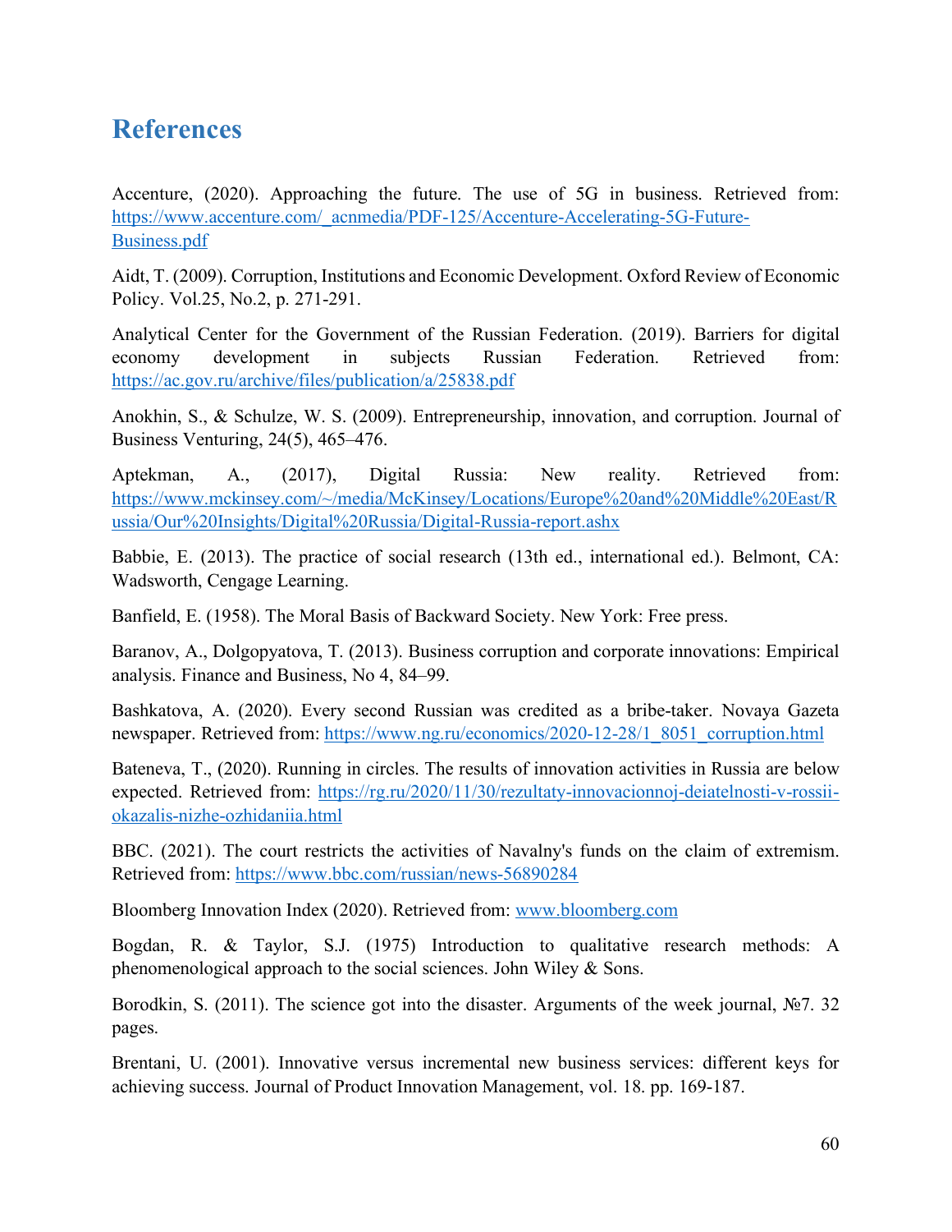# References

Accenture, (2020). Approaching the future. The use of 5G in business. Retrieved from: https://www.accenture.com/_acnmedia/PDF-125/Accenture-Accelerating-5G-Future-Business.pdf

Aidt, T. (2009). Corruption, Institutions and Economic Development. Oxford Review of Economic Policy. Vol.25, No.2, p. 271-291.

Analytical Center for the Government of the Russian Federation. (2019). Barriers for digital economy development in subjects Russian Federation. Retrieved from: https://ac.gov.ru/archive/files/publication/a/25838.pdf

Anokhin, S., & Schulze, W. S. (2009). Entrepreneurship, innovation, and corruption. Journal of Business Venturing, 24(5), 465–476.

Aptekman, A., (2017), Digital Russia: New reality. Retrieved from: https://www.mckinsey.com/~/media/McKinsey/Locations/Europe%20and%20Middle%20East/Russia/Our%20Insights/Digital%20Russia/Digital-Russia-report.ashx

Babbie, E. (2013). The practice of social research (13th ed., international ed.). Belmont, CA: Wadsworth, Cengage Learning.

Banfield, E. (1958). The Moral Basis of Backward Society. New York: Free press.

Baranov, A., Dolgopyatova, T. (2013). Business corruption and corporate innovations: Empirical analysis. Finance and Business, No 4, 84–99.

Bashkatova, A. (2020). Every second Russian was credited as a bribe-taker. Novaya Gazeta newspaper. Retrieved from: https://www.ng.ru/economics/2020-12-28/1_8051_corruption.html

Bateneva, T., (2020). Running in circles. The results of innovation activities in Russia are below expected. Retrieved from: https://rg.ru/2020/11/30/rezultaty-innovacionnoj-deiatelnosti-v-rossii-okazalis-nizhe-ozhidaniia.html

BBC. (2021). The court restricts the activities of Navalny's funds on the claim of extremism. Retrieved from: https://www.bbc.com/russian/news-56890284

Bloomberg Innovation Index (2020). Retrieved from: www.bloomberg.com

Bogdan, R. & Taylor, S.J. (1975) Introduction to qualitative research methods: A phenomenological approach to the social sciences. John Wiley & Sons.

Borodkin, S. (2011). The science got into the disaster. Arguments of the week journal, №7. 32 pages.

Brentani, U. (2001). Innovative versus incremental new business services: different keys for achieving success. Journal of Product Innovation Management, vol. 18. pp. 169-187.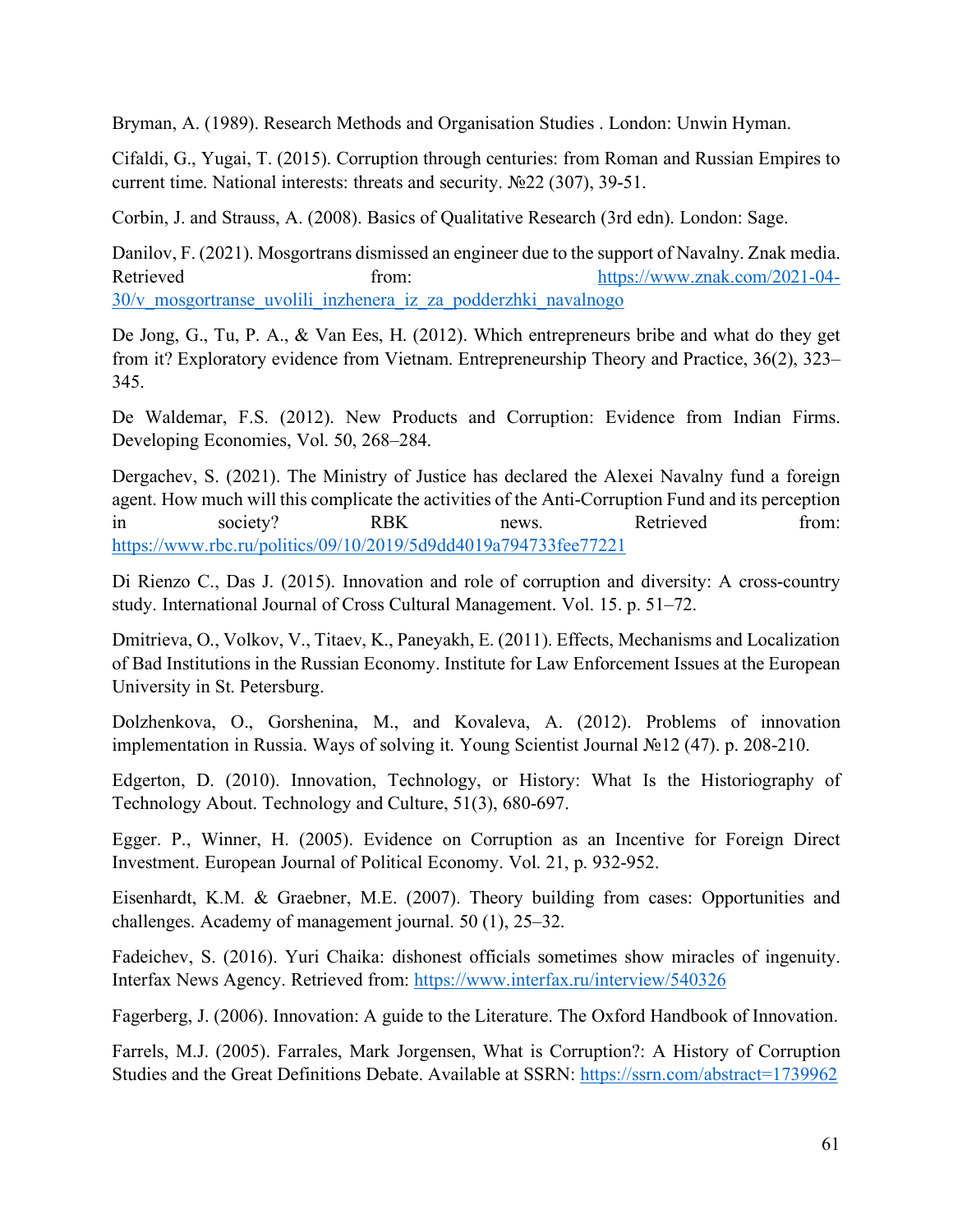Bryman, A. (1989). Research Methods and Organisation Studies . London: Unwin Hyman.

Cifaldi, G., Yugai, T. (2015). Corruption through centuries: from Roman and Russian Empires to current time. National interests: threats and security. №22 (307), 39-51.

Corbin, J. and Strauss, A. (2008). Basics of Qualitative Research (3rd edn). London: Sage.

Danilov, F. (2021). Mosgortrans dismissed an engineer due to the support of Navalny. Znak media. Retrieved from: https://www.znak.com/2021-04-30/v_mosgortranse_uvolili_inzhenera_iz_za_podderzhki_navalnogo

De Jong, G., Tu, P. A., & Van Ees, H. (2012). Which entrepreneurs bribe and what do they get from it? Exploratory evidence from Vietnam. Entrepreneurship Theory and Practice, 36(2), 323–345.

De Waldemar, F.S. (2012). New Products and Corruption: Evidence from Indian Firms. Developing Economies, Vol. 50, 268–284.

Dergachev, S. (2021). The Ministry of Justice has declared the Alexei Navalny fund a foreign agent. How much will this complicate the activities of the Anti-Corruption Fund and its perception in society? RBK news. Retrieved from: https://www.rbc.ru/politics/09/10/2019/5d9dd4019a794733fee77221

Di Rienzo C., Das J. (2015). Innovation and role of corruption and diversity: A cross-country study. International Journal of Cross Cultural Management. Vol. 15. p. 51–72.

Dmitrieva, O., Volkov, V., Titaev, K., Paneyakh, E. (2011). Effects, Mechanisms and Localization of Bad Institutions in the Russian Economy. Institute for Law Enforcement Issues at the European University in St. Petersburg.

Dolzhenkova, O., Gorshenina, M., and Kovaleva, A. (2012). Problems of innovation implementation in Russia. Ways of solving it. Young Scientist Journal №12 (47). p. 208-210.

Edgerton, D. (2010). Innovation, Technology, or History: What Is the Historiography of Technology About. Technology and Culture, 51(3), 680-697.

Egger. P., Winner, H. (2005). Evidence on Corruption as an Incentive for Foreign Direct Investment. European Journal of Political Economy. Vol. 21, p. 932-952.

Eisenhardt, K.M. & Graebner, M.E. (2007). Theory building from cases: Opportunities and challenges. Academy of management journal. 50 (1), 25–32.

Fadeichev, S. (2016). Yuri Chaika: dishonest officials sometimes show miracles of ingenuity. Interfax News Agency. Retrieved from: https://www.interfax.ru/interview/540326

Fagerberg, J. (2006). Innovation: A guide to the Literature. The Oxford Handbook of Innovation.

Farrels, M.J. (2005). Farrales, Mark Jorgensen, What is Corruption?: A History of Corruption Studies and the Great Definitions Debate. Available at SSRN: https://ssrn.com/abstract=1739962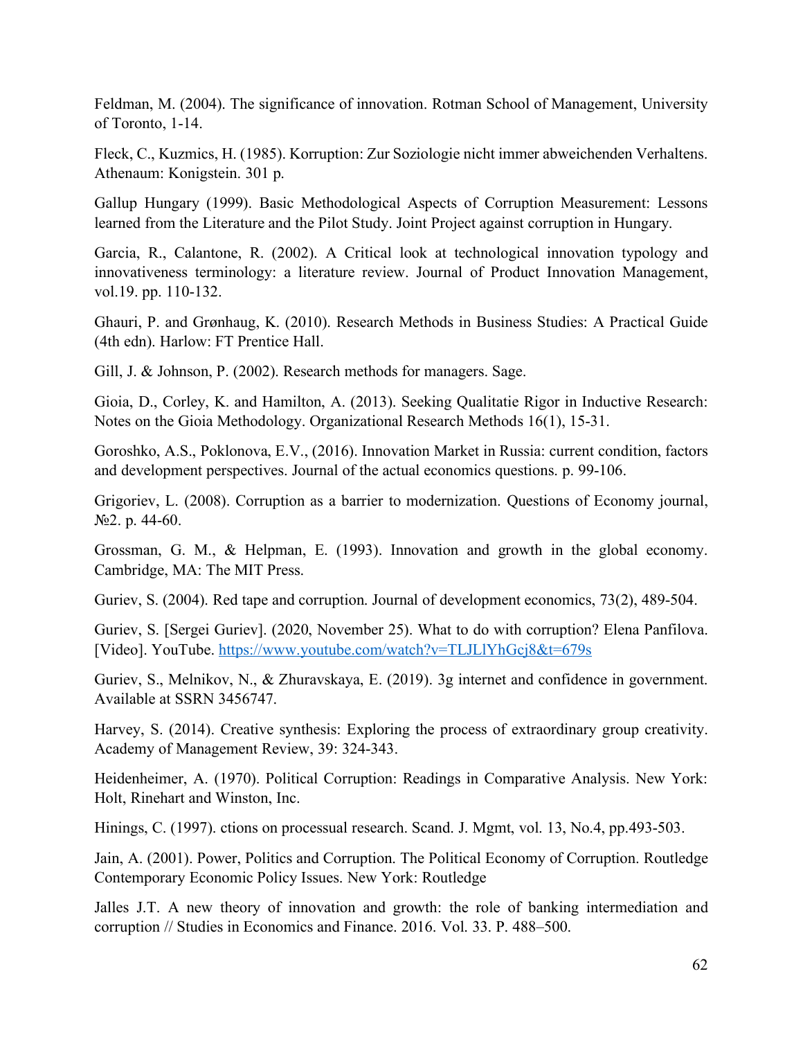Feldman, M. (2004). The significance of innovation. Rotman School of Management, University of Toronto, 1-14.

Fleck, C., Kuzmics, H. (1985). Korruption: Zur Soziologie nicht immer abweichenden Verhaltens. Athenaum: Konigstein. 301 p.

Gallup Hungary (1999). Basic Methodological Aspects of Corruption Measurement: Lessons learned from the Literature and the Pilot Study. Joint Project against corruption in Hungary.

Garcia, R., Calantone, R. (2002). A Critical look at technological innovation typology and innovativeness terminology: a literature review. Journal of Product Innovation Management, vol.19. pp. 110-132.

Ghauri, P. and Grønhaug, K. (2010). Research Methods in Business Studies: A Practical Guide (4th edn). Harlow: FT Prentice Hall.

Gill, J. & Johnson, P. (2002). Research methods for managers. Sage.

Gioia, D., Corley, K. and Hamilton, A. (2013). Seeking Qualitatie Rigor in Inductive Research: Notes on the Gioia Methodology. Organizational Research Methods 16(1), 15-31.

Goroshko, A.S., Poklonova, E.V., (2016). Innovation Market in Russia: current condition, factors and development perspectives. Journal of the actual economics questions. p. 99-106.

Grigoriev, L. (2008). Corruption as a barrier to modernization. Questions of Economy journal, №2. p. 44-60.

Grossman, G. M., & Helpman, E. (1993). Innovation and growth in the global economy. Cambridge, MA: The MIT Press.

Guriev, S. (2004). Red tape and corruption. Journal of development economics, 73(2), 489-504.

Guriev, S. [Sergei Guriev]. (2020, November 25). What to do with corruption? Elena Panfilova. [Video]. YouTube. https://www.youtube.com/watch?v=TLJLlYhGcj8&t=679s

Guriev, S., Melnikov, N., & Zhuravskaya, E. (2019). 3g internet and confidence in government. Available at SSRN 3456747.

Harvey, S. (2014). Creative synthesis: Exploring the process of extraordinary group creativity. Academy of Management Review, 39: 324-343.

Heidenheimer, A. (1970). Political Corruption: Readings in Comparative Analysis. New York: Holt, Rinehart and Winston, Inc.

Hinings, C. (1997). ctions on processual research. Scand. J. Mgmt, vol. 13, No.4, pp.493-503.

Jain, A. (2001). Power, Politics and Corruption. The Political Economy of Corruption. Routledge Contemporary Economic Policy Issues. New York: Routledge

Jalles J.T. A new theory of innovation and growth: the role of banking intermediation and corruption // Studies in Economics and Finance. 2016. Vol. 33. P. 488–500.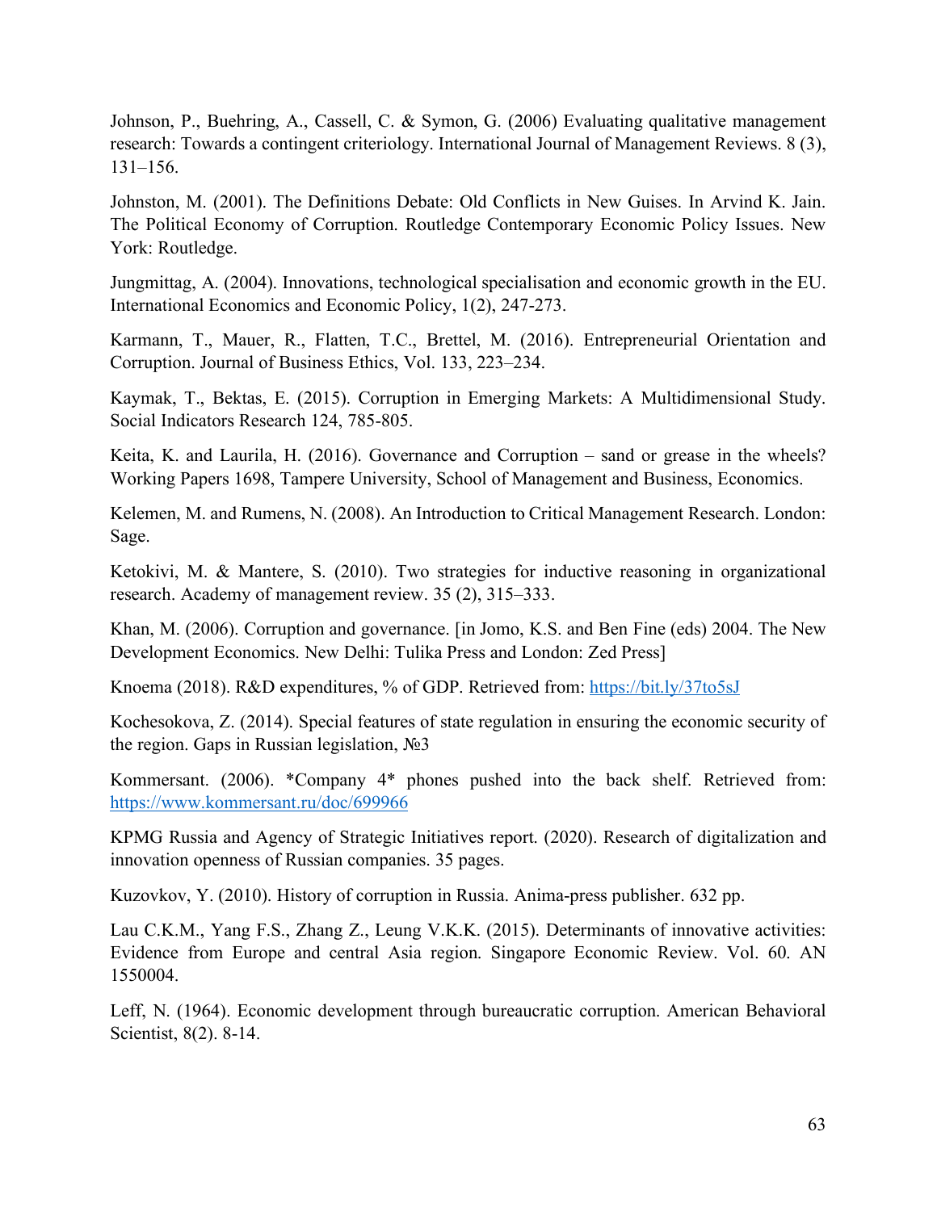Johnson, P., Buehring, A., Cassell, C. & Symon, G. (2006) Evaluating qualitative management research: Towards a contingent criteriology. International Journal of Management Reviews. 8 (3), 131–156.

Johnston, M. (2001). The Definitions Debate: Old Conflicts in New Guises. In Arvind K. Jain. The Political Economy of Corruption. Routledge Contemporary Economic Policy Issues. New York: Routledge.

Jungmittag, A. (2004). Innovations, technological specialisation and economic growth in the EU. International Economics and Economic Policy, 1(2), 247-273.

Karmann, T., Mauer, R., Flatten, T.C., Brettel, M. (2016). Entrepreneurial Orientation and Corruption. Journal of Business Ethics, Vol. 133, 223–234.

Kaymak, T., Bektas, E. (2015). Corruption in Emerging Markets: A Multidimensional Study. Social Indicators Research 124, 785-805.

Keita, K. and Laurila, H. (2016). Governance and Corruption – sand or grease in the wheels? Working Papers 1698, Tampere University, School of Management and Business, Economics.

Kelemen, M. and Rumens, N. (2008). An Introduction to Critical Management Research. London: Sage.

Ketokivi, M. & Mantere, S. (2010). Two strategies for inductive reasoning in organizational research. Academy of management review. 35 (2), 315–333.

Khan, M. (2006). Corruption and governance. [in Jomo, K.S. and Ben Fine (eds) 2004. The New Development Economics. New Delhi: Tulika Press and London: Zed Press]

Knoema (2018). R&D expenditures, % of GDP. Retrieved from: https://bit.ly/37to5sJ

Kochesokova, Z. (2014). Special features of state regulation in ensuring the economic security of the region. Gaps in Russian legislation, №3

Kommersant. (2006). *Company 4* phones pushed into the back shelf. Retrieved from: https://www.kommersant.ru/doc/699966

KPMG Russia and Agency of Strategic Initiatives report. (2020). Research of digitalization and innovation openness of Russian companies. 35 pages.

Kuzovkov, Y. (2010). History of corruption in Russia. Anima-press publisher. 632 pp.

Lau C.K.M., Yang F.S., Zhang Z., Leung V.K.K. (2015). Determinants of innovative activities: Evidence from Europe and central Asia region. Singapore Economic Review. Vol. 60. AN 1550004.

Leff, N. (1964). Economic development through bureaucratic corruption. American Behavioral Scientist, 8(2). 8-14.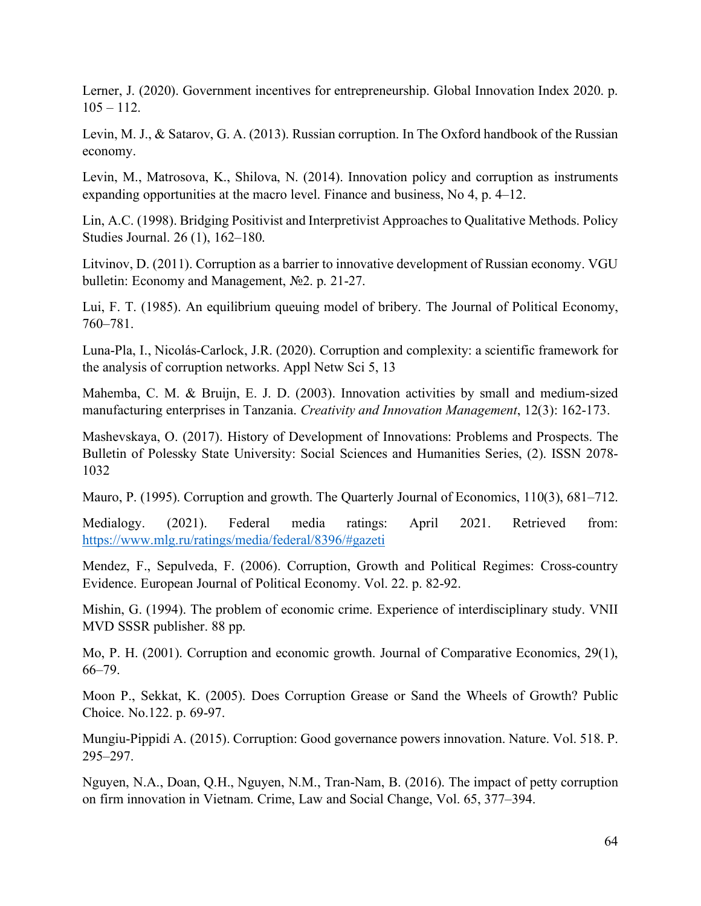Lerner, J. (2020). Government incentives for entrepreneurship. Global Innovation Index 2020. p. 105 – 112.

Levin, M. J., & Satarov, G. A. (2013). Russian corruption. In The Oxford handbook of the Russian economy.

Levin, M., Matrosova, K., Shilova, N. (2014). Innovation policy and corruption as instruments expanding opportunities at the macro level. Finance and business, No 4, p. 4–12.

Lin, A.C. (1998). Bridging Positivist and Interpretivist Approaches to Qualitative Methods. Policy Studies Journal. 26 (1), 162–180.

Litvinov, D. (2011). Corruption as a barrier to innovative development of Russian economy. VGU bulletin: Economy and Management, №2. p. 21-27.

Lui, F. T. (1985). An equilibrium queuing model of bribery. The Journal of Political Economy, 760–781.

Luna-Pla, I., Nicolás-Carlock, J.R. (2020). Corruption and complexity: a scientific framework for the analysis of corruption networks. Appl Netw Sci 5, 13

Mahemba, C. M. & Bruijn, E. J. D. (2003). Innovation activities by small and medium-sized manufacturing enterprises in Tanzania. *Creativity and Innovation Management*, 12(3): 162-173.

Mashevskaya, O. (2017). History of Development of Innovations: Problems and Prospects. The Bulletin of Polessky State University: Social Sciences and Humanities Series, (2). ISSN 2078-1032

Mauro, P. (1995). Corruption and growth. The Quarterly Journal of Economics, 110(3), 681–712.

Medialogy. (2021). Federal media ratings: April 2021. Retrieved from: https://www.mlg.ru/ratings/media/federal/8396/#gazeti

Mendez, F., Sepulveda, F. (2006). Corruption, Growth and Political Regimes: Cross-country Evidence. European Journal of Political Economy. Vol. 22. p. 82-92.

Mishin, G. (1994). The problem of economic crime. Experience of interdisciplinary study. VNII MVD SSSR publisher. 88 pp.

Mo, P. H. (2001). Corruption and economic growth. Journal of Comparative Economics, 29(1), 66–79.

Moon P., Sekkat, K. (2005). Does Corruption Grease or Sand the Wheels of Growth? Public Choice. No.122. p. 69-97.

Mungiu-Pippidi A. (2015). Corruption: Good governance powers innovation. Nature. Vol. 518. P. 295–297.

Nguyen, N.A., Doan, Q.H., Nguyen, N.M., Tran-Nam, B. (2016). The impact of petty corruption on firm innovation in Vietnam. Crime, Law and Social Change, Vol. 65, 377–394.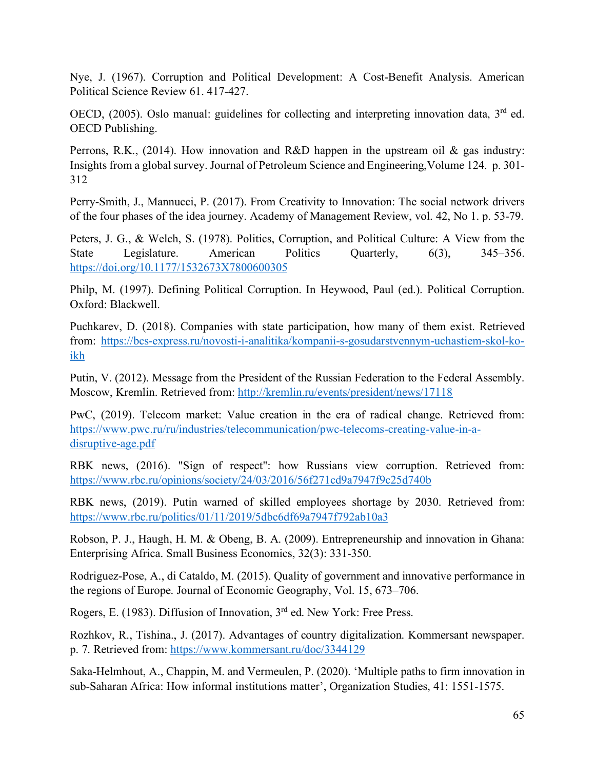Nye, J. (1967). Corruption and Political Development: A Cost-Benefit Analysis. American Political Science Review 61. 417-427.

OECD, (2005). Oslo manual: guidelines for collecting and interpreting innovation data, 3rd ed. OECD Publishing.

Perrons, R.K., (2014). How innovation and R&D happen in the upstream oil & gas industry: Insights from a global survey. Journal of Petroleum Science and Engineering,Volume 124. p. 301-312

Perry-Smith, J., Mannucci, P. (2017). From Creativity to Innovation: The social network drivers of the four phases of the idea journey. Academy of Management Review, vol. 42, No 1. p. 53-79.

Peters, J. G., & Welch, S. (1978). Politics, Corruption, and Political Culture: A View from the State Legislature. American Politics Quarterly, 6(3), 345–356. https://doi.org/10.1177/1532673X7800600305

Philp, M. (1997). Defining Political Corruption. In Heywood, Paul (ed.). Political Corruption. Oxford: Blackwell.

Puchkarev, D. (2018). Companies with state participation, how many of them exist. Retrieved from: https://bcs-express.ru/novosti-i-analitika/kompanii-s-gosudarstvennym-uchastiem-skol-ko-ikh

Putin, V. (2012). Message from the President of the Russian Federation to the Federal Assembly. Moscow, Kremlin. Retrieved from: http://kremlin.ru/events/president/news/17118

PwC, (2019). Telecom market: Value creation in the era of radical change. Retrieved from: https://www.pwc.ru/ru/industries/telecommunication/pwc-telecoms-creating-value-in-a-disruptive-age.pdf

RBK news, (2016). "Sign of respect": how Russians view corruption. Retrieved from: https://www.rbc.ru/opinions/society/24/03/2016/56f271cd9a7947f9c25d740b

RBK news, (2019). Putin warned of skilled employees shortage by 2030. Retrieved from: https://www.rbc.ru/politics/01/11/2019/5dbc6df69a7947f792ab10a3

Robson, P. J., Haugh, H. M. & Obeng, B. A. (2009). Entrepreneurship and innovation in Ghana: Enterprising Africa. Small Business Economics, 32(3): 331-350.

Rodriguez-Pose, A., di Cataldo, M. (2015). Quality of government and innovative performance in the regions of Europe. Journal of Economic Geography, Vol. 15, 673–706.

Rogers, E. (1983). Diffusion of Innovation, 3rd ed. New York: Free Press.

Rozhkov, R., Tishina., J. (2017). Advantages of country digitalization. Kommersant newspaper. p. 7. Retrieved from: https://www.kommersant.ru/doc/3344129

Saka-Helmhout, A., Chappin, M. and Vermeulen, P. (2020). 'Multiple paths to firm innovation in sub-Saharan Africa: How informal institutions matter', Organization Studies, 41: 1551-1575.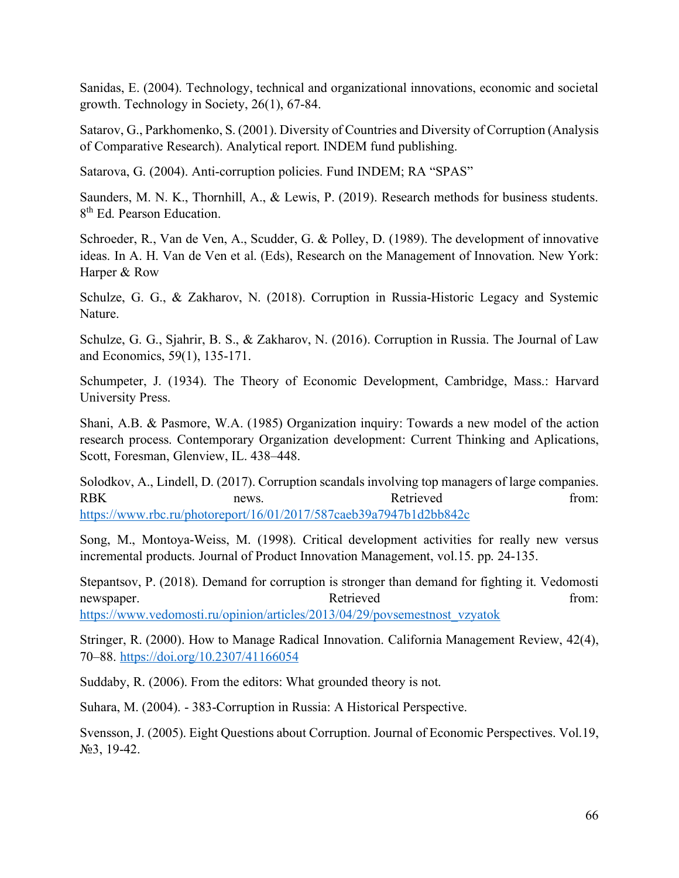Sanidas, E. (2004). Technology, technical and organizational innovations, economic and societal growth. Technology in Society, 26(1), 67-84.

Satarov, G., Parkhomenko, S. (2001). Diversity of Countries and Diversity of Corruption (Analysis of Comparative Research). Analytical report. INDEM fund publishing.

Satarova, G. (2004). Anti-corruption policies. Fund INDEM; RA “SPAS”

Saunders, M. N. K., Thornhill, A., & Lewis, P. (2019). Research methods for business students. 8th Ed. Pearson Education.

Schroeder, R., Van de Ven, A., Scudder, G. & Polley, D. (1989). The development of innovative ideas. In A. H. Van de Ven et al. (Eds), Research on the Management of Innovation. New York: Harper & Row

Schulze, G. G., & Zakharov, N. (2018). Corruption in Russia-Historic Legacy and Systemic Nature.

Schulze, G. G., Sjahrir, B. S., & Zakharov, N. (2016). Corruption in Russia. The Journal of Law and Economics, 59(1), 135-171.

Schumpeter, J. (1934). The Theory of Economic Development, Cambridge, Mass.: Harvard University Press.

Shani, A.B. & Pasmore, W.A. (1985) Organization inquiry: Towards a new model of the action research process. Contemporary Organization development: Current Thinking and Aplications, Scott, Foresman, Glenview, IL. 438–448.

Solodkov, A., Lindell, D. (2017). Corruption scandals involving top managers of large companies. RBK news. Retrieved from: https://www.rbc.ru/photoreport/16/01/2017/587caeb39a7947b1d2bb842c

Song, M., Montoya-Weiss, M. (1998). Critical development activities for really new versus incremental products. Journal of Product Innovation Management, vol.15. pp. 24-135.

Stepantsov, P. (2018). Demand for corruption is stronger than demand for fighting it. Vedomosti newspaper. Retrieved from: https://www.vedomosti.ru/opinion/articles/2013/04/29/povsemestnost_vzyatok

Stringer, R. (2000). How to Manage Radical Innovation. California Management Review, 42(4), 70–88. https://doi.org/10.2307/41166054

Suddaby, R. (2006). From the editors: What grounded theory is not.

Suhara, M. (2004). - 383-Corruption in Russia: A Historical Perspective.

Svensson, J. (2005). Eight Questions about Corruption. Journal of Economic Perspectives. Vol.19, №3, 19-42.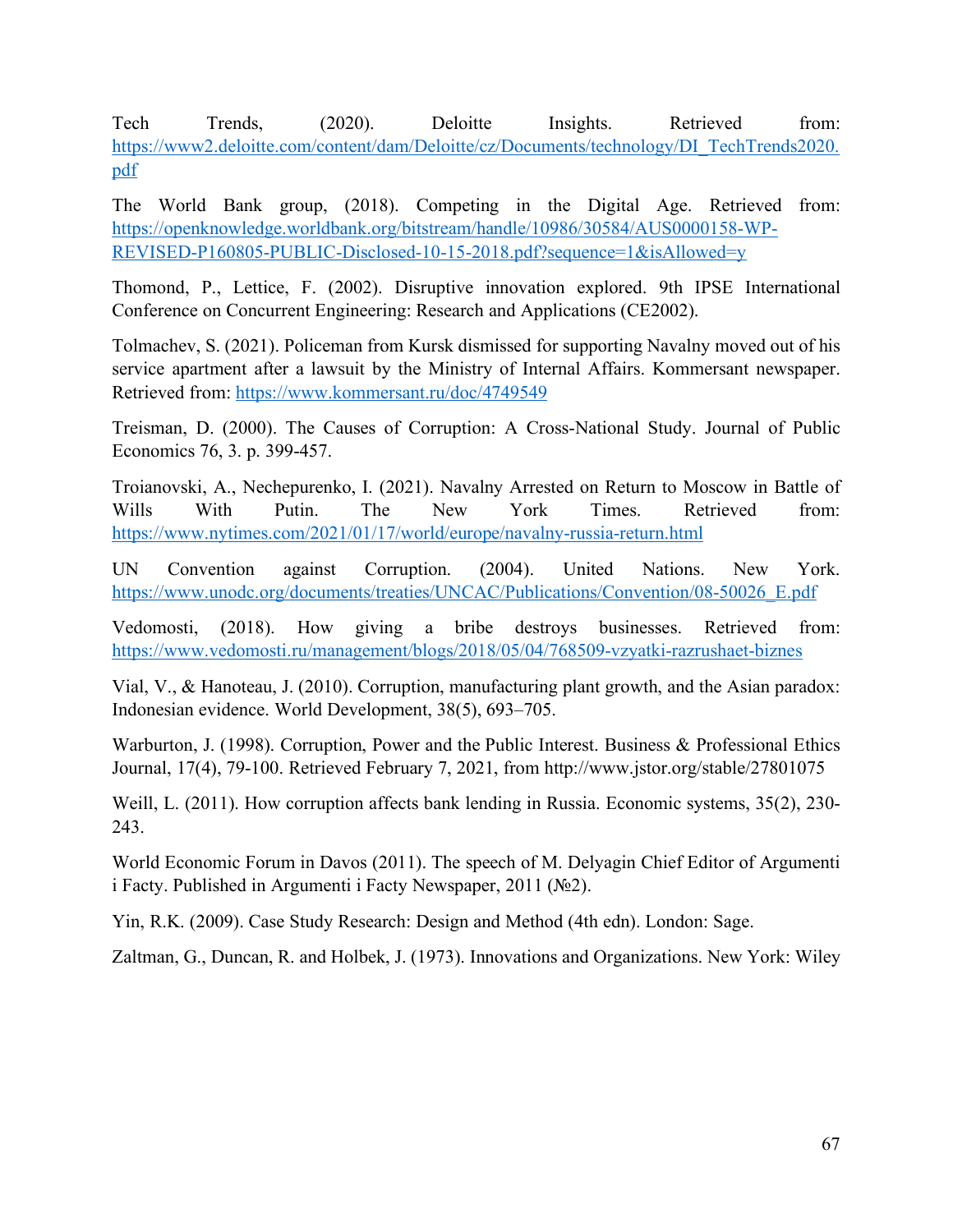Tech Trends, (2020). Deloitte Insights. Retrieved from: https://www2.deloitte.com/content/dam/Deloitte/cz/Documents/technology/DI_TechTrends2020.pdf

The World Bank group, (2018). Competing in the Digital Age. Retrieved from: https://openknowledge.worldbank.org/bitstream/handle/10986/30584/AUS0000158-WP-REVISED-P160805-PUBLIC-Disclosed-10-15-2018.pdf?sequence=1&isAllowed=y

Thomond, P., Lettice, F. (2002). Disruptive innovation explored. 9th IPSE International Conference on Concurrent Engineering: Research and Applications (CE2002).

Tolmachev, S. (2021). Policeman from Kursk dismissed for supporting Navalny moved out of his service apartment after a lawsuit by the Ministry of Internal Affairs. Kommersant newspaper. Retrieved from: https://www.kommersant.ru/doc/4749549

Treisman, D. (2000). The Causes of Corruption: A Cross-National Study. Journal of Public Economics 76, 3. p. 399-457.

Troianovski, A., Nechepurenko, I. (2021). Navalny Arrested on Return to Moscow in Battle of Wills With Putin. The New York Times. Retrieved from: https://www.nytimes.com/2021/01/17/world/europe/navalny-russia-return.html

UN Convention against Corruption. (2004). United Nations. New York. https://www.unodc.org/documents/treaties/UNCAC/Publications/Convention/08-50026_E.pdf

Vedomosti, (2018). How giving a bribe destroys businesses. Retrieved from: https://www.vedomosti.ru/management/blogs/2018/05/04/768509-vzyatki-razrushaet-biznes

Vial, V., & Hanoteau, J. (2010). Corruption, manufacturing plant growth, and the Asian paradox: Indonesian evidence. World Development, 38(5), 693–705.

Warburton, J. (1998). Corruption, Power and the Public Interest. Business & Professional Ethics Journal, 17(4), 79-100. Retrieved February 7, 2021, from http://www.jstor.org/stable/27801075

Weill, L. (2011). How corruption affects bank lending in Russia. Economic systems, 35(2), 230-243.

World Economic Forum in Davos (2011). The speech of M. Delyagin Chief Editor of Argumenti i Facty. Published in Argumenti i Facty Newspaper, 2011 (№2).

Yin, R.K. (2009). Case Study Research: Design and Method (4th edn). London: Sage.

Zaltman, G., Duncan, R. and Holbek, J. (1973). Innovations and Organizations. New York: Wiley